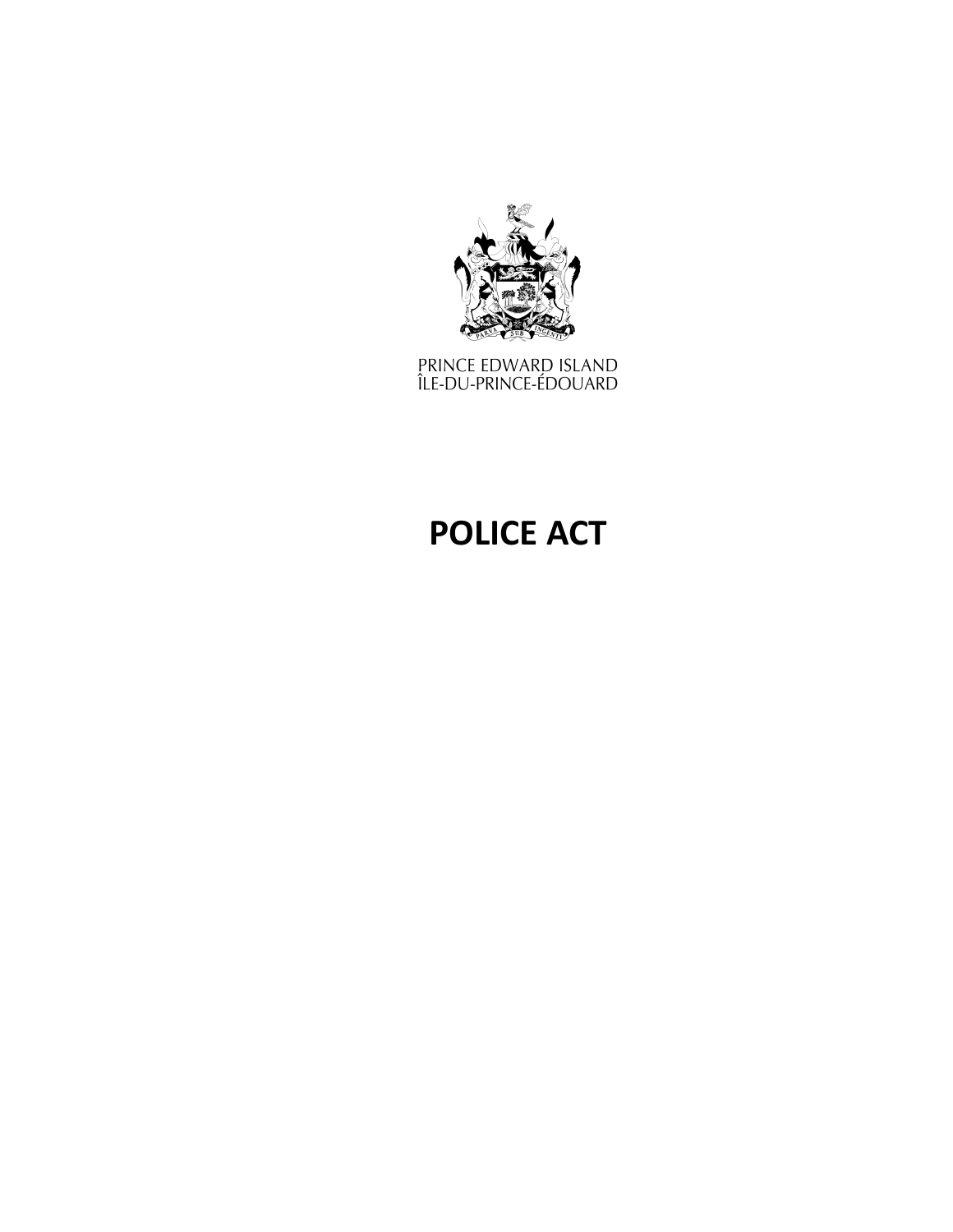PRINCE EDWARD ISLAND
ÎLE-DU-PRINCE-ÉDOUARD

# POLICE ACT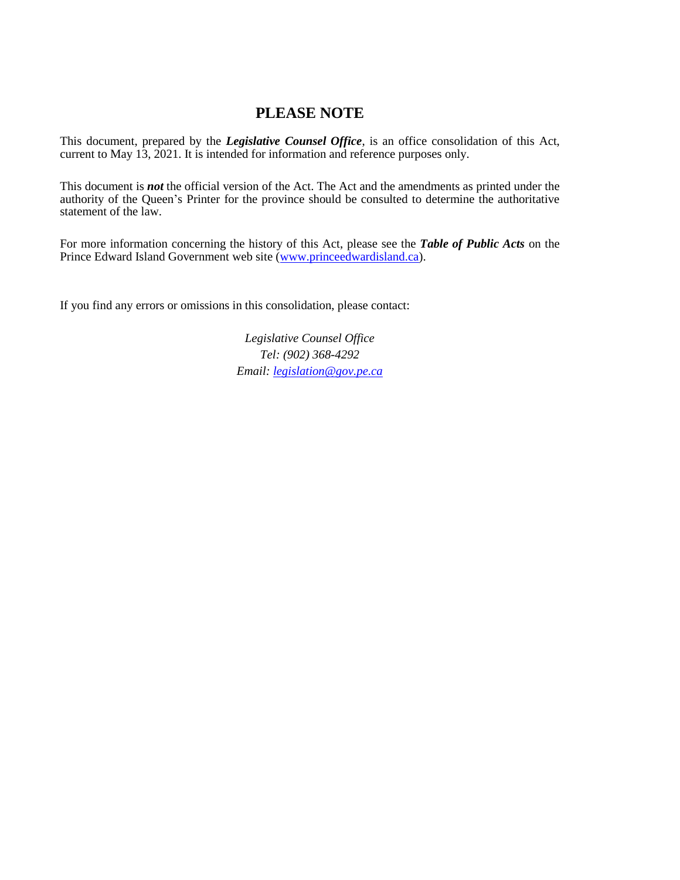# PLEASE NOTE

This document, prepared by the ***Legislative Counsel Office***, is an office consolidation of this Act, current to May 13, 2021. It is intended for information and reference purposes only.

This document is ***not*** the official version of the Act. The Act and the amendments as printed under the authority of the Queen's Printer for the province should be consulted to determine the authoritative statement of the law.

For more information concerning the history of this Act, please see the ***Table of Public Acts*** on the Prince Edward Island Government web site (www.princeedwardisland.ca).

If you find any errors or omissions in this consolidation, please contact:

*Legislative Counsel Office*
*Tel: (902) 368-4292*
*Email: legislation@gov.pe.ca*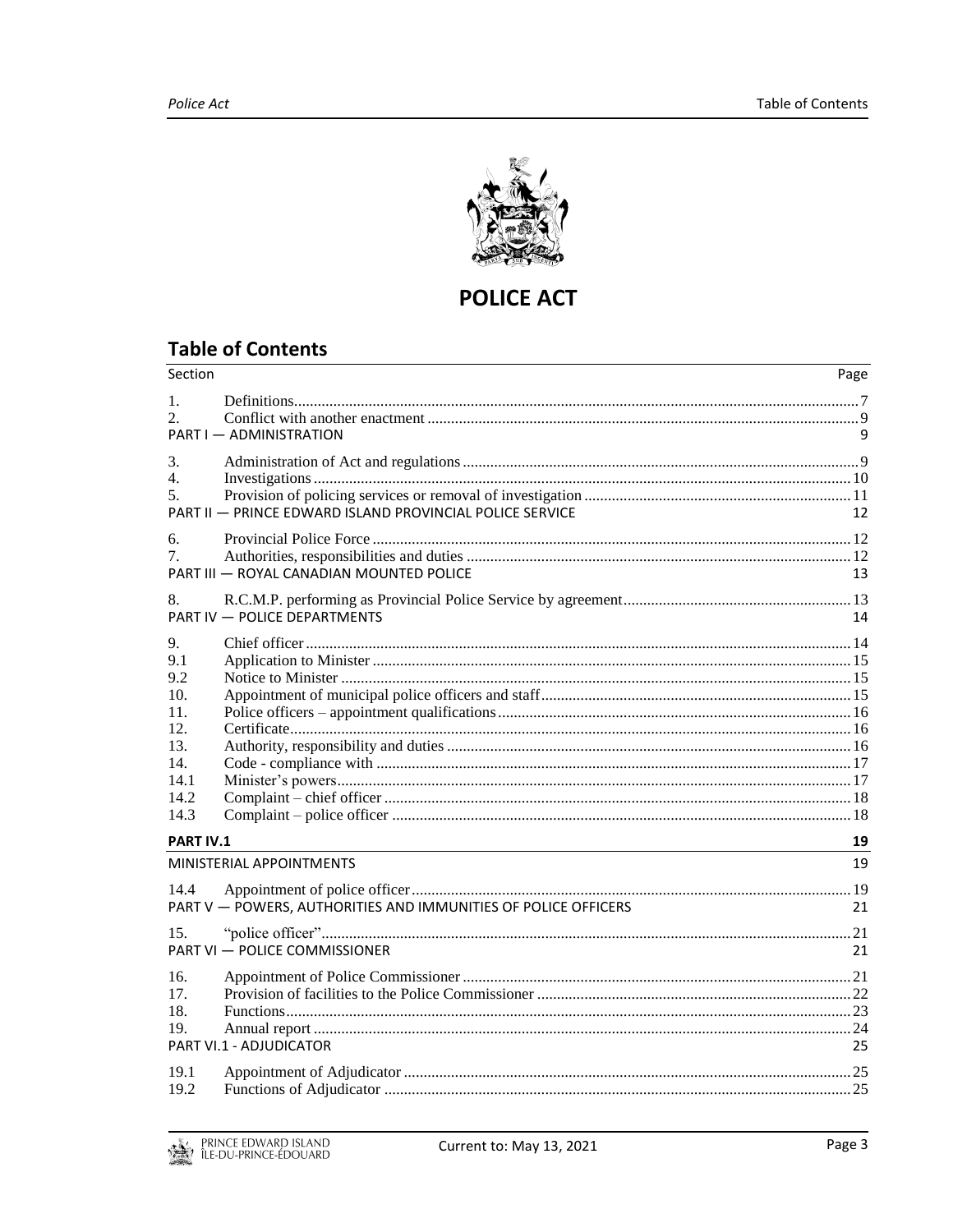# POLICE ACT

## Table of Contents

| Section | | Page |
|---|---|---|
| 1. | Definitions | 7 |
| 2. | Conflict with another enactment | 9 |
| PART I — ADMINISTRATION | | 9 |
| 3. | Administration of Act and regulations | 9 |
| 4. | Investigations | 10 |
| 5. | Provision of policing services or removal of investigation | 11 |
| PART II — PRINCE EDWARD ISLAND PROVINCIAL POLICE SERVICE | | 12 |
| 6. | Provincial Police Force | 12 |
| 7. | Authorities, responsibilities and duties | 12 |
| PART III — ROYAL CANADIAN MOUNTED POLICE | | 13 |
| 8. | R.C.M.P. performing as Provincial Police Service by agreement | 13 |
| PART IV — POLICE DEPARTMENTS | | 14 |
| 9. | Chief officer | 14 |
| 9.1 | Application to Minister | 15 |
| 9.2 | Notice to Minister | 15 |
| 10. | Appointment of municipal police officers and staff | 15 |
| 11. | Police officers – appointment qualifications | 16 |
| 12. | Certificate | 16 |
| 13. | Authority, responsibility and duties | 16 |
| 14. | Code - compliance with | 17 |
| 14.1 | Minister's powers | 17 |
| 14.2 | Complaint – chief officer | 18 |
| 14.3 | Complaint – police officer | 18 |
| **PART IV.1** | | **19** |
| MINISTERIAL APPOINTMENTS | | 19 |
| 14.4 | Appointment of police officer | 19 |
| PART V — POWERS, AUTHORITIES AND IMMUNITIES OF POLICE OFFICERS | | 21 |
| 15. | "police officer" | 21 |
| PART VI — POLICE COMMISSIONER | | 21 |
| 16. | Appointment of Police Commissioner | 21 |
| 17. | Provision of facilities to the Police Commissioner | 22 |
| 18. | Functions | 23 |
| 19. | Annual report | 24 |
| PART VI.1 - ADJUDICATOR | | 25 |
| 19.1 | Appointment of Adjudicator | 25 |
| 19.2 | Functions of Adjudicator | 25 |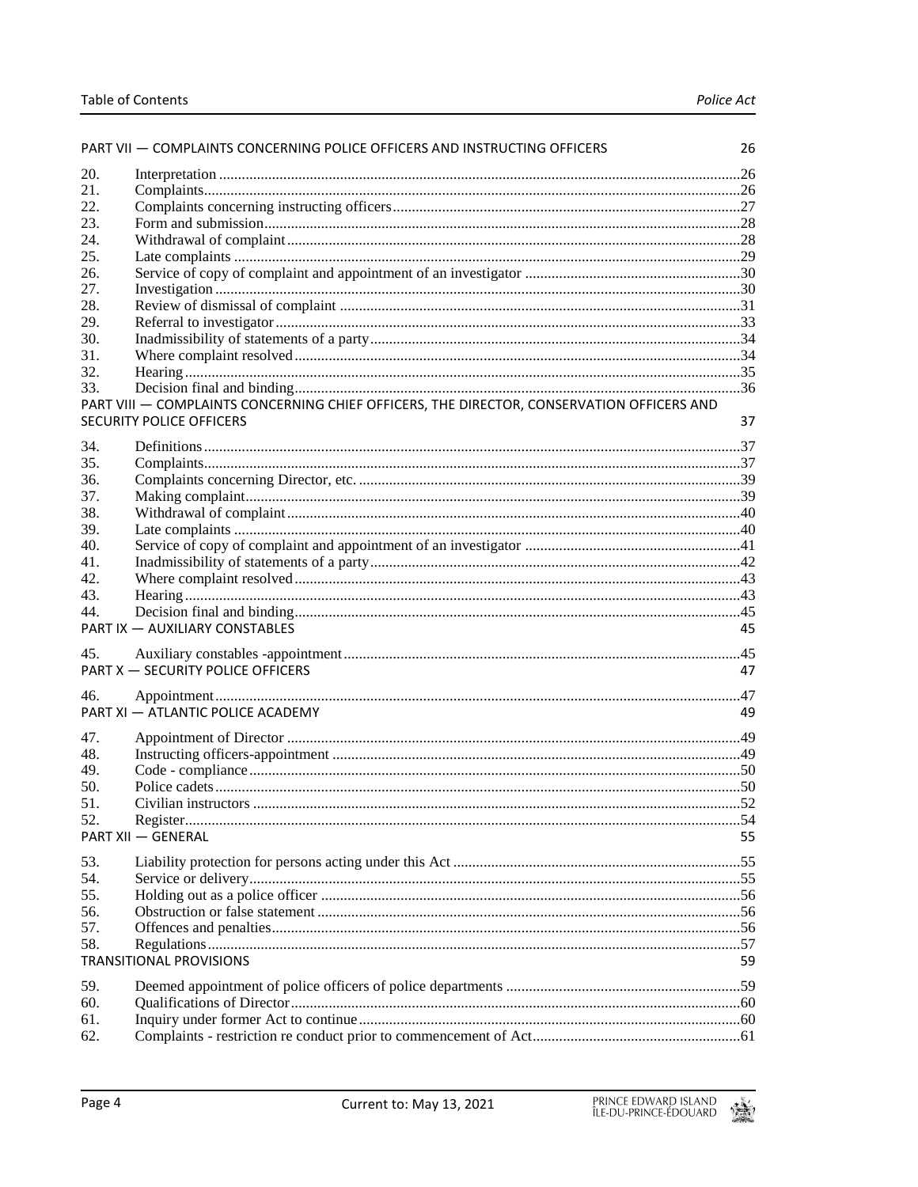PART VII — COMPLAINTS CONCERNING POLICE OFFICERS AND INSTRUCTING OFFICERS 26

20. Interpretation .....26
21. Complaints.....26
22. Complaints concerning instructing officers.....27
23. Form and submission.....28
24. Withdrawal of complaint.....28
25. Late complaints .....29
26. Service of copy of complaint and appointment of an investigator .....30
27. Investigation.....30
28. Review of dismissal of complaint .....31
29. Referral to investigator.....33
30. Inadmissibility of statements of a party.....34
31. Where complaint resolved.....34
32. Hearing.....35
33. Decision final and binding.....36

PART VIII — COMPLAINTS CONCERNING CHIEF OFFICERS, THE DIRECTOR, CONSERVATION OFFICERS AND SECURITY POLICE OFFICERS 37

34. Definitions.....37
35. Complaints.....37
36. Complaints concerning Director, etc. .....39
37. Making complaint.....39
38. Withdrawal of complaint.....40
39. Late complaints .....40
40. Service of copy of complaint and appointment of an investigator .....41
41. Inadmissibility of statements of a party.....42
42. Where complaint resolved.....43
43. Hearing.....43
44. Decision final and binding.....45

PART IX — AUXILIARY CONSTABLES 45

45. Auxiliary constables -appointment.....45

PART X — SECURITY POLICE OFFICERS 47

46. Appointment.....47

PART XI — ATLANTIC POLICE ACADEMY 49

47. Appointment of Director .....49
48. Instructing officers-appointment .....49
49. Code - compliance.....50
50. Police cadets.....50
51. Civilian instructors .....52
52. Register.....54

PART XII — GENERAL 55

53. Liability protection for persons acting under this Act .....55
54. Service or delivery.....55
55. Holding out as a police officer .....56
56. Obstruction or false statement .....56
57. Offences and penalties.....56
58. Regulations.....57

TRANSITIONAL PROVISIONS 59

59. Deemed appointment of police officers of police departments .....59
60. Qualifications of Director.....60
61. Inquiry under former Act to continue.....60
62. Complaints - restriction re conduct prior to commencement of Act.....61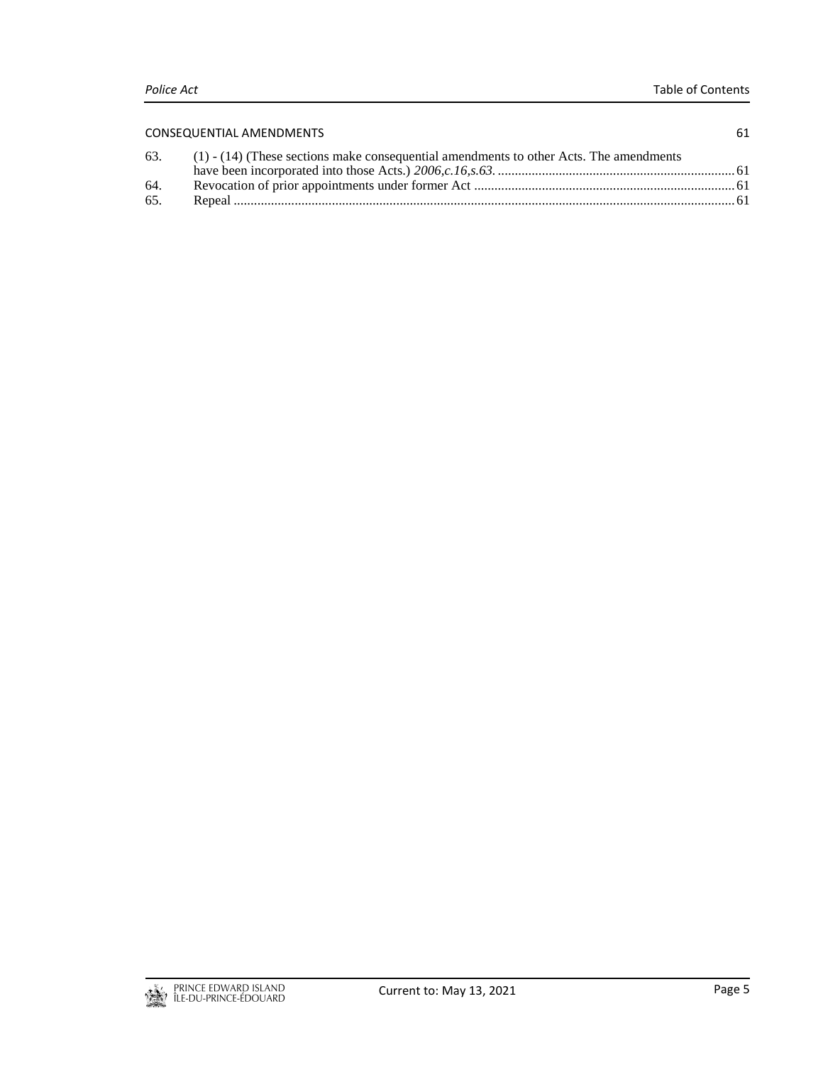CONSEQUENTIAL AMENDMENTS 61

| | | |
|---|---|---|
| 63. | (1) - (14) (These sections make consequential amendments to other Acts. The amendments have been incorporated into those Acts.) *2006,c.16,s.63.* | 61 |
| 64. | Revocation of prior appointments under former Act | 61 |
| 65. | Repeal | 61 |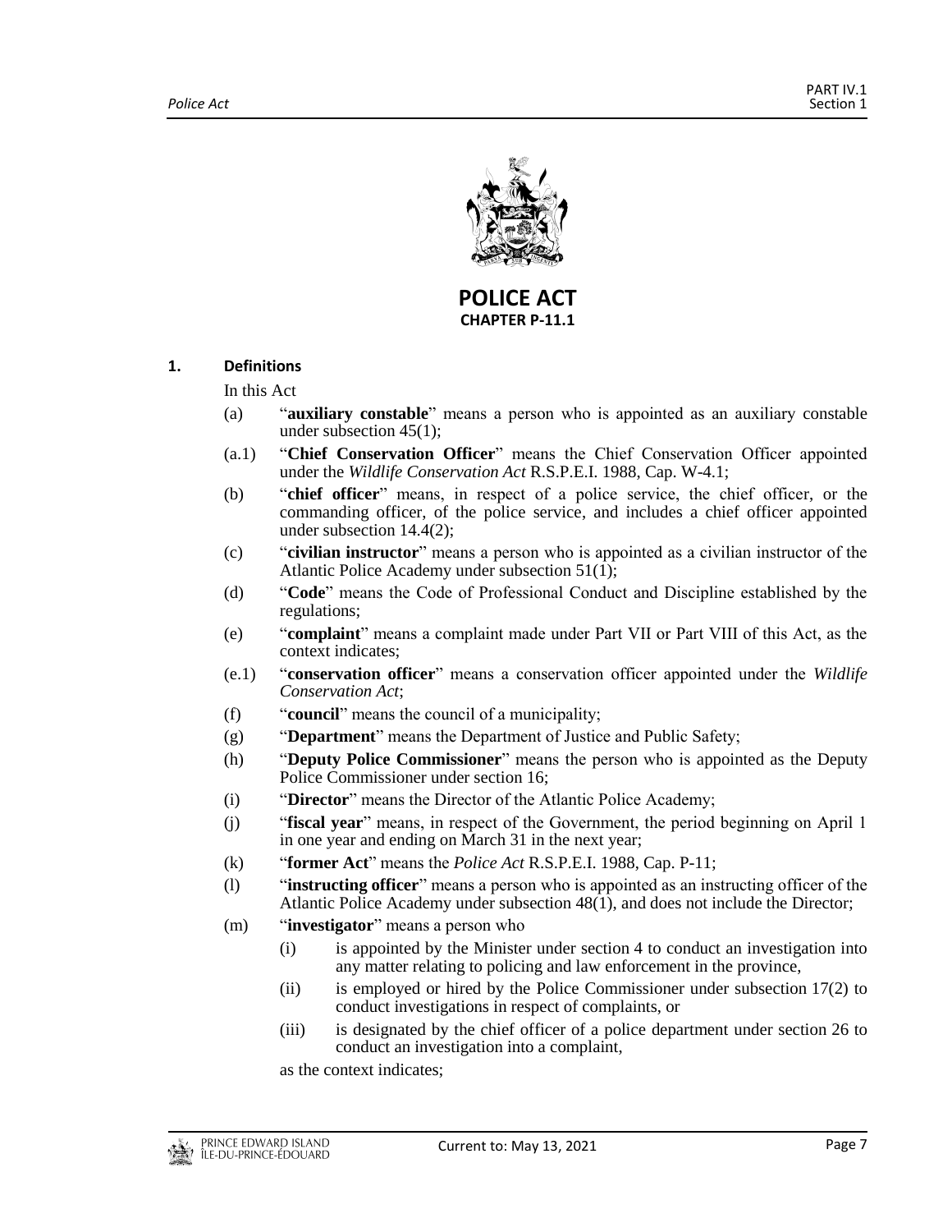# POLICE ACT

## CHAPTER P-11.1

### 1. Definitions

In this Act

(a) "**auxiliary constable**" means a person who is appointed as an auxiliary constable under subsection 45(1);

(a.1) "**Chief Conservation Officer**" means the Chief Conservation Officer appointed under the *Wildlife Conservation Act* R.S.P.E.I. 1988, Cap. W-4.1;

(b) "**chief officer**" means, in respect of a police service, the chief officer, or the commanding officer, of the police service, and includes a chief officer appointed under subsection 14.4(2);

(c) "**civilian instructor**" means a person who is appointed as a civilian instructor of the Atlantic Police Academy under subsection 51(1);

(d) "**Code**" means the Code of Professional Conduct and Discipline established by the regulations;

(e) "**complaint**" means a complaint made under Part VII or Part VIII of this Act, as the context indicates;

(e.1) "**conservation officer**" means a conservation officer appointed under the *Wildlife Conservation Act*;

(f) "**council**" means the council of a municipality;

(g) "**Department**" means the Department of Justice and Public Safety;

(h) "**Deputy Police Commissioner**" means the person who is appointed as the Deputy Police Commissioner under section 16;

(i) "**Director**" means the Director of the Atlantic Police Academy;

(j) "**fiscal year**" means, in respect of the Government, the period beginning on April 1 in one year and ending on March 31 in the next year;

(k) "**former Act**" means the *Police Act* R.S.P.E.I. 1988, Cap. P-11;

(l) "**instructing officer**" means a person who is appointed as an instructing officer of the Atlantic Police Academy under subsection 48(1), and does not include the Director;

(m) "**investigator**" means a person who

(i) is appointed by the Minister under section 4 to conduct an investigation into any matter relating to policing and law enforcement in the province,

(ii) is employed or hired by the Police Commissioner under subsection 17(2) to conduct investigations in respect of complaints, or

(iii) is designated by the chief officer of a police department under section 26 to conduct an investigation into a complaint,

as the context indicates;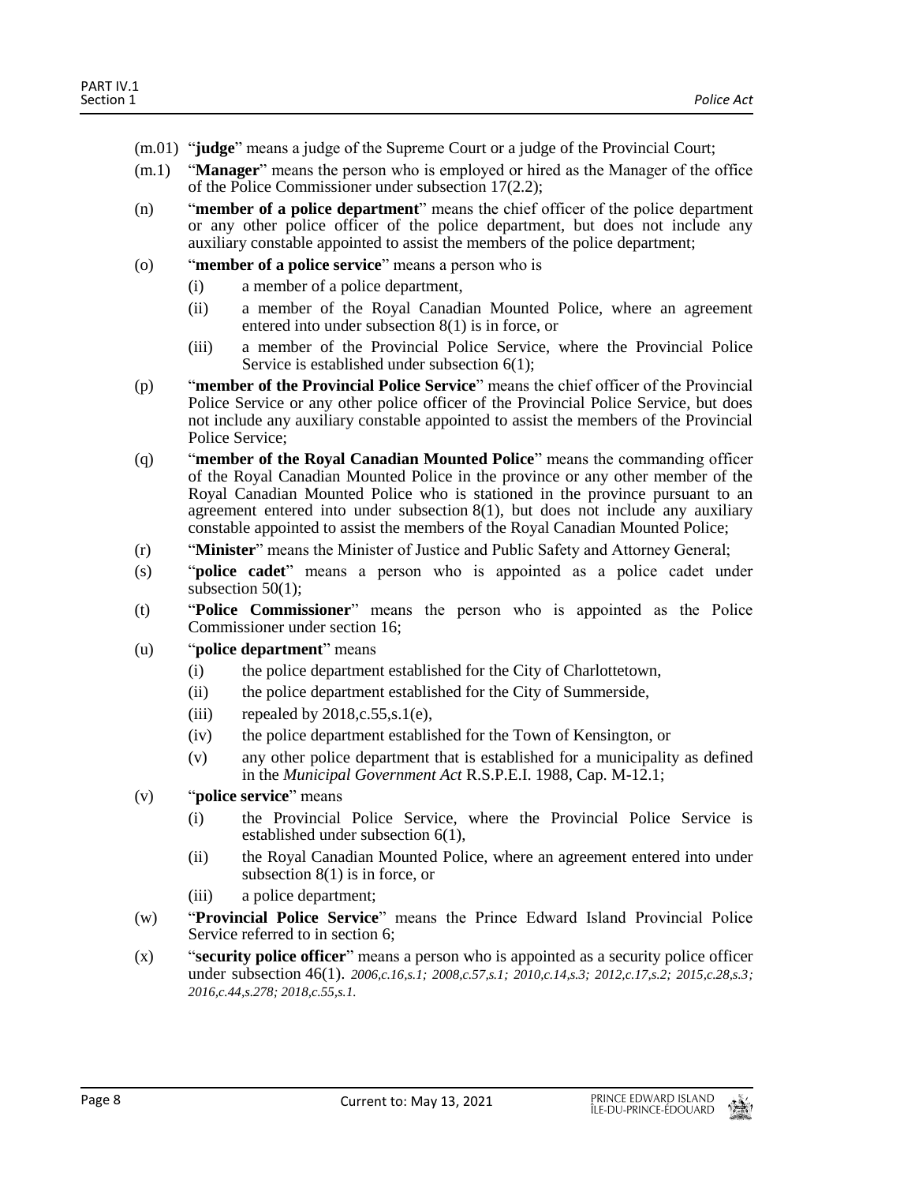(m.01) "**judge**" means a judge of the Supreme Court or a judge of the Provincial Court;

(m.1) "**Manager**" means the person who is employed or hired as the Manager of the office of the Police Commissioner under subsection 17(2.2);

(n) "**member of a police department**" means the chief officer of the police department or any other police officer of the police department, but does not include any auxiliary constable appointed to assist the members of the police department;

(o) "**member of a police service**" means a person who is

- (i) a member of a police department,
- (ii) a member of the Royal Canadian Mounted Police, where an agreement entered into under subsection 8(1) is in force, or
- (iii) a member of the Provincial Police Service, where the Provincial Police Service is established under subsection 6(1);

(p) "**member of the Provincial Police Service**" means the chief officer of the Provincial Police Service or any other police officer of the Provincial Police Service, but does not include any auxiliary constable appointed to assist the members of the Provincial Police Service;

(q) "**member of the Royal Canadian Mounted Police**" means the commanding officer of the Royal Canadian Mounted Police in the province or any other member of the Royal Canadian Mounted Police who is stationed in the province pursuant to an agreement entered into under subsection 8(1), but does not include any auxiliary constable appointed to assist the members of the Royal Canadian Mounted Police;

(r) "**Minister**" means the Minister of Justice and Public Safety and Attorney General;

(s) "**police cadet**" means a person who is appointed as a police cadet under subsection 50(1);

(t) "**Police Commissioner**" means the person who is appointed as the Police Commissioner under section 16;

(u) "**police department**" means

- (i) the police department established for the City of Charlottetown,
- (ii) the police department established for the City of Summerside,
- (iii) repealed by 2018,c.55,s.1(e),
- (iv) the police department established for the Town of Kensington, or
- (v) any other police department that is established for a municipality as defined in the *Municipal Government Act* R.S.P.E.I. 1988, Cap. M-12.1;

(v) "**police service**" means

- (i) the Provincial Police Service, where the Provincial Police Service is established under subsection 6(1),
- (ii) the Royal Canadian Mounted Police, where an agreement entered into under subsection 8(1) is in force, or
- (iii) a police department;

(w) "**Provincial Police Service**" means the Prince Edward Island Provincial Police Service referred to in section 6;

(x) "**security police officer**" means a person who is appointed as a security police officer under subsection 46(1). *2006,c.16,s.1; 2008,c.57,s.1; 2010,c.14,s.3; 2012,c.17,s.2; 2015,c.28,s.3; 2016,c.44,s.278; 2018,c.55,s.1.*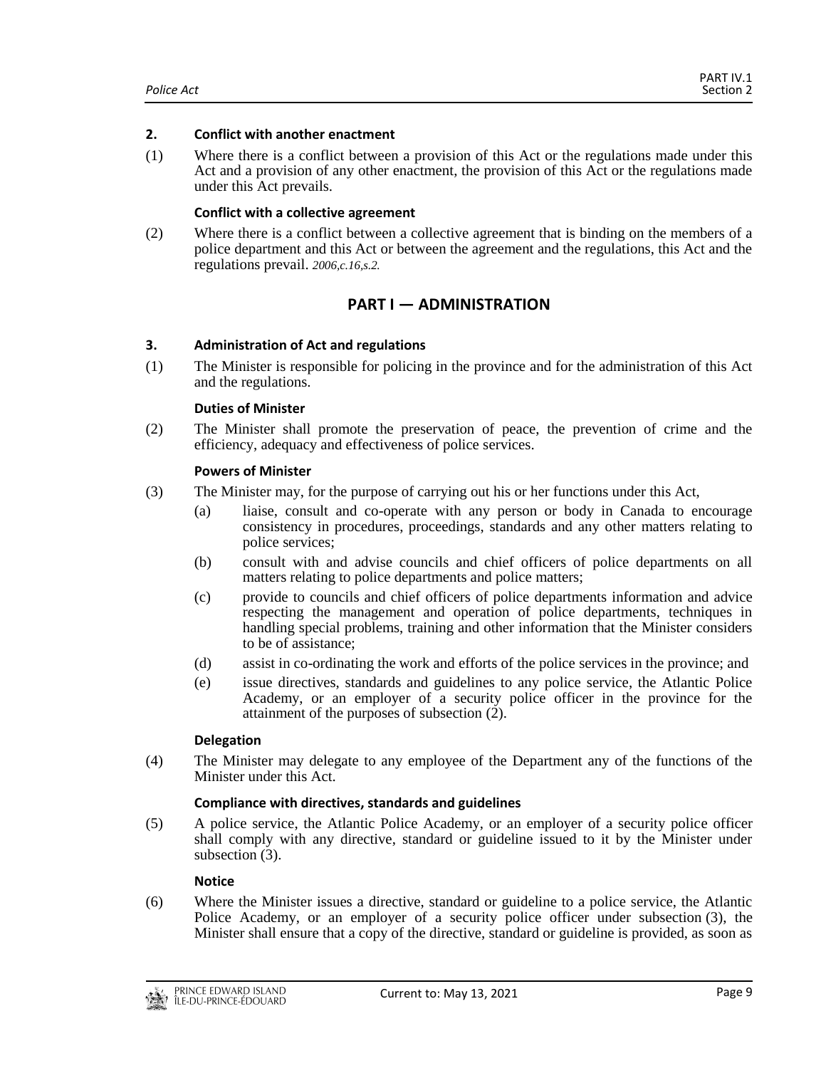### 2. Conflict with another enactment

(1) Where there is a conflict between a provision of this Act or the regulations made under this Act and a provision of any other enactment, the provision of this Act or the regulations made under this Act prevails.

**Conflict with a collective agreement**

(2) Where there is a conflict between a collective agreement that is binding on the members of a police department and this Act or between the agreement and the regulations, this Act and the regulations prevail. *2006,c.16,s.2.*

## PART I — ADMINISTRATION

### 3. Administration of Act and regulations

(1) The Minister is responsible for policing in the province and for the administration of this Act and the regulations.

**Duties of Minister**

(2) The Minister shall promote the preservation of peace, the prevention of crime and the efficiency, adequacy and effectiveness of police services.

**Powers of Minister**

(3) The Minister may, for the purpose of carrying out his or her functions under this Act,

(a) liaise, consult and co-operate with any person or body in Canada to encourage consistency in procedures, proceedings, standards and any other matters relating to police services;

(b) consult with and advise councils and chief officers of police departments on all matters relating to police departments and police matters;

(c) provide to councils and chief officers of police departments information and advice respecting the management and operation of police departments, techniques in handling special problems, training and other information that the Minister considers to be of assistance;

(d) assist in co-ordinating the work and efforts of the police services in the province; and

(e) issue directives, standards and guidelines to any police service, the Atlantic Police Academy, or an employer of a security police officer in the province for the attainment of the purposes of subsection (2).

**Delegation**

(4) The Minister may delegate to any employee of the Department any of the functions of the Minister under this Act.

**Compliance with directives, standards and guidelines**

(5) A police service, the Atlantic Police Academy, or an employer of a security police officer shall comply with any directive, standard or guideline issued to it by the Minister under subsection (3).

**Notice**

(6) Where the Minister issues a directive, standard or guideline to a police service, the Atlantic Police Academy, or an employer of a security police officer under subsection (3), the Minister shall ensure that a copy of the directive, standard or guideline is provided, as soon as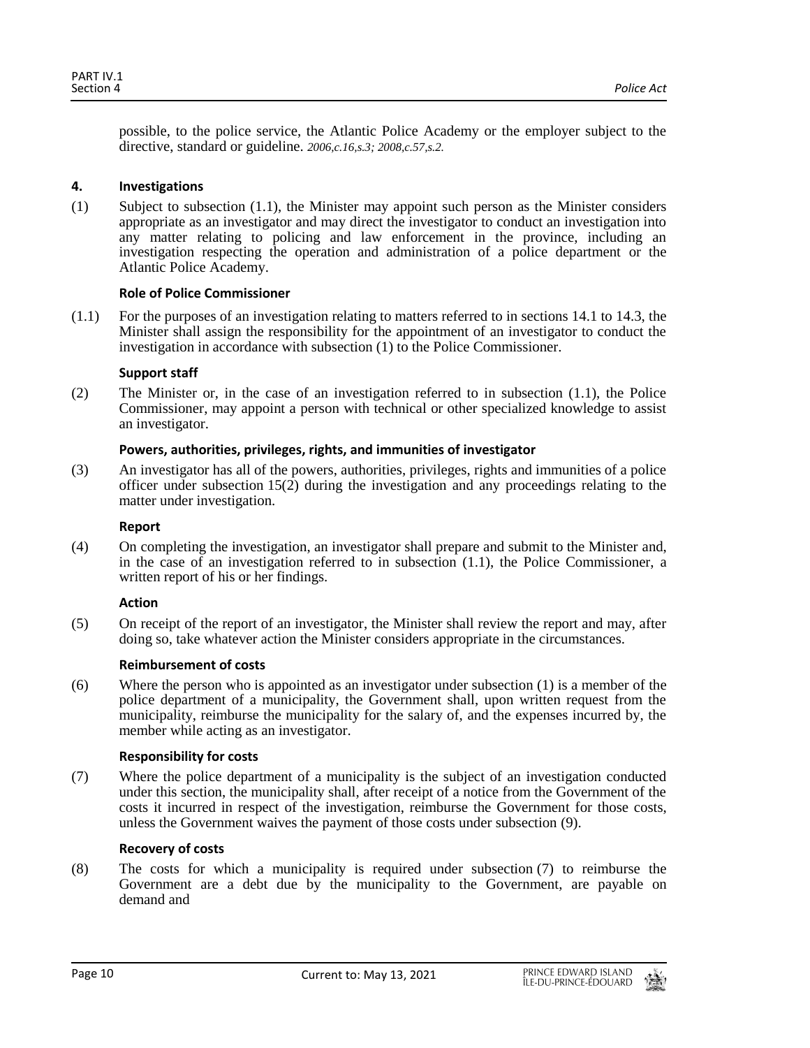possible, to the police service, the Atlantic Police Academy or the employer subject to the directive, standard or guideline. *2006,c.16,s.3; 2008,c.57,s.2.*

## 4. Investigations

(1) Subject to subsection (1.1), the Minister may appoint such person as the Minister considers appropriate as an investigator and may direct the investigator to conduct an investigation into any matter relating to policing and law enforcement in the province, including an investigation respecting the operation and administration of a police department or the Atlantic Police Academy.

**Role of Police Commissioner**

(1.1) For the purposes of an investigation relating to matters referred to in sections 14.1 to 14.3, the Minister shall assign the responsibility for the appointment of an investigator to conduct the investigation in accordance with subsection (1) to the Police Commissioner.

**Support staff**

(2) The Minister or, in the case of an investigation referred to in subsection (1.1), the Police Commissioner, may appoint a person with technical or other specialized knowledge to assist an investigator.

**Powers, authorities, privileges, rights, and immunities of investigator**

(3) An investigator has all of the powers, authorities, privileges, rights and immunities of a police officer under subsection 15(2) during the investigation and any proceedings relating to the matter under investigation.

**Report**

(4) On completing the investigation, an investigator shall prepare and submit to the Minister and, in the case of an investigation referred to in subsection (1.1), the Police Commissioner, a written report of his or her findings.

**Action**

(5) On receipt of the report of an investigator, the Minister shall review the report and may, after doing so, take whatever action the Minister considers appropriate in the circumstances.

**Reimbursement of costs**

(6) Where the person who is appointed as an investigator under subsection (1) is a member of the police department of a municipality, the Government shall, upon written request from the municipality, reimburse the municipality for the salary of, and the expenses incurred by, the member while acting as an investigator.

**Responsibility for costs**

(7) Where the police department of a municipality is the subject of an investigation conducted under this section, the municipality shall, after receipt of a notice from the Government of the costs it incurred in respect of the investigation, reimburse the Government for those costs, unless the Government waives the payment of those costs under subsection (9).

**Recovery of costs**

(8) The costs for which a municipality is required under subsection (7) to reimburse the Government are a debt due by the municipality to the Government, are payable on demand and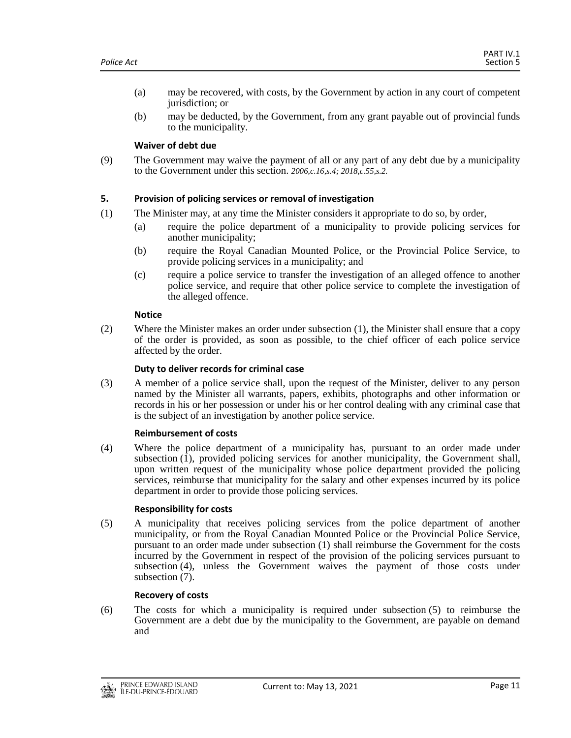(a) may be recovered, with costs, by the Government by action in any court of competent jurisdiction; or

(b) may be deducted, by the Government, from any grant payable out of provincial funds to the municipality.

**Waiver of debt due**

(9) The Government may waive the payment of all or any part of any debt due by a municipality to the Government under this section. *2006,c.16,s.4; 2018,c.55,s.2.*

### 5. Provision of policing services or removal of investigation

(1) The Minister may, at any time the Minister considers it appropriate to do so, by order,

(a) require the police department of a municipality to provide policing services for another municipality;

(b) require the Royal Canadian Mounted Police, or the Provincial Police Service, to provide policing services in a municipality; and

(c) require a police service to transfer the investigation of an alleged offence to another police service, and require that other police service to complete the investigation of the alleged offence.

**Notice**

(2) Where the Minister makes an order under subsection (1), the Minister shall ensure that a copy of the order is provided, as soon as possible, to the chief officer of each police service affected by the order.

**Duty to deliver records for criminal case**

(3) A member of a police service shall, upon the request of the Minister, deliver to any person named by the Minister all warrants, papers, exhibits, photographs and other information or records in his or her possession or under his or her control dealing with any criminal case that is the subject of an investigation by another police service.

**Reimbursement of costs**

(4) Where the police department of a municipality has, pursuant to an order made under subsection (1), provided policing services for another municipality, the Government shall, upon written request of the municipality whose police department provided the policing services, reimburse that municipality for the salary and other expenses incurred by its police department in order to provide those policing services.

**Responsibility for costs**

(5) A municipality that receives policing services from the police department of another municipality, or from the Royal Canadian Mounted Police or the Provincial Police Service, pursuant to an order made under subsection (1) shall reimburse the Government for the costs incurred by the Government in respect of the provision of the policing services pursuant to subsection (4), unless the Government waives the payment of those costs under subsection (7).

**Recovery of costs**

(6) The costs for which a municipality is required under subsection (5) to reimburse the Government are a debt due by the municipality to the Government, are payable on demand and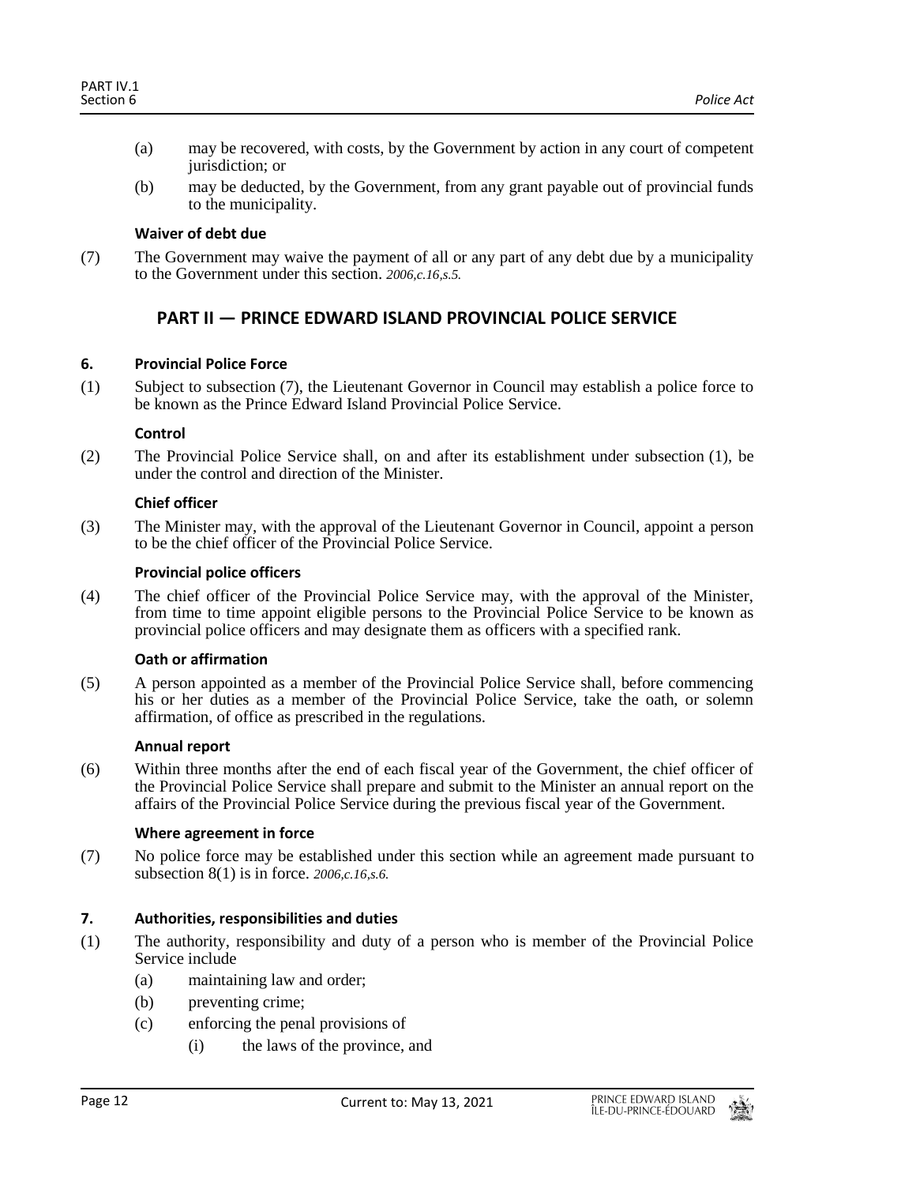(a) may be recovered, with costs, by the Government by action in any court of competent jurisdiction; or

(b) may be deducted, by the Government, from any grant payable out of provincial funds to the municipality.

**Waiver of debt due**

(7) The Government may waive the payment of all or any part of any debt due by a municipality to the Government under this section. *2006,c.16,s.5.*

## PART II — PRINCE EDWARD ISLAND PROVINCIAL POLICE SERVICE

### 6. Provincial Police Force

(1) Subject to subsection (7), the Lieutenant Governor in Council may establish a police force to be known as the Prince Edward Island Provincial Police Service.

**Control**

(2) The Provincial Police Service shall, on and after its establishment under subsection (1), be under the control and direction of the Minister.

**Chief officer**

(3) The Minister may, with the approval of the Lieutenant Governor in Council, appoint a person to be the chief officer of the Provincial Police Service.

**Provincial police officers**

(4) The chief officer of the Provincial Police Service may, with the approval of the Minister, from time to time appoint eligible persons to the Provincial Police Service to be known as provincial police officers and may designate them as officers with a specified rank.

**Oath or affirmation**

(5) A person appointed as a member of the Provincial Police Service shall, before commencing his or her duties as a member of the Provincial Police Service, take the oath, or solemn affirmation, of office as prescribed in the regulations.

**Annual report**

(6) Within three months after the end of each fiscal year of the Government, the chief officer of the Provincial Police Service shall prepare and submit to the Minister an annual report on the affairs of the Provincial Police Service during the previous fiscal year of the Government.

**Where agreement in force**

(7) No police force may be established under this section while an agreement made pursuant to subsection 8(1) is in force. *2006,c.16,s.6.*

### 7. Authorities, responsibilities and duties

(1) The authority, responsibility and duty of a person who is member of the Provincial Police Service include

(a) maintaining law and order;

(b) preventing crime;

(c) enforcing the penal provisions of

(i) the laws of the province, and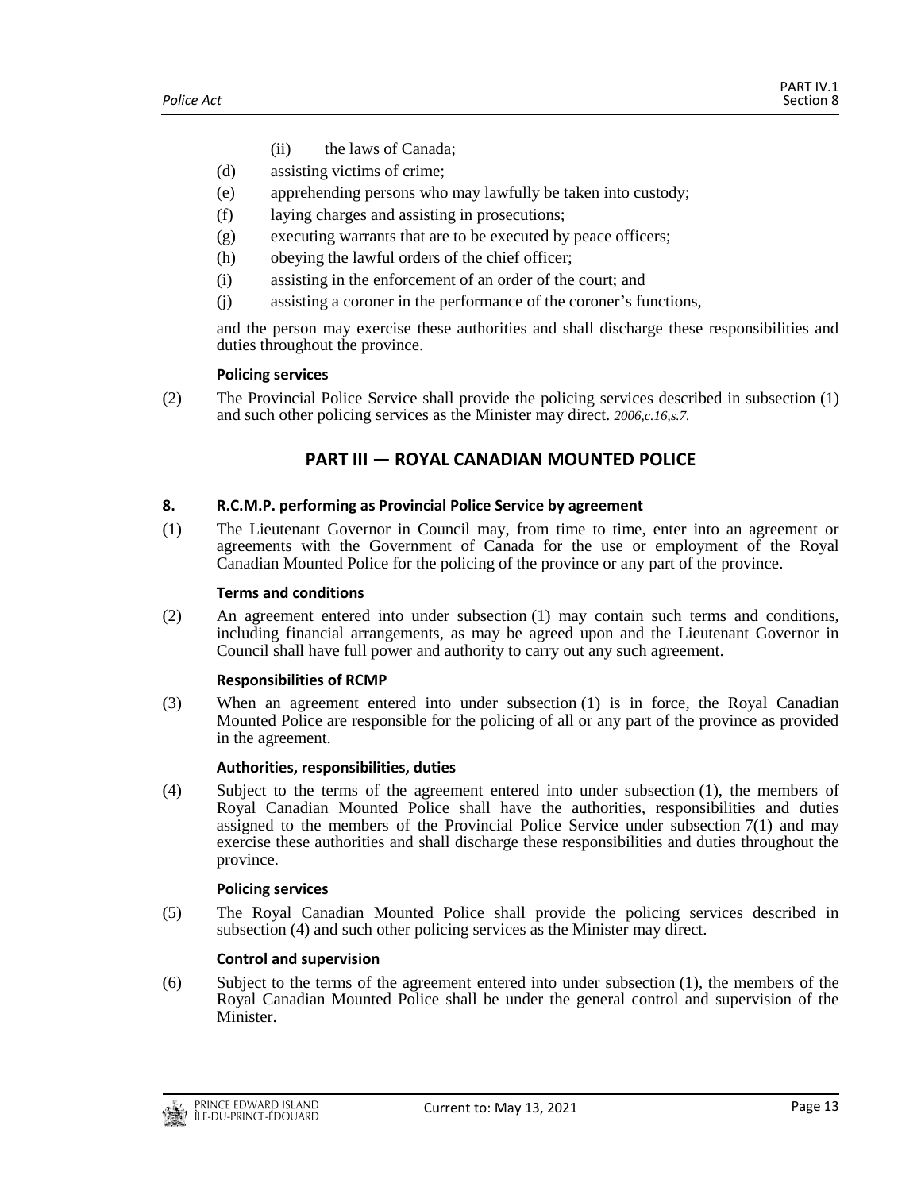(ii) the laws of Canada;

(d) assisting victims of crime;

(e) apprehending persons who may lawfully be taken into custody;

(f) laying charges and assisting in prosecutions;

(g) executing warrants that are to be executed by peace officers;

(h) obeying the lawful orders of the chief officer;

(i) assisting in the enforcement of an order of the court; and

(j) assisting a coroner in the performance of the coroner's functions,

and the person may exercise these authorities and shall discharge these responsibilities and duties throughout the province.

**Policing services**

(2) The Provincial Police Service shall provide the policing services described in subsection (1) and such other policing services as the Minister may direct. *2006,c.16,s.7.*

## PART III — ROYAL CANADIAN MOUNTED POLICE

**8. R.C.M.P. performing as Provincial Police Service by agreement**

(1) The Lieutenant Governor in Council may, from time to time, enter into an agreement or agreements with the Government of Canada for the use or employment of the Royal Canadian Mounted Police for the policing of the province or any part of the province.

**Terms and conditions**

(2) An agreement entered into under subsection (1) may contain such terms and conditions, including financial arrangements, as may be agreed upon and the Lieutenant Governor in Council shall have full power and authority to carry out any such agreement.

**Responsibilities of RCMP**

(3) When an agreement entered into under subsection (1) is in force, the Royal Canadian Mounted Police are responsible for the policing of all or any part of the province as provided in the agreement.

**Authorities, responsibilities, duties**

(4) Subject to the terms of the agreement entered into under subsection (1), the members of Royal Canadian Mounted Police shall have the authorities, responsibilities and duties assigned to the members of the Provincial Police Service under subsection 7(1) and may exercise these authorities and shall discharge these responsibilities and duties throughout the province.

**Policing services**

(5) The Royal Canadian Mounted Police shall provide the policing services described in subsection (4) and such other policing services as the Minister may direct.

**Control and supervision**

(6) Subject to the terms of the agreement entered into under subsection (1), the members of the Royal Canadian Mounted Police shall be under the general control and supervision of the Minister.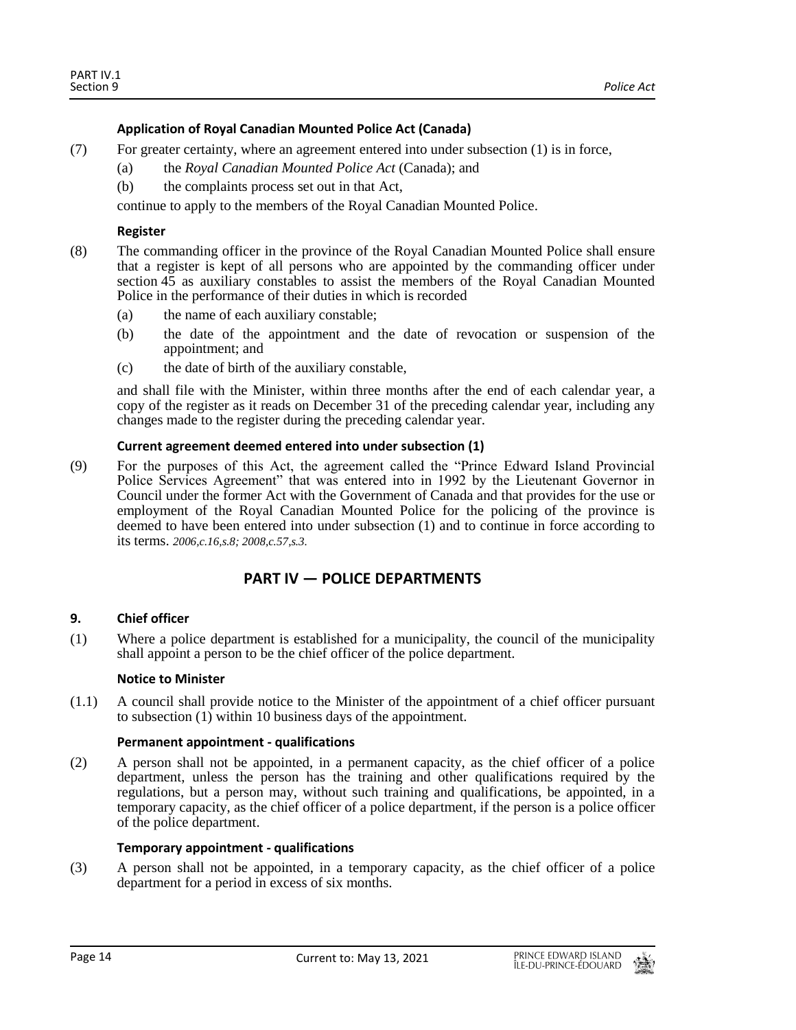**Application of Royal Canadian Mounted Police Act (Canada)**

(7) For greater certainty, where an agreement entered into under subsection (1) is in force,

(a) the *Royal Canadian Mounted Police Act* (Canada); and

(b) the complaints process set out in that Act,

continue to apply to the members of the Royal Canadian Mounted Police.

**Register**

(8) The commanding officer in the province of the Royal Canadian Mounted Police shall ensure that a register is kept of all persons who are appointed by the commanding officer under section 45 as auxiliary constables to assist the members of the Royal Canadian Mounted Police in the performance of their duties in which is recorded

(a) the name of each auxiliary constable;

(b) the date of the appointment and the date of revocation or suspension of the appointment; and

(c) the date of birth of the auxiliary constable,

and shall file with the Minister, within three months after the end of each calendar year, a copy of the register as it reads on December 31 of the preceding calendar year, including any changes made to the register during the preceding calendar year.

**Current agreement deemed entered into under subsection (1)**

(9) For the purposes of this Act, the agreement called the "Prince Edward Island Provincial Police Services Agreement" that was entered into in 1992 by the Lieutenant Governor in Council under the former Act with the Government of Canada and that provides for the use or employment of the Royal Canadian Mounted Police for the policing of the province is deemed to have been entered into under subsection (1) and to continue in force according to its terms. *2006,c.16,s.8; 2008,c.57,s.3.*

## PART IV — POLICE DEPARTMENTS

**9. Chief officer**

(1) Where a police department is established for a municipality, the council of the municipality shall appoint a person to be the chief officer of the police department.

**Notice to Minister**

(1.1) A council shall provide notice to the Minister of the appointment of a chief officer pursuant to subsection (1) within 10 business days of the appointment.

**Permanent appointment - qualifications**

(2) A person shall not be appointed, in a permanent capacity, as the chief officer of a police department, unless the person has the training and other qualifications required by the regulations, but a person may, without such training and qualifications, be appointed, in a temporary capacity, as the chief officer of a police department, if the person is a police officer of the police department.

**Temporary appointment - qualifications**

(3) A person shall not be appointed, in a temporary capacity, as the chief officer of a police department for a period in excess of six months.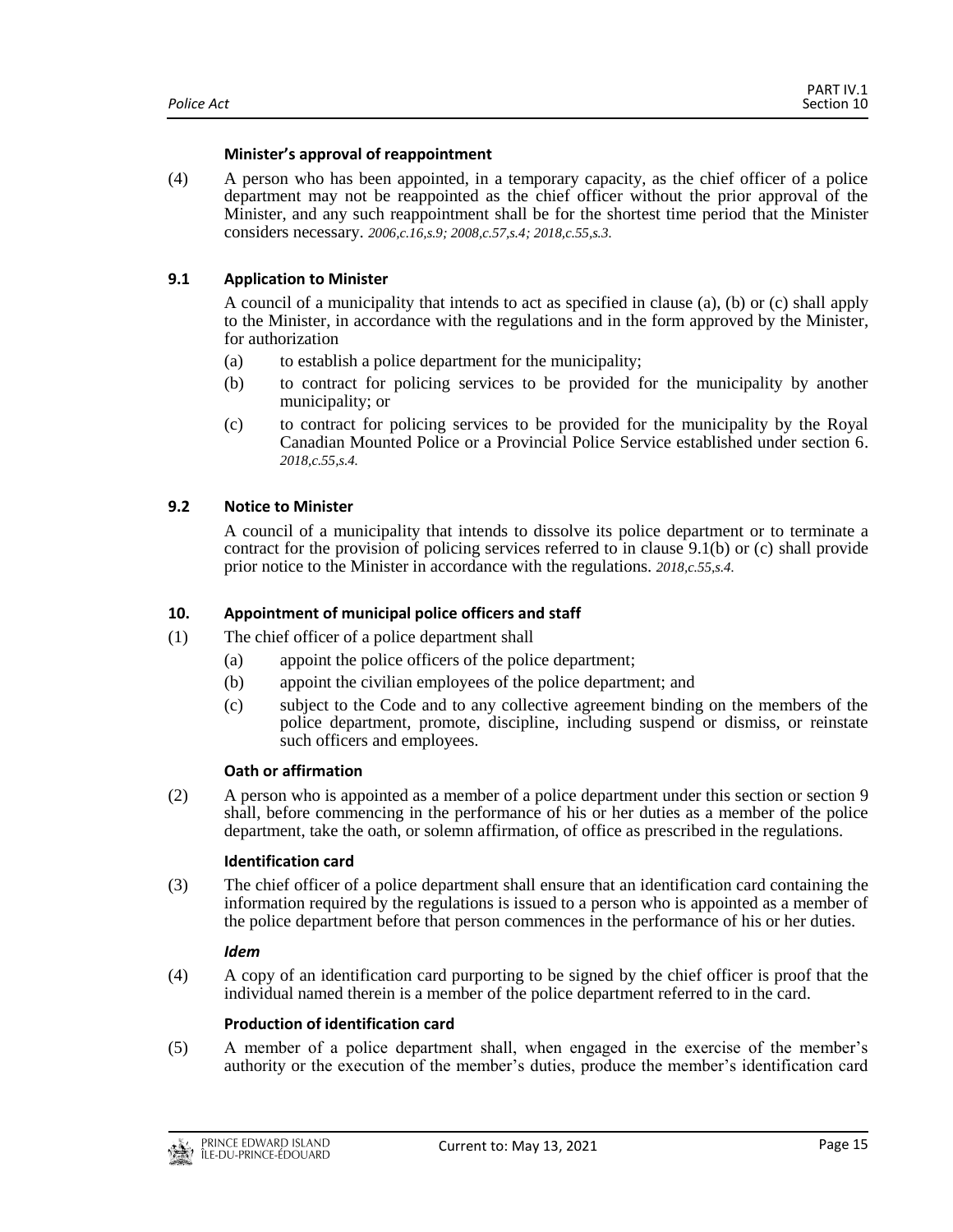**Minister's approval of reappointment**

(4) A person who has been appointed, in a temporary capacity, as the chief officer of a police department may not be reappointed as the chief officer without the prior approval of the Minister, and any such reappointment shall be for the shortest time period that the Minister considers necessary. *2006,c.16,s.9; 2008,c.57,s.4; 2018,c.55,s.3.*

### 9.1 Application to Minister

A council of a municipality that intends to act as specified in clause (a), (b) or (c) shall apply to the Minister, in accordance with the regulations and in the form approved by the Minister, for authorization

(a) to establish a police department for the municipality;

(b) to contract for policing services to be provided for the municipality by another municipality; or

(c) to contract for policing services to be provided for the municipality by the Royal Canadian Mounted Police or a Provincial Police Service established under section 6. *2018,c.55,s.4.*

### 9.2 Notice to Minister

A council of a municipality that intends to dissolve its police department or to terminate a contract for the provision of policing services referred to in clause 9.1(b) or (c) shall provide prior notice to the Minister in accordance with the regulations. *2018,c.55,s.4.*

### 10. Appointment of municipal police officers and staff

(1) The chief officer of a police department shall

(a) appoint the police officers of the police department;

(b) appoint the civilian employees of the police department; and

(c) subject to the Code and to any collective agreement binding on the members of the police department, promote, discipline, including suspend or dismiss, or reinstate such officers and employees.

**Oath or affirmation**

(2) A person who is appointed as a member of a police department under this section or section 9 shall, before commencing in the performance of his or her duties as a member of the police department, take the oath, or solemn affirmation, of office as prescribed in the regulations.

**Identification card**

(3) The chief officer of a police department shall ensure that an identification card containing the information required by the regulations is issued to a person who is appointed as a member of the police department before that person commences in the performance of his or her duties.

***Idem***

(4) A copy of an identification card purporting to be signed by the chief officer is proof that the individual named therein is a member of the police department referred to in the card.

**Production of identification card**

(5) A member of a police department shall, when engaged in the exercise of the member's authority or the execution of the member's duties, produce the member's identification card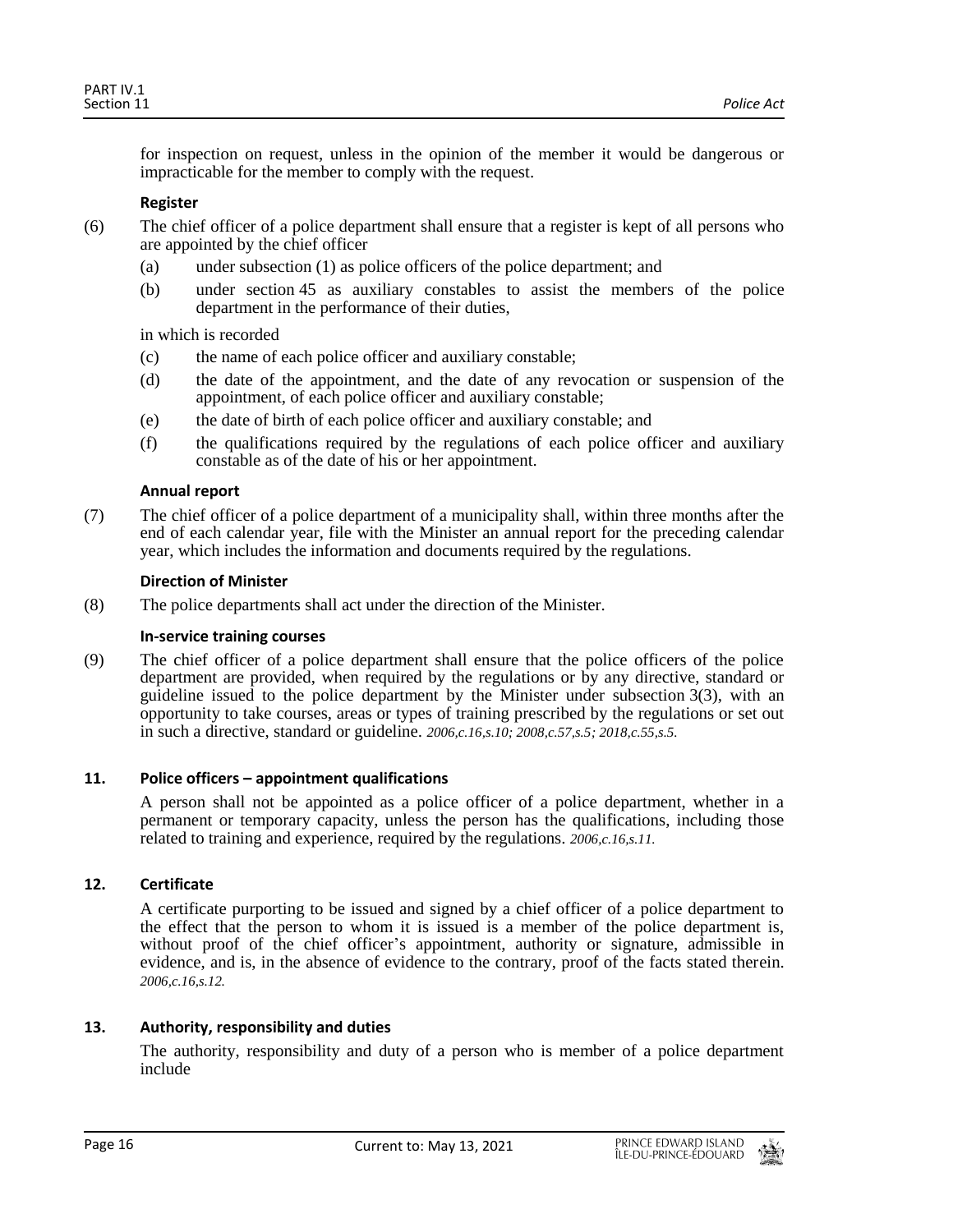for inspection on request, unless in the opinion of the member it would be dangerous or impracticable for the member to comply with the request.

**Register**

(6) The chief officer of a police department shall ensure that a register is kept of all persons who are appointed by the chief officer

(a) under subsection (1) as police officers of the police department; and

(b) under section 45 as auxiliary constables to assist the members of the police department in the performance of their duties,

in which is recorded

(c) the name of each police officer and auxiliary constable;

(d) the date of the appointment, and the date of any revocation or suspension of the appointment, of each police officer and auxiliary constable;

(e) the date of birth of each police officer and auxiliary constable; and

(f) the qualifications required by the regulations of each police officer and auxiliary constable as of the date of his or her appointment.

**Annual report**

(7) The chief officer of a police department of a municipality shall, within three months after the end of each calendar year, file with the Minister an annual report for the preceding calendar year, which includes the information and documents required by the regulations.

**Direction of Minister**

(8) The police departments shall act under the direction of the Minister.

**In-service training courses**

(9) The chief officer of a police department shall ensure that the police officers of the police department are provided, when required by the regulations or by any directive, standard or guideline issued to the police department by the Minister under subsection 3(3), with an opportunity to take courses, areas or types of training prescribed by the regulations or set out in such a directive, standard or guideline. *2006,c.16,s.10; 2008,c.57,s.5; 2018,c.55,s.5.*

### 11. Police officers – appointment qualifications

A person shall not be appointed as a police officer of a police department, whether in a permanent or temporary capacity, unless the person has the qualifications, including those related to training and experience, required by the regulations. *2006,c.16,s.11.*

### 12. Certificate

A certificate purporting to be issued and signed by a chief officer of a police department to the effect that the person to whom it is issued is a member of the police department is, without proof of the chief officer's appointment, authority or signature, admissible in evidence, and is, in the absence of evidence to the contrary, proof of the facts stated therein. *2006,c.16,s.12.*

### 13. Authority, responsibility and duties

The authority, responsibility and duty of a person who is member of a police department include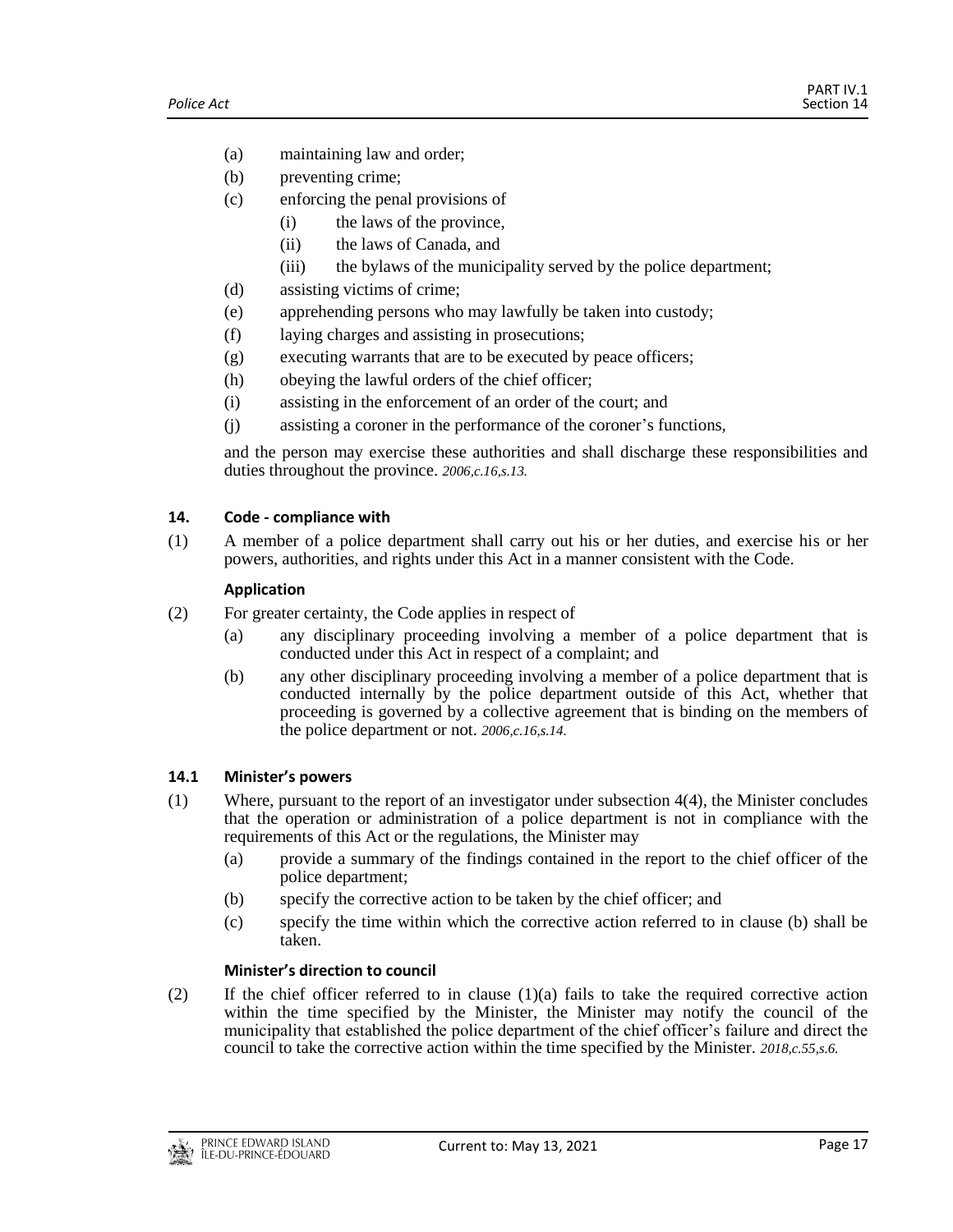(a) maintaining law and order;

(b) preventing crime;

(c) enforcing the penal provisions of

  (i) the laws of the province,

  (ii) the laws of Canada, and

  (iii) the bylaws of the municipality served by the police department;

(d) assisting victims of crime;

(e) apprehending persons who may lawfully be taken into custody;

(f) laying charges and assisting in prosecutions;

(g) executing warrants that are to be executed by peace officers;

(h) obeying the lawful orders of the chief officer;

(i) assisting in the enforcement of an order of the court; and

(j) assisting a coroner in the performance of the coroner's functions,

and the person may exercise these authorities and shall discharge these responsibilities and duties throughout the province. *2006,c.16,s.13.*

**14. Code - compliance with**

(1) A member of a police department shall carry out his or her duties, and exercise his or her powers, authorities, and rights under this Act in a manner consistent with the Code.

**Application**

(2) For greater certainty, the Code applies in respect of

  (a) any disciplinary proceeding involving a member of a police department that is conducted under this Act in respect of a complaint; and

  (b) any other disciplinary proceeding involving a member of a police department that is conducted internally by the police department outside of this Act, whether that proceeding is governed by a collective agreement that is binding on the members of the police department or not. *2006,c.16,s.14.*

**14.1 Minister's powers**

(1) Where, pursuant to the report of an investigator under subsection 4(4), the Minister concludes that the operation or administration of a police department is not in compliance with the requirements of this Act or the regulations, the Minister may

  (a) provide a summary of the findings contained in the report to the chief officer of the police department;

  (b) specify the corrective action to be taken by the chief officer; and

  (c) specify the time within which the corrective action referred to in clause (b) shall be taken.

**Minister's direction to council**

(2) If the chief officer referred to in clause (1)(a) fails to take the required corrective action within the time specified by the Minister, the Minister may notify the council of the municipality that established the police department of the chief officer's failure and direct the council to take the corrective action within the time specified by the Minister. *2018,c.55,s.6.*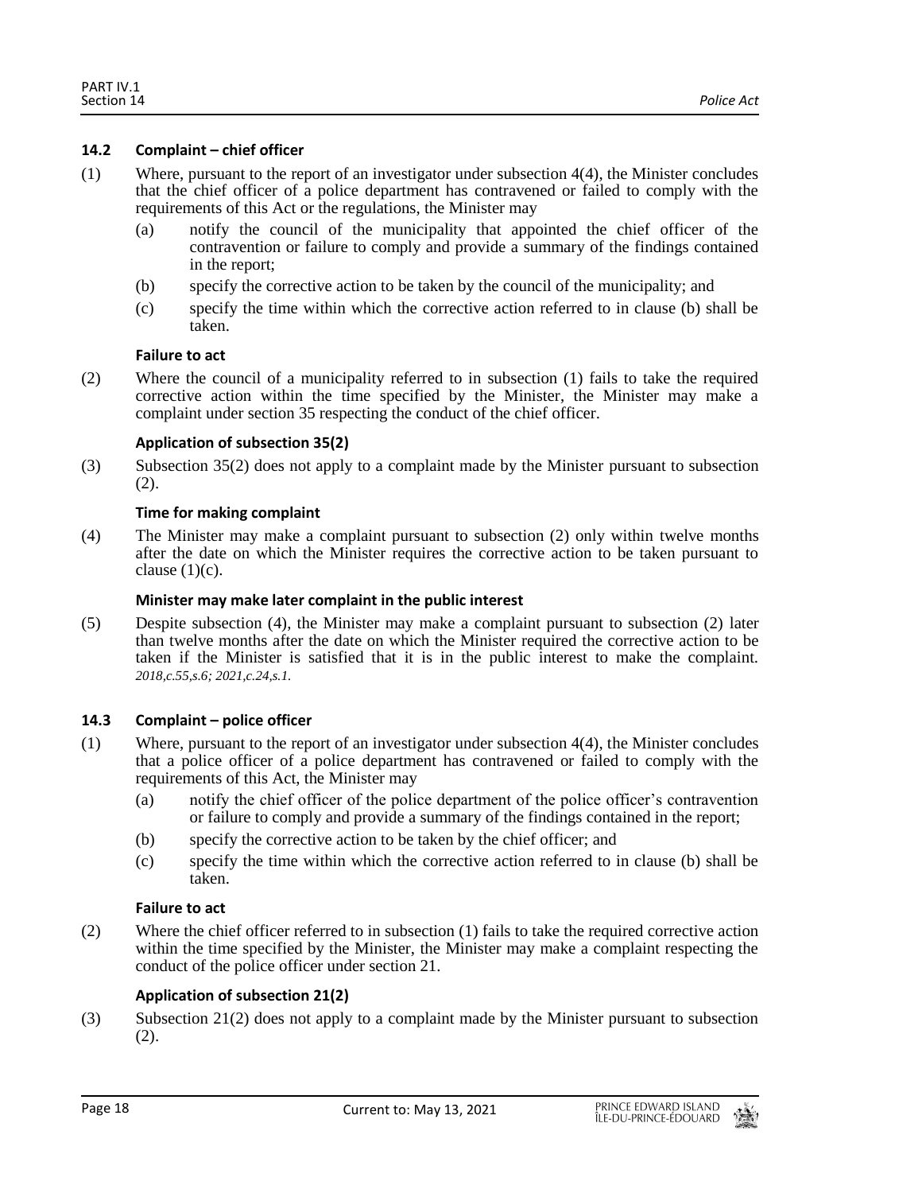### 14.2 Complaint – chief officer

(1) Where, pursuant to the report of an investigator under subsection 4(4), the Minister concludes that the chief officer of a police department has contravened or failed to comply with the requirements of this Act or the regulations, the Minister may

  (a) notify the council of the municipality that appointed the chief officer of the contravention or failure to comply and provide a summary of the findings contained in the report;

  (b) specify the corrective action to be taken by the council of the municipality; and

  (c) specify the time within which the corrective action referred to in clause (b) shall be taken.

**Failure to act**

(2) Where the council of a municipality referred to in subsection (1) fails to take the required corrective action within the time specified by the Minister, the Minister may make a complaint under section 35 respecting the conduct of the chief officer.

**Application of subsection 35(2)**

(3) Subsection 35(2) does not apply to a complaint made by the Minister pursuant to subsection (2).

**Time for making complaint**

(4) The Minister may make a complaint pursuant to subsection (2) only within twelve months after the date on which the Minister requires the corrective action to be taken pursuant to clause (1)(c).

**Minister may make later complaint in the public interest**

(5) Despite subsection (4), the Minister may make a complaint pursuant to subsection (2) later than twelve months after the date on which the Minister required the corrective action to be taken if the Minister is satisfied that it is in the public interest to make the complaint. *2018,c.55,s.6; 2021,c.24,s.1.*

### 14.3 Complaint – police officer

(1) Where, pursuant to the report of an investigator under subsection 4(4), the Minister concludes that a police officer of a police department has contravened or failed to comply with the requirements of this Act, the Minister may

  (a) notify the chief officer of the police department of the police officer's contravention or failure to comply and provide a summary of the findings contained in the report;

  (b) specify the corrective action to be taken by the chief officer; and

  (c) specify the time within which the corrective action referred to in clause (b) shall be taken.

**Failure to act**

(2) Where the chief officer referred to in subsection (1) fails to take the required corrective action within the time specified by the Minister, the Minister may make a complaint respecting the conduct of the police officer under section 21.

**Application of subsection 21(2)**

(3) Subsection 21(2) does not apply to a complaint made by the Minister pursuant to subsection (2).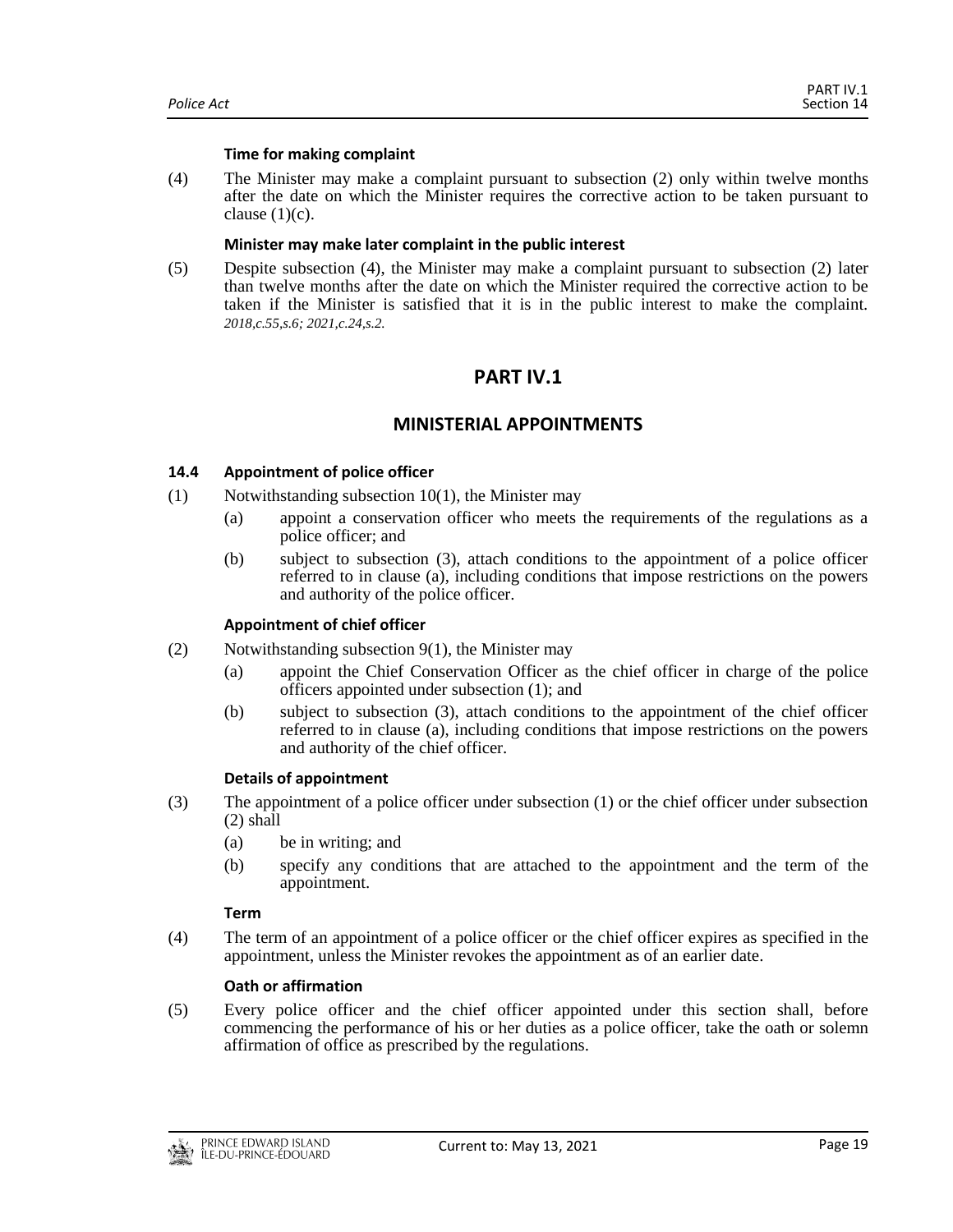**Time for making complaint**

(4) The Minister may make a complaint pursuant to subsection (2) only within twelve months after the date on which the Minister requires the corrective action to be taken pursuant to clause (1)(c).

**Minister may make later complaint in the public interest**

(5) Despite subsection (4), the Minister may make a complaint pursuant to subsection (2) later than twelve months after the date on which the Minister required the corrective action to be taken if the Minister is satisfied that it is in the public interest to make the complaint. *2018,c.55,s.6; 2021,c.24,s.2.*

# PART IV.1

## MINISTERIAL APPOINTMENTS

**14.4 Appointment of police officer**

(1) Notwithstanding subsection 10(1), the Minister may

(a) appoint a conservation officer who meets the requirements of the regulations as a police officer; and

(b) subject to subsection (3), attach conditions to the appointment of a police officer referred to in clause (a), including conditions that impose restrictions on the powers and authority of the police officer.

**Appointment of chief officer**

(2) Notwithstanding subsection 9(1), the Minister may

(a) appoint the Chief Conservation Officer as the chief officer in charge of the police officers appointed under subsection (1); and

(b) subject to subsection (3), attach conditions to the appointment of the chief officer referred to in clause (a), including conditions that impose restrictions on the powers and authority of the chief officer.

**Details of appointment**

(3) The appointment of a police officer under subsection (1) or the chief officer under subsection (2) shall

(a) be in writing; and

(b) specify any conditions that are attached to the appointment and the term of the appointment.

**Term**

(4) The term of an appointment of a police officer or the chief officer expires as specified in the appointment, unless the Minister revokes the appointment as of an earlier date.

**Oath or affirmation**

(5) Every police officer and the chief officer appointed under this section shall, before commencing the performance of his or her duties as a police officer, take the oath or solemn affirmation of office as prescribed by the regulations.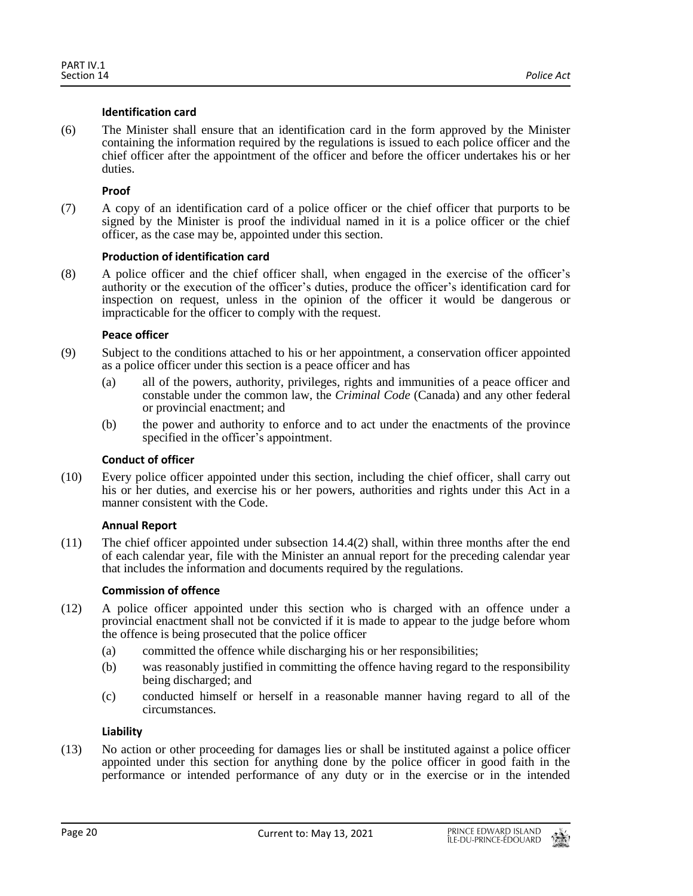**Identification card**

(6) The Minister shall ensure that an identification card in the form approved by the Minister containing the information required by the regulations is issued to each police officer and the chief officer after the appointment of the officer and before the officer undertakes his or her duties.

**Proof**

(7) A copy of an identification card of a police officer or the chief officer that purports to be signed by the Minister is proof the individual named in it is a police officer or the chief officer, as the case may be, appointed under this section.

**Production of identification card**

(8) A police officer and the chief officer shall, when engaged in the exercise of the officer's authority or the execution of the officer's duties, produce the officer's identification card for inspection on request, unless in the opinion of the officer it would be dangerous or impracticable for the officer to comply with the request.

**Peace officer**

(9) Subject to the conditions attached to his or her appointment, a conservation officer appointed as a police officer under this section is a peace officer and has

- (a) all of the powers, authority, privileges, rights and immunities of a peace officer and constable under the common law, the *Criminal Code* (Canada) and any other federal or provincial enactment; and
- (b) the power and authority to enforce and to act under the enactments of the province specified in the officer's appointment.

**Conduct of officer**

(10) Every police officer appointed under this section, including the chief officer, shall carry out his or her duties, and exercise his or her powers, authorities and rights under this Act in a manner consistent with the Code.

**Annual Report**

(11) The chief officer appointed under subsection 14.4(2) shall, within three months after the end of each calendar year, file with the Minister an annual report for the preceding calendar year that includes the information and documents required by the regulations.

**Commission of offence**

(12) A police officer appointed under this section who is charged with an offence under a provincial enactment shall not be convicted if it is made to appear to the judge before whom the offence is being prosecuted that the police officer

- (a) committed the offence while discharging his or her responsibilities;
- (b) was reasonably justified in committing the offence having regard to the responsibility being discharged; and
- (c) conducted himself or herself in a reasonable manner having regard to all of the circumstances.

**Liability**

(13) No action or other proceeding for damages lies or shall be instituted against a police officer appointed under this section for anything done by the police officer in good faith in the performance or intended performance of any duty or in the exercise or in the intended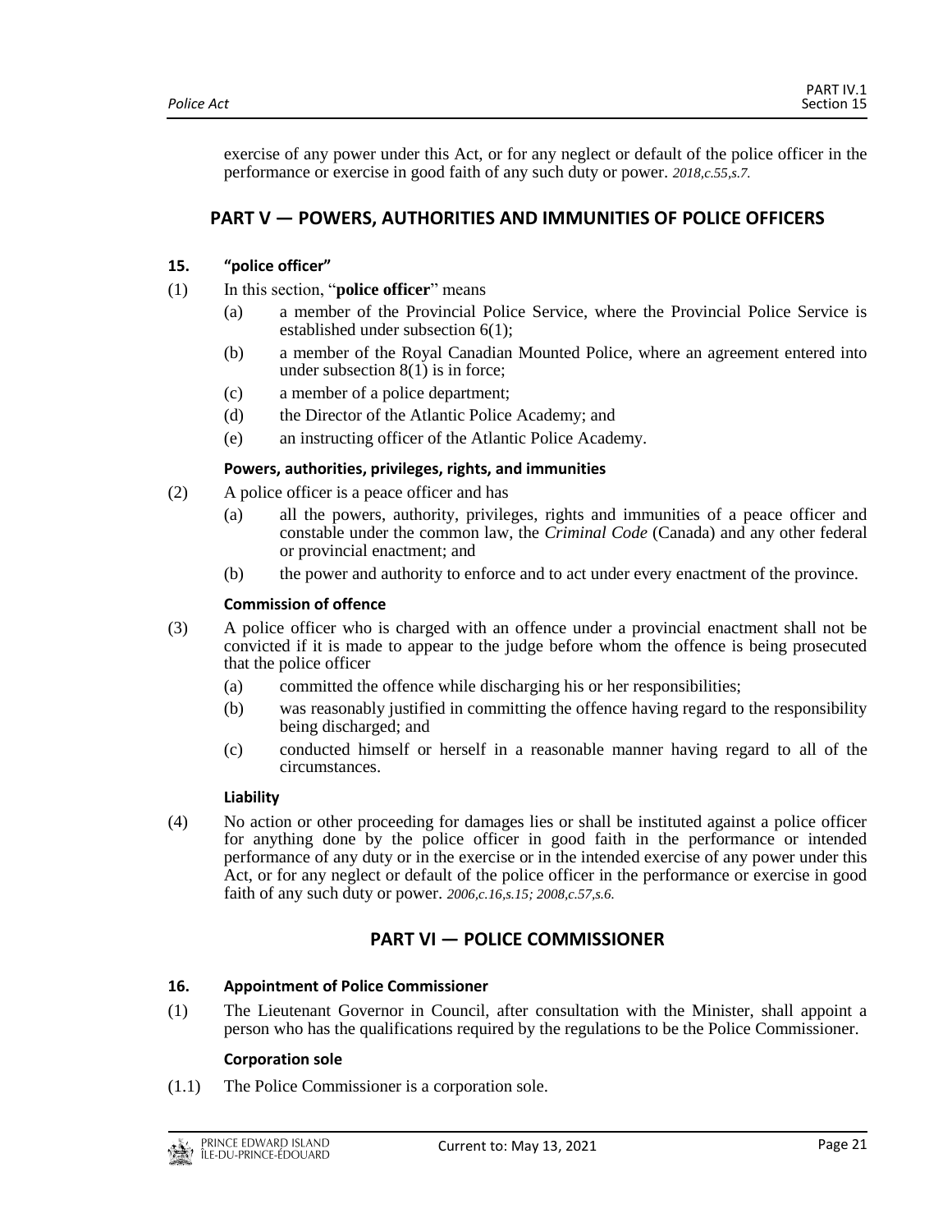exercise of any power under this Act, or for any neglect or default of the police officer in the performance or exercise in good faith of any such duty or power. *2018,c.55,s.7.*

## PART V — POWERS, AUTHORITIES AND IMMUNITIES OF POLICE OFFICERS

### 15. "police officer"

(1) In this section, "**police officer**" means

(a) a member of the Provincial Police Service, where the Provincial Police Service is established under subsection 6(1);

(b) a member of the Royal Canadian Mounted Police, where an agreement entered into under subsection 8(1) is in force;

(c) a member of a police department;

(d) the Director of the Atlantic Police Academy; and

(e) an instructing officer of the Atlantic Police Academy.

**Powers, authorities, privileges, rights, and immunities**

(2) A police officer is a peace officer and has

(a) all the powers, authority, privileges, rights and immunities of a peace officer and constable under the common law, the *Criminal Code* (Canada) and any other federal or provincial enactment; and

(b) the power and authority to enforce and to act under every enactment of the province.

**Commission of offence**

(3) A police officer who is charged with an offence under a provincial enactment shall not be convicted if it is made to appear to the judge before whom the offence is being prosecuted that the police officer

(a) committed the offence while discharging his or her responsibilities;

(b) was reasonably justified in committing the offence having regard to the responsibility being discharged; and

(c) conducted himself or herself in a reasonable manner having regard to all of the circumstances.

**Liability**

(4) No action or other proceeding for damages lies or shall be instituted against a police officer for anything done by the police officer in good faith in the performance or intended performance of any duty or in the exercise or in the intended exercise of any power under this Act, or for any neglect or default of the police officer in the performance or exercise in good faith of any such duty or power. *2006,c.16,s.15; 2008,c.57,s.6.*

## PART VI — POLICE COMMISSIONER

### 16. Appointment of Police Commissioner

(1) The Lieutenant Governor in Council, after consultation with the Minister, shall appoint a person who has the qualifications required by the regulations to be the Police Commissioner.

**Corporation sole**

(1.1) The Police Commissioner is a corporation sole.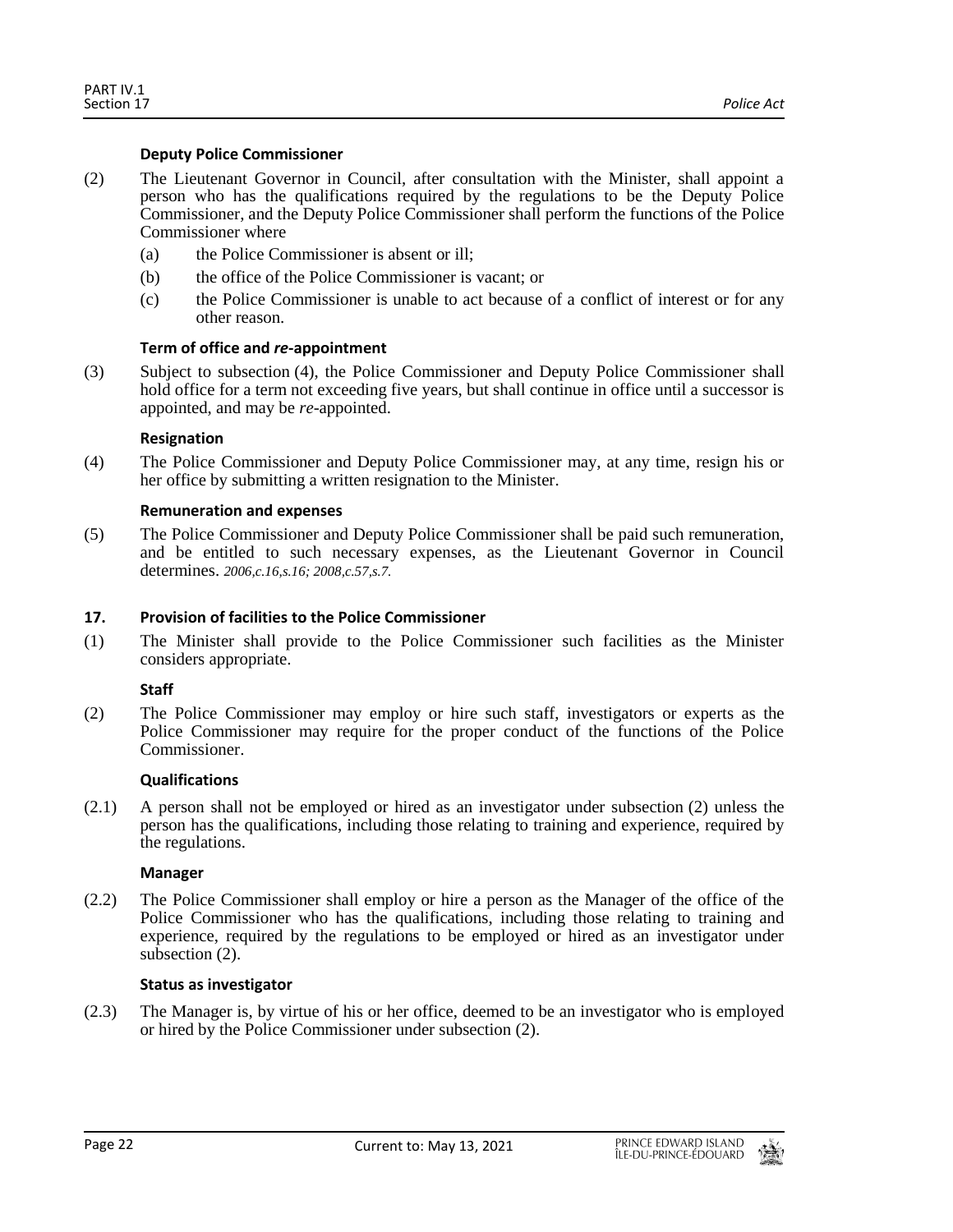**Deputy Police Commissioner**

(2) The Lieutenant Governor in Council, after consultation with the Minister, shall appoint a person who has the qualifications required by the regulations to be the Deputy Police Commissioner, and the Deputy Police Commissioner shall perform the functions of the Police Commissioner where

(a) the Police Commissioner is absent or ill;

(b) the office of the Police Commissioner is vacant; or

(c) the Police Commissioner is unable to act because of a conflict of interest or for any other reason.

**Term of office and *re*-appointment**

(3) Subject to subsection (4), the Police Commissioner and Deputy Police Commissioner shall hold office for a term not exceeding five years, but shall continue in office until a successor is appointed, and may be *re*-appointed.

**Resignation**

(4) The Police Commissioner and Deputy Police Commissioner may, at any time, resign his or her office by submitting a written resignation to the Minister.

**Remuneration and expenses**

(5) The Police Commissioner and Deputy Police Commissioner shall be paid such remuneration, and be entitled to such necessary expenses, as the Lieutenant Governor in Council determines. *2006,c.16,s.16; 2008,c.57,s.7.*

**17. Provision of facilities to the Police Commissioner**

(1) The Minister shall provide to the Police Commissioner such facilities as the Minister considers appropriate.

**Staff**

(2) The Police Commissioner may employ or hire such staff, investigators or experts as the Police Commissioner may require for the proper conduct of the functions of the Police Commissioner.

**Qualifications**

(2.1) A person shall not be employed or hired as an investigator under subsection (2) unless the person has the qualifications, including those relating to training and experience, required by the regulations.

**Manager**

(2.2) The Police Commissioner shall employ or hire a person as the Manager of the office of the Police Commissioner who has the qualifications, including those relating to training and experience, required by the regulations to be employed or hired as an investigator under subsection (2).

**Status as investigator**

(2.3) The Manager is, by virtue of his or her office, deemed to be an investigator who is employed or hired by the Police Commissioner under subsection (2).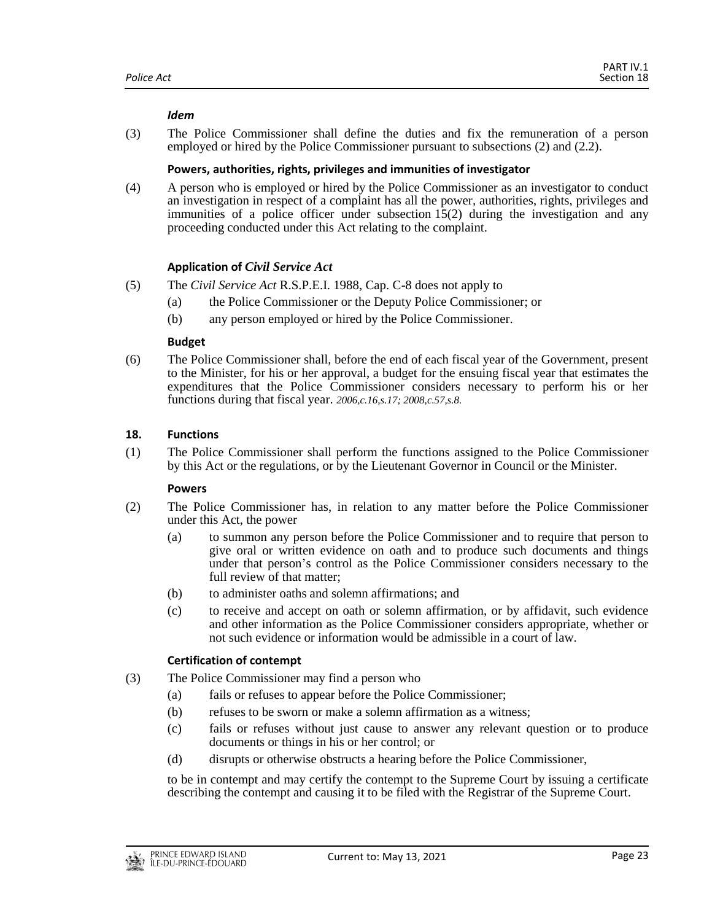***Idem***

(3) The Police Commissioner shall define the duties and fix the remuneration of a person employed or hired by the Police Commissioner pursuant to subsections (2) and (2.2).

**Powers, authorities, rights, privileges and immunities of investigator**

(4) A person who is employed or hired by the Police Commissioner as an investigator to conduct an investigation in respect of a complaint has all the power, authorities, rights, privileges and immunities of a police officer under subsection 15(2) during the investigation and any proceeding conducted under this Act relating to the complaint.

**Application of *Civil Service Act***

(5) The *Civil Service Act* R.S.P.E.I. 1988, Cap. C-8 does not apply to

- (a) the Police Commissioner or the Deputy Police Commissioner; or
- (b) any person employed or hired by the Police Commissioner.

**Budget**

(6) The Police Commissioner shall, before the end of each fiscal year of the Government, present to the Minister, for his or her approval, a budget for the ensuing fiscal year that estimates the expenditures that the Police Commissioner considers necessary to perform his or her functions during that fiscal year. *2006,c.16,s.17; 2008,c.57,s.8.*

**18. Functions**

(1) The Police Commissioner shall perform the functions assigned to the Police Commissioner by this Act or the regulations, or by the Lieutenant Governor in Council or the Minister.

**Powers**

(2) The Police Commissioner has, in relation to any matter before the Police Commissioner under this Act, the power

- (a) to summon any person before the Police Commissioner and to require that person to give oral or written evidence on oath and to produce such documents and things under that person's control as the Police Commissioner considers necessary to the full review of that matter;
- (b) to administer oaths and solemn affirmations; and
- (c) to receive and accept on oath or solemn affirmation, or by affidavit, such evidence and other information as the Police Commissioner considers appropriate, whether or not such evidence or information would be admissible in a court of law.

**Certification of contempt**

(3) The Police Commissioner may find a person who

- (a) fails or refuses to appear before the Police Commissioner;
- (b) refuses to be sworn or make a solemn affirmation as a witness;
- (c) fails or refuses without just cause to answer any relevant question or to produce documents or things in his or her control; or
- (d) disrupts or otherwise obstructs a hearing before the Police Commissioner,

to be in contempt and may certify the contempt to the Supreme Court by issuing a certificate describing the contempt and causing it to be filed with the Registrar of the Supreme Court.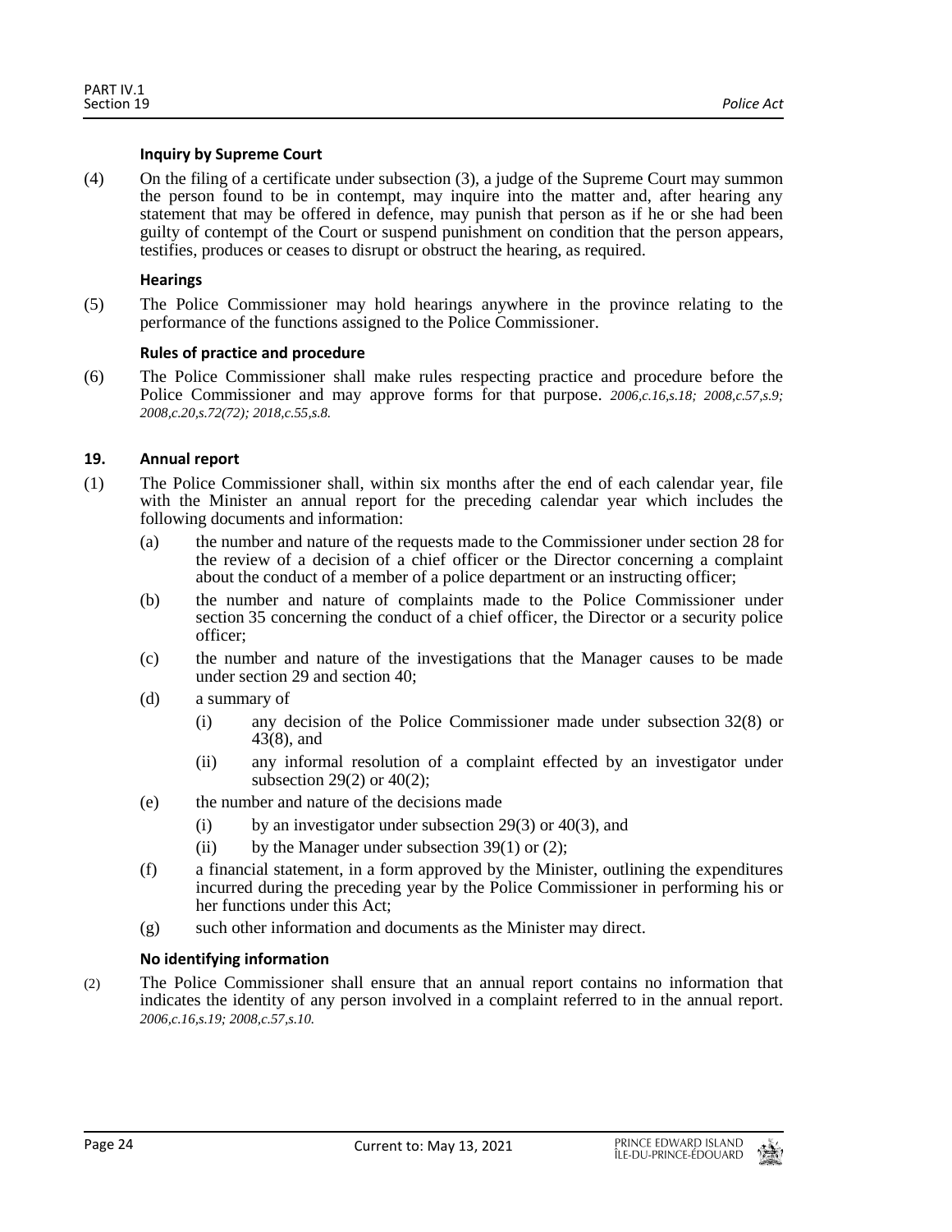**Inquiry by Supreme Court**

(4) On the filing of a certificate under subsection (3), a judge of the Supreme Court may summon the person found to be in contempt, may inquire into the matter and, after hearing any statement that may be offered in defence, may punish that person as if he or she had been guilty of contempt of the Court or suspend punishment on condition that the person appears, testifies, produces or ceases to disrupt or obstruct the hearing, as required.

**Hearings**

(5) The Police Commissioner may hold hearings anywhere in the province relating to the performance of the functions assigned to the Police Commissioner.

**Rules of practice and procedure**

(6) The Police Commissioner shall make rules respecting practice and procedure before the Police Commissioner and may approve forms for that purpose. *2006,c.16,s.18; 2008,c.57,s.9; 2008,c.20,s.72(72); 2018,c.55,s.8.*

### 19. Annual report

(1) The Police Commissioner shall, within six months after the end of each calendar year, file with the Minister an annual report for the preceding calendar year which includes the following documents and information:

- (a) the number and nature of the requests made to the Commissioner under section 28 for the review of a decision of a chief officer or the Director concerning a complaint about the conduct of a member of a police department or an instructing officer;
- (b) the number and nature of complaints made to the Police Commissioner under section 35 concerning the conduct of a chief officer, the Director or a security police officer;
- (c) the number and nature of the investigations that the Manager causes to be made under section 29 and section 40;
- (d) a summary of
  - (i) any decision of the Police Commissioner made under subsection 32(8) or 43(8), and
  - (ii) any informal resolution of a complaint effected by an investigator under subsection 29(2) or 40(2);
- (e) the number and nature of the decisions made
  - (i) by an investigator under subsection 29(3) or 40(3), and
  - (ii) by the Manager under subsection 39(1) or (2);
- (f) a financial statement, in a form approved by the Minister, outlining the expenditures incurred during the preceding year by the Police Commissioner in performing his or her functions under this Act;
- (g) such other information and documents as the Minister may direct.

**No identifying information**

(2) The Police Commissioner shall ensure that an annual report contains no information that indicates the identity of any person involved in a complaint referred to in the annual report. *2006,c.16,s.19; 2008,c.57,s.10.*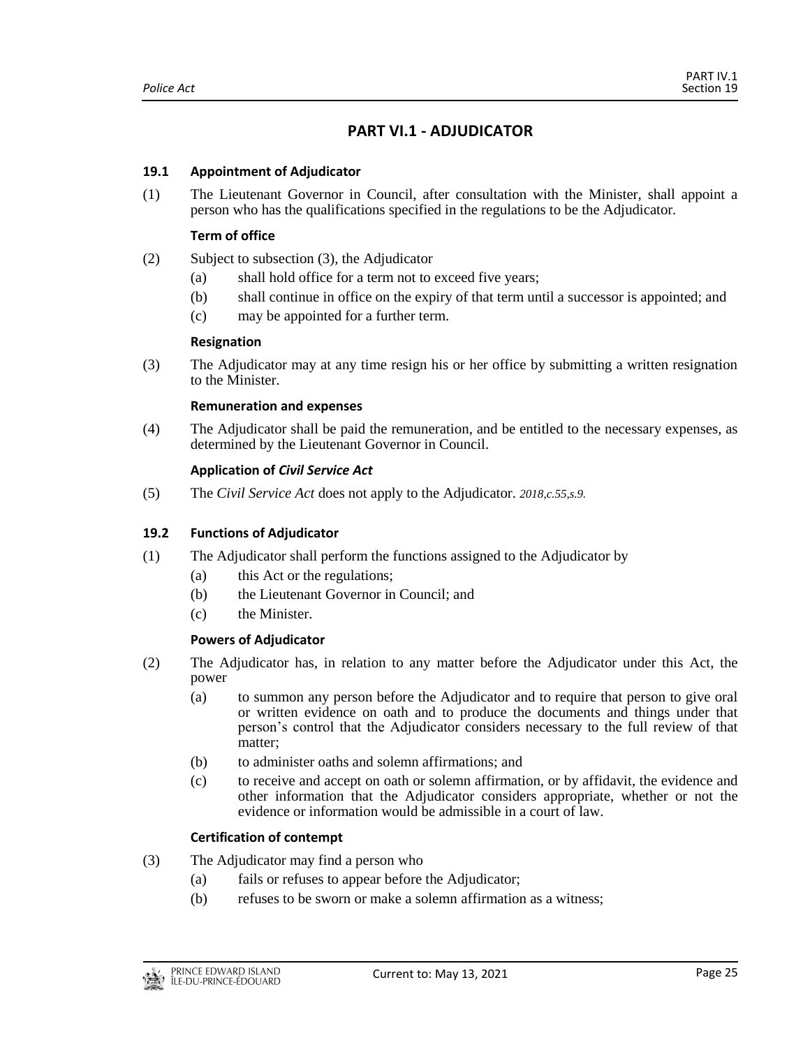# PART VI.1 - ADJUDICATOR

**19.1 Appointment of Adjudicator**

(1) The Lieutenant Governor in Council, after consultation with the Minister, shall appoint a person who has the qualifications specified in the regulations to be the Adjudicator.

**Term of office**

(2) Subject to subsection (3), the Adjudicator

(a) shall hold office for a term not to exceed five years;

(b) shall continue in office on the expiry of that term until a successor is appointed; and

(c) may be appointed for a further term.

**Resignation**

(3) The Adjudicator may at any time resign his or her office by submitting a written resignation to the Minister.

**Remuneration and expenses**

(4) The Adjudicator shall be paid the remuneration, and be entitled to the necessary expenses, as determined by the Lieutenant Governor in Council.

**Application of *Civil Service Act***

(5) The *Civil Service Act* does not apply to the Adjudicator. *2018,c.55,s.9.*

**19.2 Functions of Adjudicator**

(1) The Adjudicator shall perform the functions assigned to the Adjudicator by

(a) this Act or the regulations;

(b) the Lieutenant Governor in Council; and

(c) the Minister.

**Powers of Adjudicator**

(2) The Adjudicator has, in relation to any matter before the Adjudicator under this Act, the power

(a) to summon any person before the Adjudicator and to require that person to give oral or written evidence on oath and to produce the documents and things under that person's control that the Adjudicator considers necessary to the full review of that matter;

(b) to administer oaths and solemn affirmations; and

(c) to receive and accept on oath or solemn affirmation, or by affidavit, the evidence and other information that the Adjudicator considers appropriate, whether or not the evidence or information would be admissible in a court of law.

**Certification of contempt**

(3) The Adjudicator may find a person who

(a) fails or refuses to appear before the Adjudicator;

(b) refuses to be sworn or make a solemn affirmation as a witness;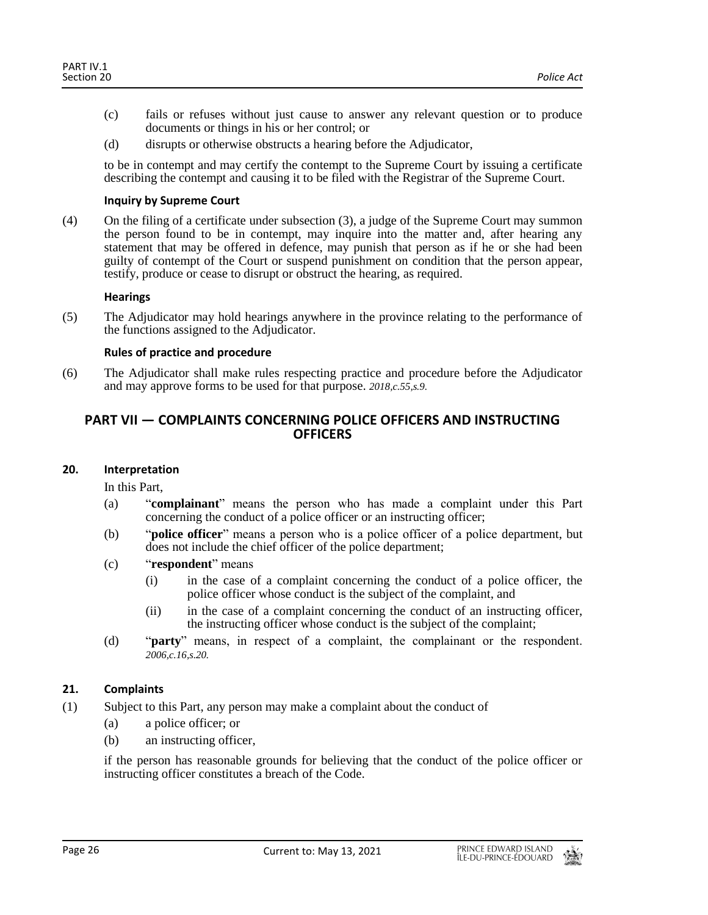(c) fails or refuses without just cause to answer any relevant question or to produce documents or things in his or her control; or

(d) disrupts or otherwise obstructs a hearing before the Adjudicator,

to be in contempt and may certify the contempt to the Supreme Court by issuing a certificate describing the contempt and causing it to be filed with the Registrar of the Supreme Court.

**Inquiry by Supreme Court**

(4) On the filing of a certificate under subsection (3), a judge of the Supreme Court may summon the person found to be in contempt, may inquire into the matter and, after hearing any statement that may be offered in defence, may punish that person as if he or she had been guilty of contempt of the Court or suspend punishment on condition that the person appear, testify, produce or cease to disrupt or obstruct the hearing, as required.

**Hearings**

(5) The Adjudicator may hold hearings anywhere in the province relating to the performance of the functions assigned to the Adjudicator.

**Rules of practice and procedure**

(6) The Adjudicator shall make rules respecting practice and procedure before the Adjudicator and may approve forms to be used for that purpose. *2018,c.55,s.9.*

## PART VII — COMPLAINTS CONCERNING POLICE OFFICERS AND INSTRUCTING OFFICERS

### 20. Interpretation

In this Part,

(a) "**complainant**" means the person who has made a complaint under this Part concerning the conduct of a police officer or an instructing officer;

(b) "**police officer**" means a person who is a police officer of a police department, but does not include the chief officer of the police department;

(c) "**respondent**" means

  (i) in the case of a complaint concerning the conduct of a police officer, the police officer whose conduct is the subject of the complaint, and

  (ii) in the case of a complaint concerning the conduct of an instructing officer, the instructing officer whose conduct is the subject of the complaint;

(d) "**party**" means, in respect of a complaint, the complainant or the respondent. *2006,c.16,s.20.*

### 21. Complaints

(1) Subject to this Part, any person may make a complaint about the conduct of

  (a) a police officer; or

  (b) an instructing officer,

if the person has reasonable grounds for believing that the conduct of the police officer or instructing officer constitutes a breach of the Code.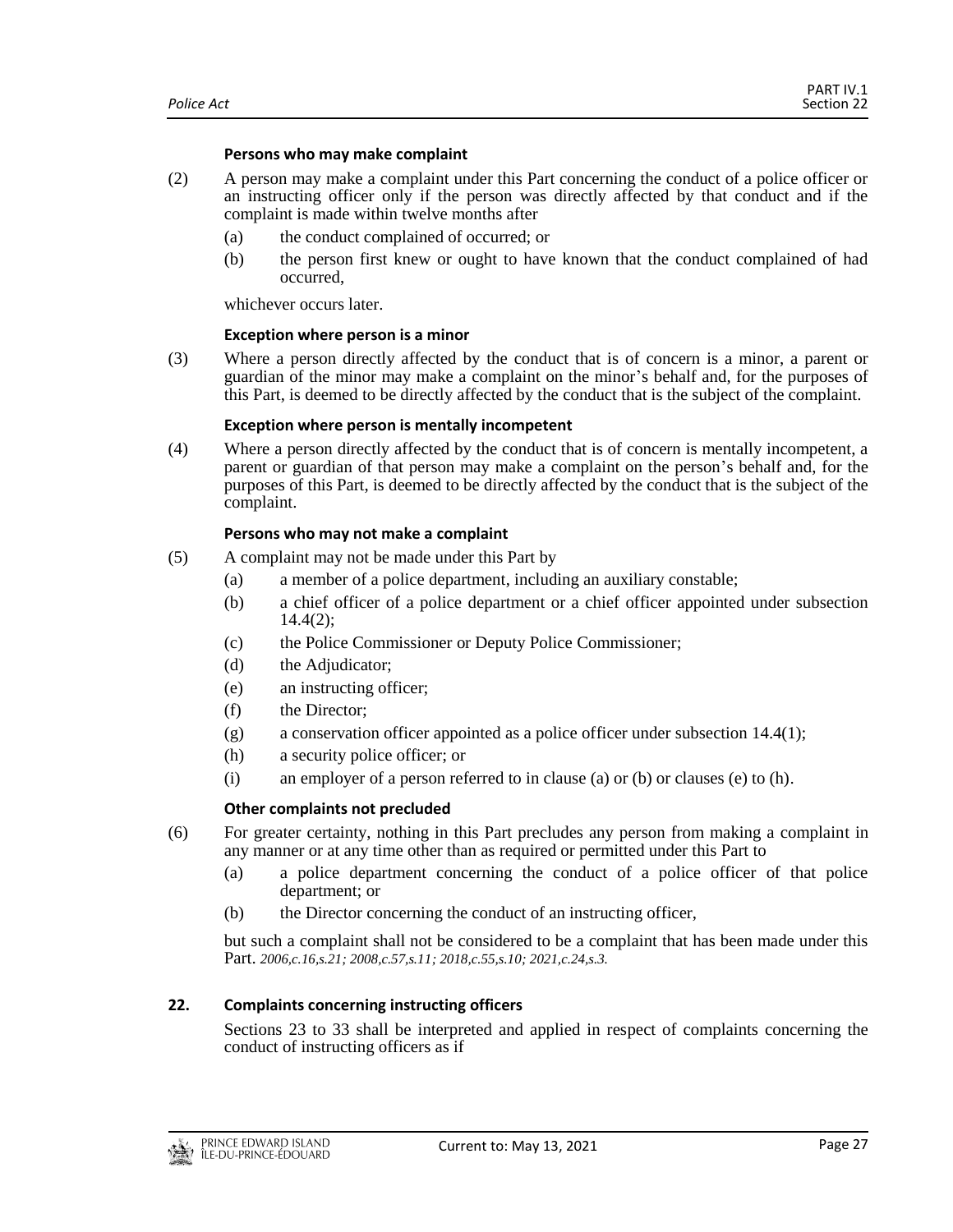**Persons who may make complaint**

(2) A person may make a complaint under this Part concerning the conduct of a police officer or an instructing officer only if the person was directly affected by that conduct and if the complaint is made within twelve months after

(a) the conduct complained of occurred; or

(b) the person first knew or ought to have known that the conduct complained of had occurred,

whichever occurs later.

**Exception where person is a minor**

(3) Where a person directly affected by the conduct that is of concern is a minor, a parent or guardian of the minor may make a complaint on the minor's behalf and, for the purposes of this Part, is deemed to be directly affected by the conduct that is the subject of the complaint.

**Exception where person is mentally incompetent**

(4) Where a person directly affected by the conduct that is of concern is mentally incompetent, a parent or guardian of that person may make a complaint on the person's behalf and, for the purposes of this Part, is deemed to be directly affected by the conduct that is the subject of the complaint.

**Persons who may not make a complaint**

(5) A complaint may not be made under this Part by

(a) a member of a police department, including an auxiliary constable;

(b) a chief officer of a police department or a chief officer appointed under subsection 14.4(2);

(c) the Police Commissioner or Deputy Police Commissioner;

(d) the Adjudicator;

(e) an instructing officer;

(f) the Director;

(g) a conservation officer appointed as a police officer under subsection 14.4(1);

(h) a security police officer; or

(i) an employer of a person referred to in clause (a) or (b) or clauses (e) to (h).

**Other complaints not precluded**

(6) For greater certainty, nothing in this Part precludes any person from making a complaint in any manner or at any time other than as required or permitted under this Part to

(a) a police department concerning the conduct of a police officer of that police department; or

(b) the Director concerning the conduct of an instructing officer,

but such a complaint shall not be considered to be a complaint that has been made under this Part. *2006,c.16,s.21; 2008,c.57,s.11; 2018,c.55,s.10; 2021,c.24,s.3.*

### 22. Complaints concerning instructing officers

Sections 23 to 33 shall be interpreted and applied in respect of complaints concerning the conduct of instructing officers as if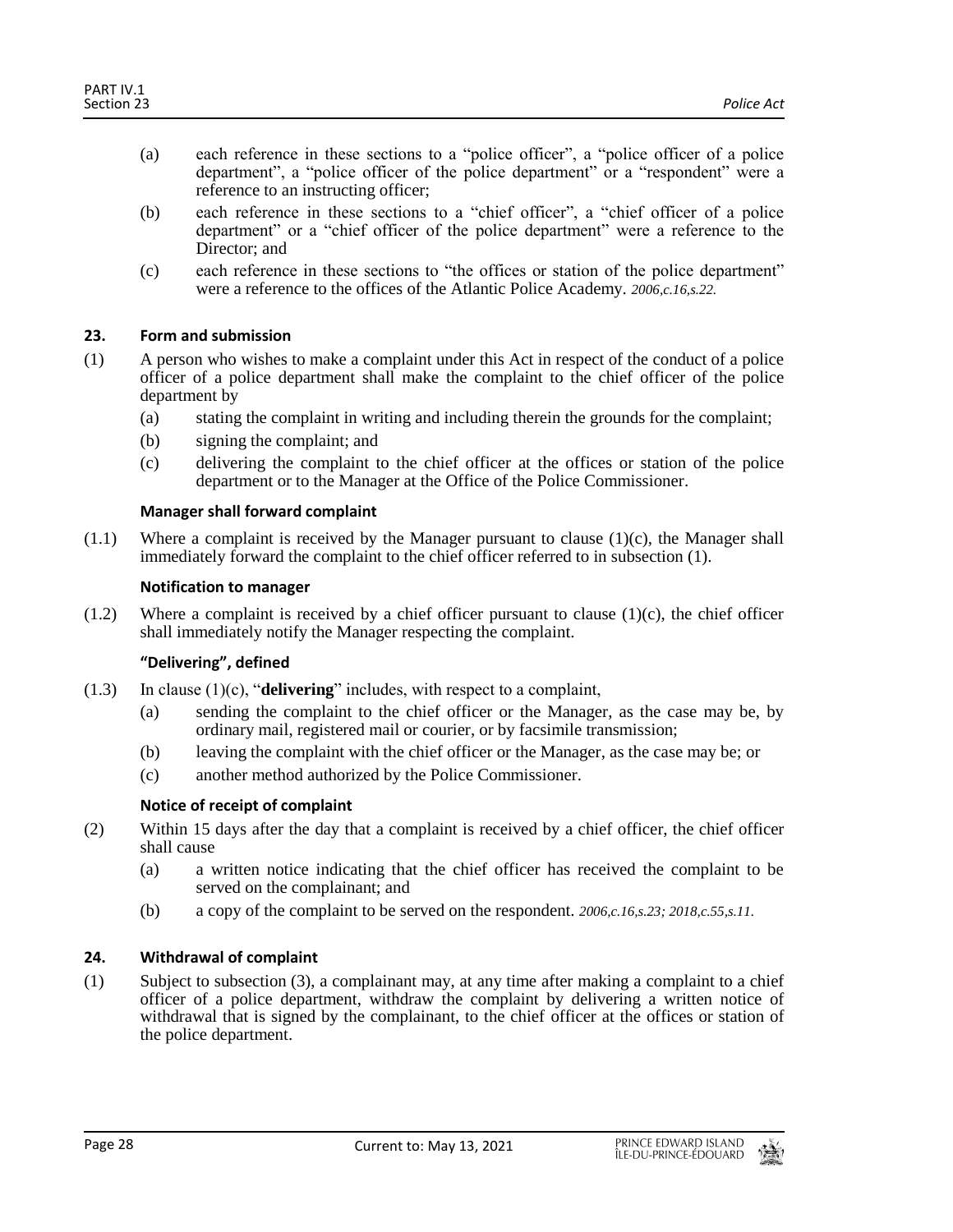(a) each reference in these sections to a "police officer", a "police officer of a police department", a "police officer of the police department" or a "respondent" were a reference to an instructing officer;

(b) each reference in these sections to a "chief officer", a "chief officer of a police department" or a "chief officer of the police department" were a reference to the Director; and

(c) each reference in these sections to "the offices or station of the police department" were a reference to the offices of the Atlantic Police Academy. *2006,c.16,s.22.*

### 23. Form and submission

(1) A person who wishes to make a complaint under this Act in respect of the conduct of a police officer of a police department shall make the complaint to the chief officer of the police department by

(a) stating the complaint in writing and including therein the grounds for the complaint;

(b) signing the complaint; and

(c) delivering the complaint to the chief officer at the offices or station of the police department or to the Manager at the Office of the Police Commissioner.

**Manager shall forward complaint**

(1.1) Where a complaint is received by the Manager pursuant to clause (1)(c), the Manager shall immediately forward the complaint to the chief officer referred to in subsection (1).

**Notification to manager**

(1.2) Where a complaint is received by a chief officer pursuant to clause (1)(c), the chief officer shall immediately notify the Manager respecting the complaint.

**"Delivering", defined**

(1.3) In clause (1)(c), "**delivering**" includes, with respect to a complaint,

(a) sending the complaint to the chief officer or the Manager, as the case may be, by ordinary mail, registered mail or courier, or by facsimile transmission;

(b) leaving the complaint with the chief officer or the Manager, as the case may be; or

(c) another method authorized by the Police Commissioner.

**Notice of receipt of complaint**

(2) Within 15 days after the day that a complaint is received by a chief officer, the chief officer shall cause

(a) a written notice indicating that the chief officer has received the complaint to be served on the complainant; and

(b) a copy of the complaint to be served on the respondent. *2006,c.16,s.23; 2018,c.55,s.11.*

### 24. Withdrawal of complaint

(1) Subject to subsection (3), a complainant may, at any time after making a complaint to a chief officer of a police department, withdraw the complaint by delivering a written notice of withdrawal that is signed by the complainant, to the chief officer at the offices or station of the police department.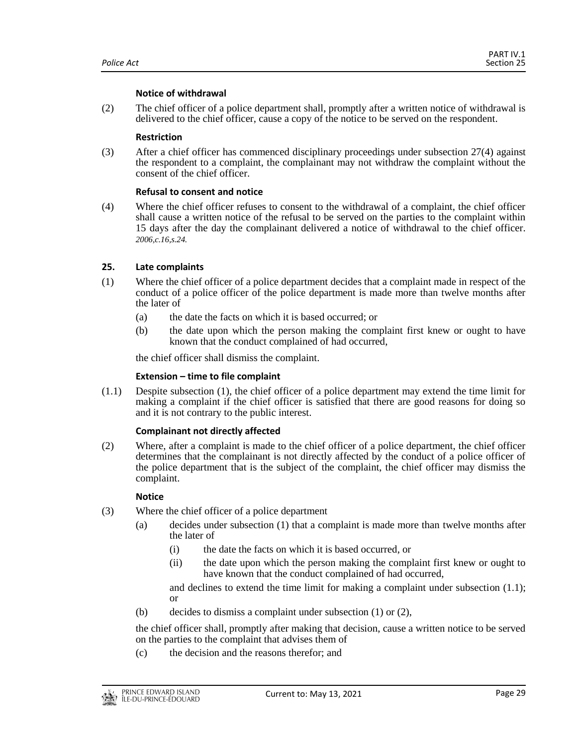**Notice of withdrawal**

(2) The chief officer of a police department shall, promptly after a written notice of withdrawal is delivered to the chief officer, cause a copy of the notice to be served on the respondent.

**Restriction**

(3) After a chief officer has commenced disciplinary proceedings under subsection 27(4) against the respondent to a complaint, the complainant may not withdraw the complaint without the consent of the chief officer.

**Refusal to consent and notice**

(4) Where the chief officer refuses to consent to the withdrawal of a complaint, the chief officer shall cause a written notice of the refusal to be served on the parties to the complaint within 15 days after the day the complainant delivered a notice of withdrawal to the chief officer. *2006,c.16,s.24.*

### 25. Late complaints

(1) Where the chief officer of a police department decides that a complaint made in respect of the conduct of a police officer of the police department is made more than twelve months after the later of

(a) the date the facts on which it is based occurred; or

(b) the date upon which the person making the complaint first knew or ought to have known that the conduct complained of had occurred,

the chief officer shall dismiss the complaint.

**Extension – time to file complaint**

(1.1) Despite subsection (1), the chief officer of a police department may extend the time limit for making a complaint if the chief officer is satisfied that there are good reasons for doing so and it is not contrary to the public interest.

**Complainant not directly affected**

(2) Where, after a complaint is made to the chief officer of a police department, the chief officer determines that the complainant is not directly affected by the conduct of a police officer of the police department that is the subject of the complaint, the chief officer may dismiss the complaint.

**Notice**

(3) Where the chief officer of a police department

(a) decides under subsection (1) that a complaint is made more than twelve months after the later of

(i) the date the facts on which it is based occurred, or

(ii) the date upon which the person making the complaint first knew or ought to have known that the conduct complained of had occurred,

and declines to extend the time limit for making a complaint under subsection (1.1); or

(b) decides to dismiss a complaint under subsection (1) or (2),

the chief officer shall, promptly after making that decision, cause a written notice to be served on the parties to the complaint that advises them of

(c) the decision and the reasons therefor; and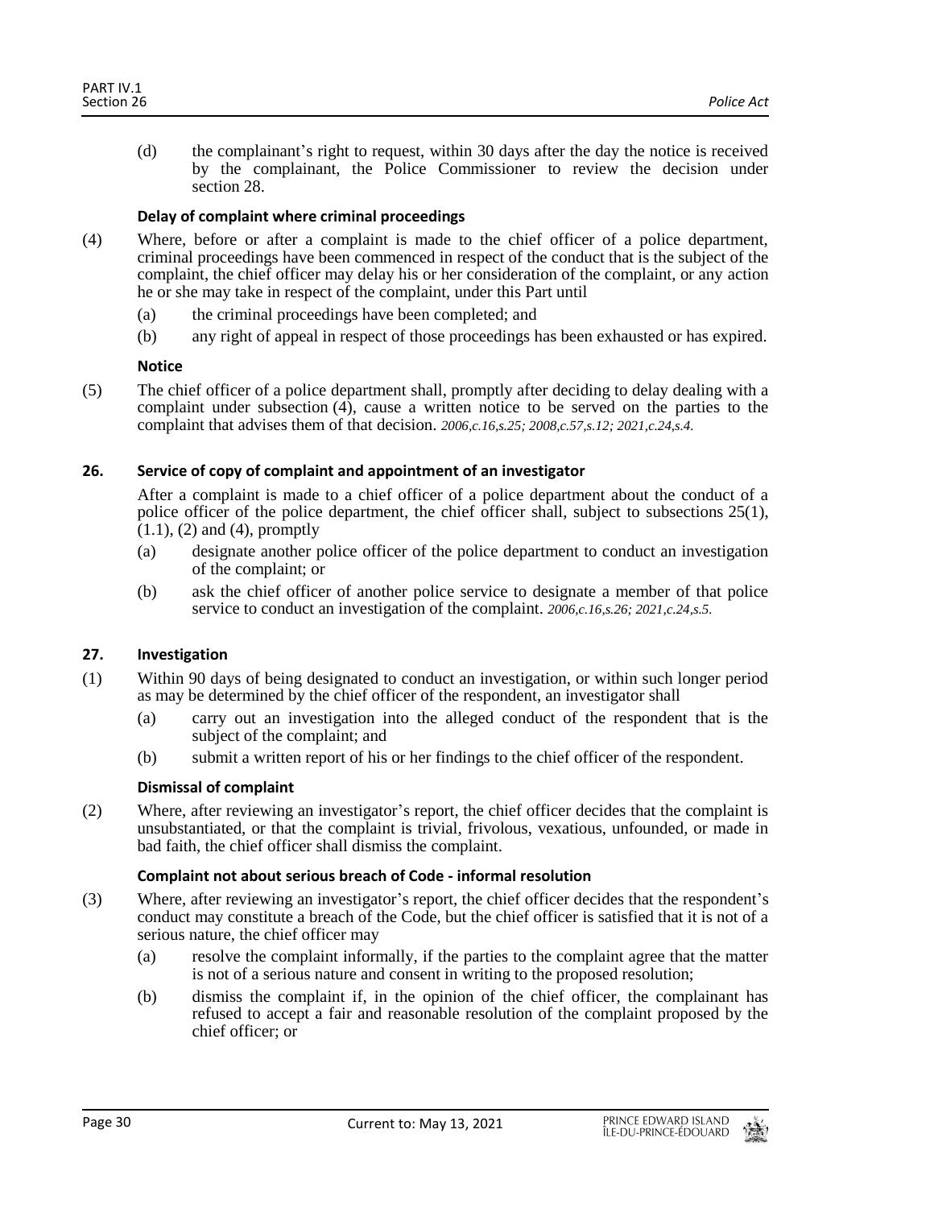(d) the complainant's right to request, within 30 days after the day the notice is received by the complainant, the Police Commissioner to review the decision under section 28.

**Delay of complaint where criminal proceedings**

(4) Where, before or after a complaint is made to the chief officer of a police department, criminal proceedings have been commenced in respect of the conduct that is the subject of the complaint, the chief officer may delay his or her consideration of the complaint, or any action he or she may take in respect of the complaint, under this Part until

(a) the criminal proceedings have been completed; and

(b) any right of appeal in respect of those proceedings has been exhausted or has expired.

**Notice**

(5) The chief officer of a police department shall, promptly after deciding to delay dealing with a complaint under subsection (4), cause a written notice to be served on the parties to the complaint that advises them of that decision. *2006,c.16,s.25; 2008,c.57,s.12; 2021,c.24,s.4.*

### 26. Service of copy of complaint and appointment of an investigator

After a complaint is made to a chief officer of a police department about the conduct of a police officer of the police department, the chief officer shall, subject to subsections 25(1), (1.1), (2) and (4), promptly

(a) designate another police officer of the police department to conduct an investigation of the complaint; or

(b) ask the chief officer of another police service to designate a member of that police service to conduct an investigation of the complaint. *2006,c.16,s.26; 2021,c.24,s.5.*

### 27. Investigation

(1) Within 90 days of being designated to conduct an investigation, or within such longer period as may be determined by the chief officer of the respondent, an investigator shall

(a) carry out an investigation into the alleged conduct of the respondent that is the subject of the complaint; and

(b) submit a written report of his or her findings to the chief officer of the respondent.

**Dismissal of complaint**

(2) Where, after reviewing an investigator's report, the chief officer decides that the complaint is unsubstantiated, or that the complaint is trivial, frivolous, vexatious, unfounded, or made in bad faith, the chief officer shall dismiss the complaint.

**Complaint not about serious breach of Code - informal resolution**

(3) Where, after reviewing an investigator's report, the chief officer decides that the respondent's conduct may constitute a breach of the Code, but the chief officer is satisfied that it is not of a serious nature, the chief officer may

(a) resolve the complaint informally, if the parties to the complaint agree that the matter is not of a serious nature and consent in writing to the proposed resolution;

(b) dismiss the complaint if, in the opinion of the chief officer, the complainant has refused to accept a fair and reasonable resolution of the complaint proposed by the chief officer; or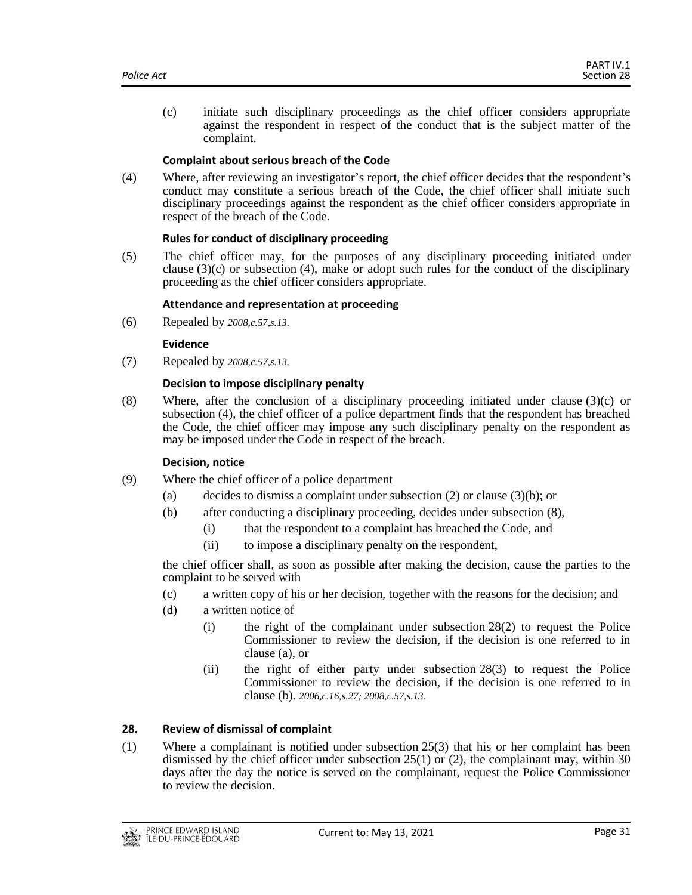(c) initiate such disciplinary proceedings as the chief officer considers appropriate against the respondent in respect of the conduct that is the subject matter of the complaint.

**Complaint about serious breach of the Code**

(4) Where, after reviewing an investigator's report, the chief officer decides that the respondent's conduct may constitute a serious breach of the Code, the chief officer shall initiate such disciplinary proceedings against the respondent as the chief officer considers appropriate in respect of the breach of the Code.

**Rules for conduct of disciplinary proceeding**

(5) The chief officer may, for the purposes of any disciplinary proceeding initiated under clause (3)(c) or subsection (4), make or adopt such rules for the conduct of the disciplinary proceeding as the chief officer considers appropriate.

**Attendance and representation at proceeding**

(6) Repealed by *2008,c.57,s.13.*

**Evidence**

(7) Repealed by *2008,c.57,s.13.*

**Decision to impose disciplinary penalty**

(8) Where, after the conclusion of a disciplinary proceeding initiated under clause (3)(c) or subsection (4), the chief officer of a police department finds that the respondent has breached the Code, the chief officer may impose any such disciplinary penalty on the respondent as may be imposed under the Code in respect of the breach.

**Decision, notice**

(9) Where the chief officer of a police department

- (a) decides to dismiss a complaint under subsection (2) or clause (3)(b); or
- (b) after conducting a disciplinary proceeding, decides under subsection (8),
  - (i) that the respondent to a complaint has breached the Code, and
  - (ii) to impose a disciplinary penalty on the respondent,

the chief officer shall, as soon as possible after making the decision, cause the parties to the complaint to be served with

- (c) a written copy of his or her decision, together with the reasons for the decision; and
- (d) a written notice of
  - (i) the right of the complainant under subsection 28(2) to request the Police Commissioner to review the decision, if the decision is one referred to in clause (a), or
  - (ii) the right of either party under subsection 28(3) to request the Police Commissioner to review the decision, if the decision is one referred to in clause (b). *2006,c.16,s.27; 2008,c.57,s.13.*

### 28. Review of dismissal of complaint

(1) Where a complainant is notified under subsection 25(3) that his or her complaint has been dismissed by the chief officer under subsection 25(1) or (2), the complainant may, within 30 days after the day the notice is served on the complainant, request the Police Commissioner to review the decision.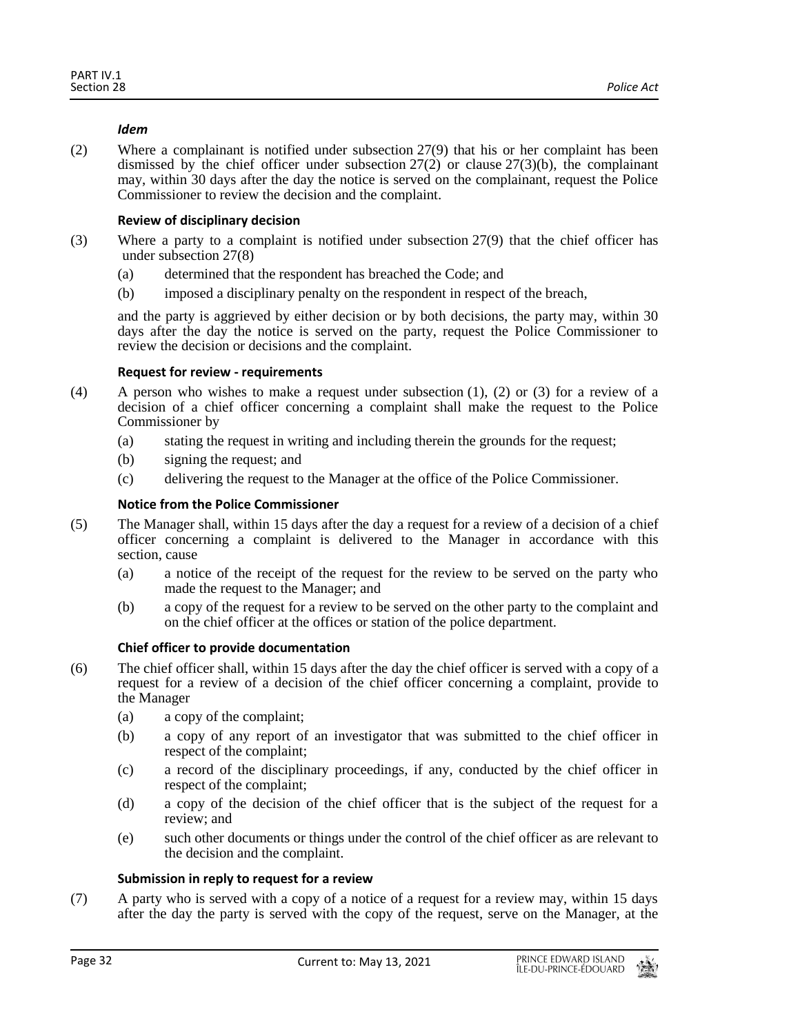***Idem***

(2) Where a complainant is notified under subsection 27(9) that his or her complaint has been dismissed by the chief officer under subsection 27(2) or clause 27(3)(b), the complainant may, within 30 days after the day the notice is served on the complainant, request the Police Commissioner to review the decision and the complaint.

**Review of disciplinary decision**

(3) Where a party to a complaint is notified under subsection 27(9) that the chief officer has under subsection 27(8)

(a) determined that the respondent has breached the Code; and

(b) imposed a disciplinary penalty on the respondent in respect of the breach,

and the party is aggrieved by either decision or by both decisions, the party may, within 30 days after the day the notice is served on the party, request the Police Commissioner to review the decision or decisions and the complaint.

**Request for review - requirements**

(4) A person who wishes to make a request under subsection (1), (2) or (3) for a review of a decision of a chief officer concerning a complaint shall make the request to the Police Commissioner by

(a) stating the request in writing and including therein the grounds for the request;

(b) signing the request; and

(c) delivering the request to the Manager at the office of the Police Commissioner.

**Notice from the Police Commissioner**

(5) The Manager shall, within 15 days after the day a request for a review of a decision of a chief officer concerning a complaint is delivered to the Manager in accordance with this section, cause

(a) a notice of the receipt of the request for the review to be served on the party who made the request to the Manager; and

(b) a copy of the request for a review to be served on the other party to the complaint and on the chief officer at the offices or station of the police department.

**Chief officer to provide documentation**

(6) The chief officer shall, within 15 days after the day the chief officer is served with a copy of a request for a review of a decision of the chief officer concerning a complaint, provide to the Manager

(a) a copy of the complaint;

(b) a copy of any report of an investigator that was submitted to the chief officer in respect of the complaint;

(c) a record of the disciplinary proceedings, if any, conducted by the chief officer in respect of the complaint;

(d) a copy of the decision of the chief officer that is the subject of the request for a review; and

(e) such other documents or things under the control of the chief officer as are relevant to the decision and the complaint.

**Submission in reply to request for a review**

(7) A party who is served with a copy of a notice of a request for a review may, within 15 days after the day the party is served with the copy of the request, serve on the Manager, at the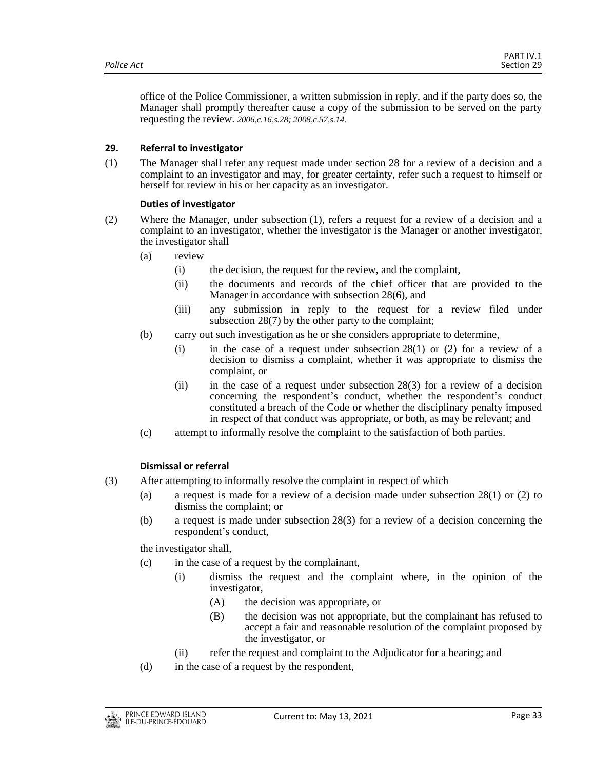office of the Police Commissioner, a written submission in reply, and if the party does so, the Manager shall promptly thereafter cause a copy of the submission to be served on the party requesting the review. *2006,c.16,s.28; 2008,c.57,s.14.*

**29. Referral to investigator**

(1) The Manager shall refer any request made under section 28 for a review of a decision and a complaint to an investigator and may, for greater certainty, refer such a request to himself or herself for review in his or her capacity as an investigator.

**Duties of investigator**

(2) Where the Manager, under subsection (1), refers a request for a review of a decision and a complaint to an investigator, whether the investigator is the Manager or another investigator, the investigator shall

(a) review

(i) the decision, the request for the review, and the complaint,

(ii) the documents and records of the chief officer that are provided to the Manager in accordance with subsection 28(6), and

(iii) any submission in reply to the request for a review filed under subsection 28(7) by the other party to the complaint;

(b) carry out such investigation as he or she considers appropriate to determine,

(i) in the case of a request under subsection 28(1) or (2) for a review of a decision to dismiss a complaint, whether it was appropriate to dismiss the complaint, or

(ii) in the case of a request under subsection 28(3) for a review of a decision concerning the respondent's conduct, whether the respondent's conduct constituted a breach of the Code or whether the disciplinary penalty imposed in respect of that conduct was appropriate, or both, as may be relevant; and

(c) attempt to informally resolve the complaint to the satisfaction of both parties.

**Dismissal or referral**

(3) After attempting to informally resolve the complaint in respect of which

(a) a request is made for a review of a decision made under subsection 28(1) or (2) to dismiss the complaint; or

(b) a request is made under subsection 28(3) for a review of a decision concerning the respondent's conduct,

the investigator shall,

(c) in the case of a request by the complainant,

(i) dismiss the request and the complaint where, in the opinion of the investigator,

(A) the decision was appropriate, or

(B) the decision was not appropriate, but the complainant has refused to accept a fair and reasonable resolution of the complaint proposed by the investigator, or

(ii) refer the request and complaint to the Adjudicator for a hearing; and

(d) in the case of a request by the respondent,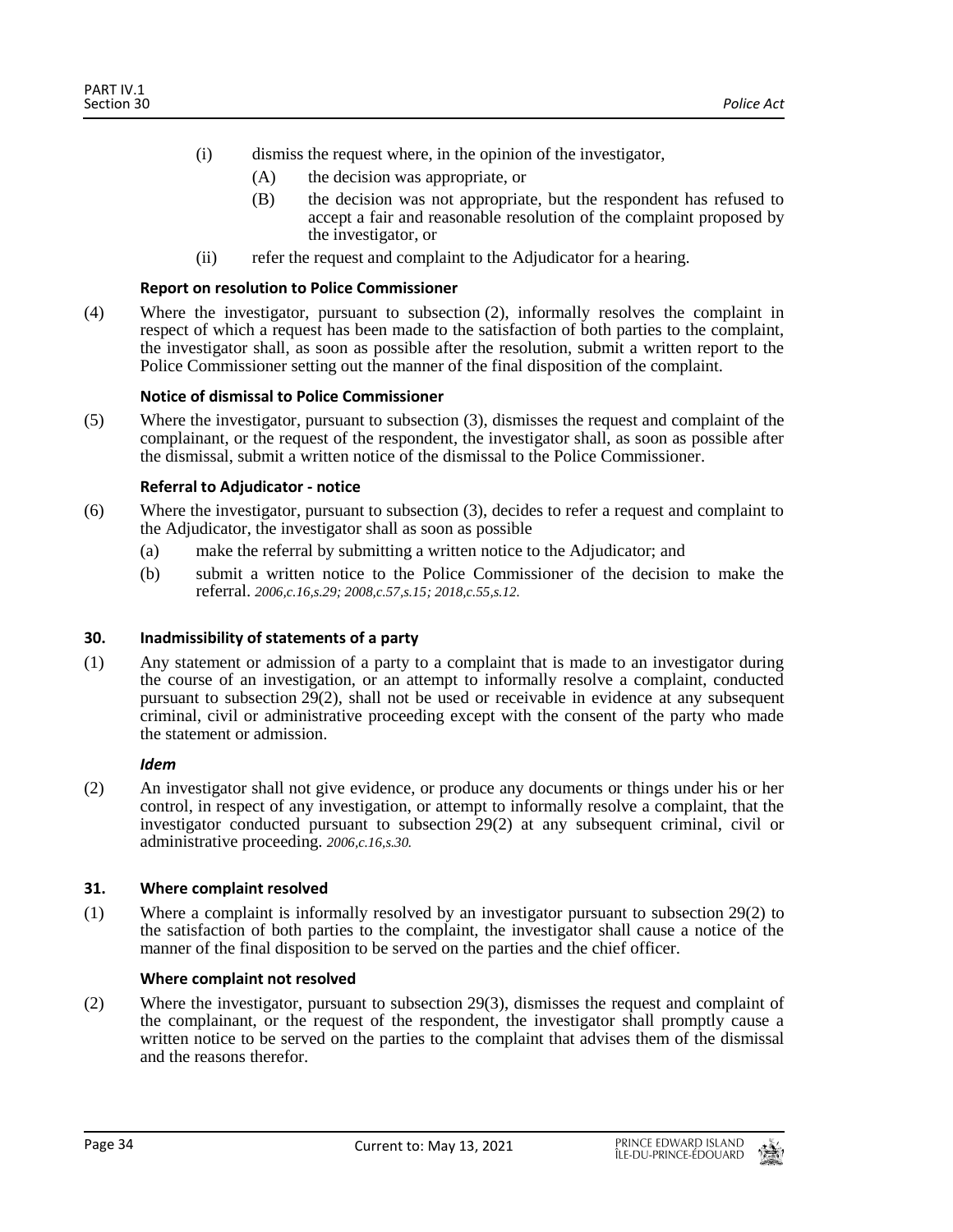(i) dismiss the request where, in the opinion of the investigator,

(A) the decision was appropriate, or

(B) the decision was not appropriate, but the respondent has refused to accept a fair and reasonable resolution of the complaint proposed by the investigator, or

(ii) refer the request and complaint to the Adjudicator for a hearing.

**Report on resolution to Police Commissioner**

(4) Where the investigator, pursuant to subsection (2), informally resolves the complaint in respect of which a request has been made to the satisfaction of both parties to the complaint, the investigator shall, as soon as possible after the resolution, submit a written report to the Police Commissioner setting out the manner of the final disposition of the complaint.

**Notice of dismissal to Police Commissioner**

(5) Where the investigator, pursuant to subsection (3), dismisses the request and complaint of the complainant, or the request of the respondent, the investigator shall, as soon as possible after the dismissal, submit a written notice of the dismissal to the Police Commissioner.

**Referral to Adjudicator - notice**

(6) Where the investigator, pursuant to subsection (3), decides to refer a request and complaint to the Adjudicator, the investigator shall as soon as possible

(a) make the referral by submitting a written notice to the Adjudicator; and

(b) submit a written notice to the Police Commissioner of the decision to make the referral. *2006,c.16,s.29; 2008,c.57,s.15; 2018,c.55,s.12.*

### 30. Inadmissibility of statements of a party

(1) Any statement or admission of a party to a complaint that is made to an investigator during the course of an investigation, or an attempt to informally resolve a complaint, conducted pursuant to subsection 29(2), shall not be used or receivable in evidence at any subsequent criminal, civil or administrative proceeding except with the consent of the party who made the statement or admission.

***Idem***

(2) An investigator shall not give evidence, or produce any documents or things under his or her control, in respect of any investigation, or attempt to informally resolve a complaint, that the investigator conducted pursuant to subsection 29(2) at any subsequent criminal, civil or administrative proceeding. *2006,c.16,s.30.*

### 31. Where complaint resolved

(1) Where a complaint is informally resolved by an investigator pursuant to subsection 29(2) to the satisfaction of both parties to the complaint, the investigator shall cause a notice of the manner of the final disposition to be served on the parties and the chief officer.

**Where complaint not resolved**

(2) Where the investigator, pursuant to subsection 29(3), dismisses the request and complaint of the complainant, or the request of the respondent, the investigator shall promptly cause a written notice to be served on the parties to the complaint that advises them of the dismissal and the reasons therefor.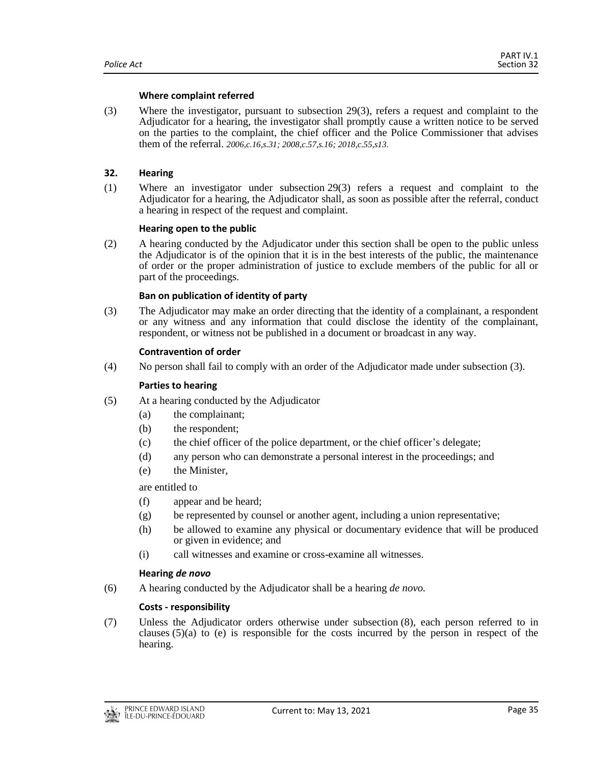**Where complaint referred**

(3) Where the investigator, pursuant to subsection 29(3), refers a request and complaint to the Adjudicator for a hearing, the investigator shall promptly cause a written notice to be served on the parties to the complaint, the chief officer and the Police Commissioner that advises them of the referral. *2006,c.16,s.31; 2008,c.57,s.16; 2018,c.55,s13.*

## 32. Hearing

(1) Where an investigator under subsection 29(3) refers a request and complaint to the Adjudicator for a hearing, the Adjudicator shall, as soon as possible after the referral, conduct a hearing in respect of the request and complaint.

**Hearing open to the public**

(2) A hearing conducted by the Adjudicator under this section shall be open to the public unless the Adjudicator is of the opinion that it is in the best interests of the public, the maintenance of order or the proper administration of justice to exclude members of the public for all or part of the proceedings.

**Ban on publication of identity of party**

(3) The Adjudicator may make an order directing that the identity of a complainant, a respondent or any witness and any information that could disclose the identity of the complainant, respondent, or witness not be published in a document or broadcast in any way.

**Contravention of order**

(4) No person shall fail to comply with an order of the Adjudicator made under subsection (3).

**Parties to hearing**

(5) At a hearing conducted by the Adjudicator

- (a) the complainant;
- (b) the respondent;
- (c) the chief officer of the police department, or the chief officer's delegate;
- (d) any person who can demonstrate a personal interest in the proceedings; and
- (e) the Minister,

are entitled to

- (f) appear and be heard;
- (g) be represented by counsel or another agent, including a union representative;
- (h) be allowed to examine any physical or documentary evidence that will be produced or given in evidence; and
- (i) call witnesses and examine or cross-examine all witnesses.

**Hearing *de novo***

(6) A hearing conducted by the Adjudicator shall be a hearing *de novo.*

**Costs - responsibility**

(7) Unless the Adjudicator orders otherwise under subsection (8), each person referred to in clauses (5)(a) to (e) is responsible for the costs incurred by the person in respect of the hearing.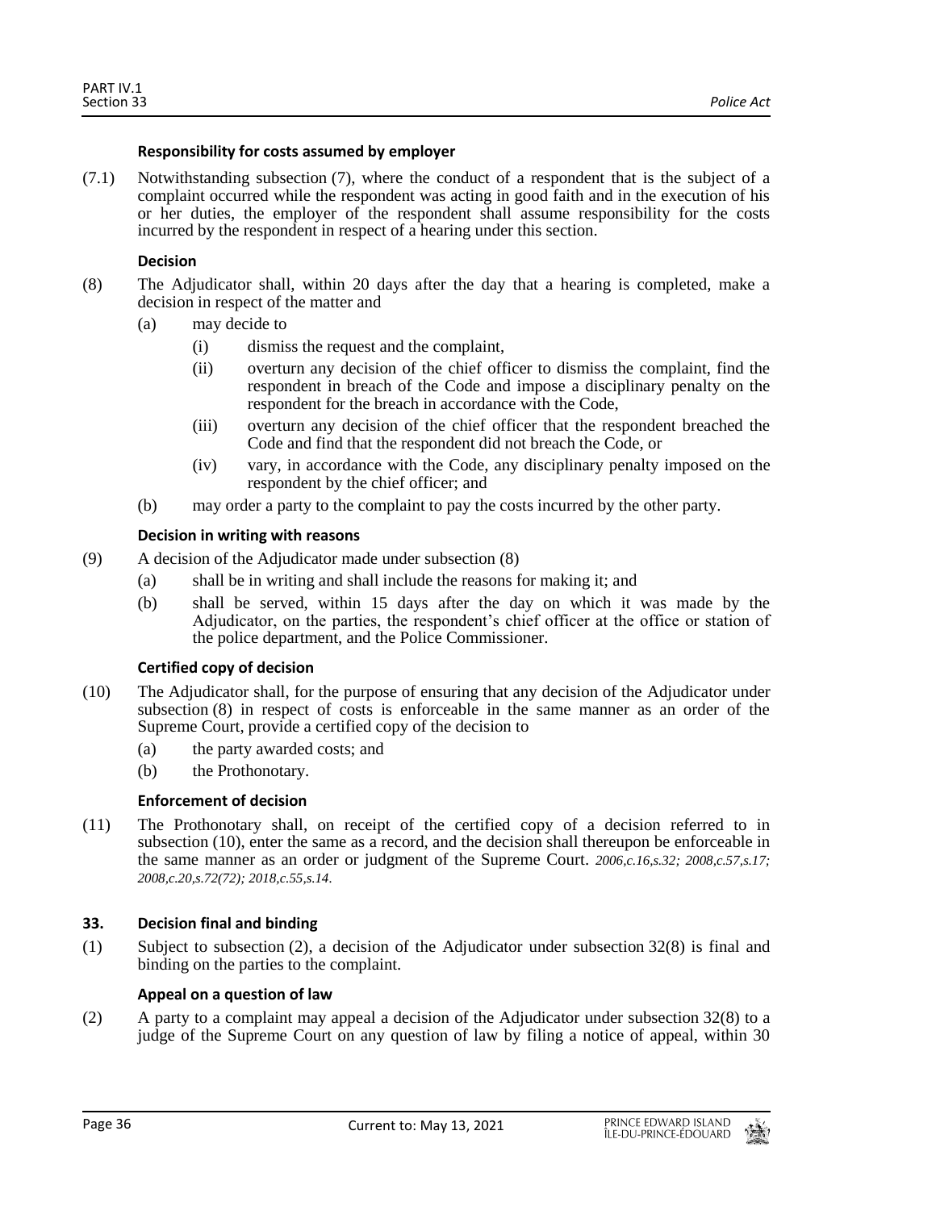**Responsibility for costs assumed by employer**

(7.1) Notwithstanding subsection (7), where the conduct of a respondent that is the subject of a complaint occurred while the respondent was acting in good faith and in the execution of his or her duties, the employer of the respondent shall assume responsibility for the costs incurred by the respondent in respect of a hearing under this section.

**Decision**

(8) The Adjudicator shall, within 20 days after the day that a hearing is completed, make a decision in respect of the matter and

(a) may decide to

(i) dismiss the request and the complaint,

(ii) overturn any decision of the chief officer to dismiss the complaint, find the respondent in breach of the Code and impose a disciplinary penalty on the respondent for the breach in accordance with the Code,

(iii) overturn any decision of the chief officer that the respondent breached the Code and find that the respondent did not breach the Code, or

(iv) vary, in accordance with the Code, any disciplinary penalty imposed on the respondent by the chief officer; and

(b) may order a party to the complaint to pay the costs incurred by the other party.

**Decision in writing with reasons**

(9) A decision of the Adjudicator made under subsection (8)

(a) shall be in writing and shall include the reasons for making it; and

(b) shall be served, within 15 days after the day on which it was made by the Adjudicator, on the parties, the respondent's chief officer at the office or station of the police department, and the Police Commissioner.

**Certified copy of decision**

(10) The Adjudicator shall, for the purpose of ensuring that any decision of the Adjudicator under subsection (8) in respect of costs is enforceable in the same manner as an order of the Supreme Court, provide a certified copy of the decision to

(a) the party awarded costs; and

(b) the Prothonotary.

**Enforcement of decision**

(11) The Prothonotary shall, on receipt of the certified copy of a decision referred to in subsection (10), enter the same as a record, and the decision shall thereupon be enforceable in the same manner as an order or judgment of the Supreme Court. *2006,c.16,s.32; 2008,c.57,s.17; 2008,c.20,s.72(72); 2018,c.55,s.14.*

### 33. Decision final and binding

(1) Subject to subsection (2), a decision of the Adjudicator under subsection 32(8) is final and binding on the parties to the complaint.

**Appeal on a question of law**

(2) A party to a complaint may appeal a decision of the Adjudicator under subsection 32(8) to a judge of the Supreme Court on any question of law by filing a notice of appeal, within 30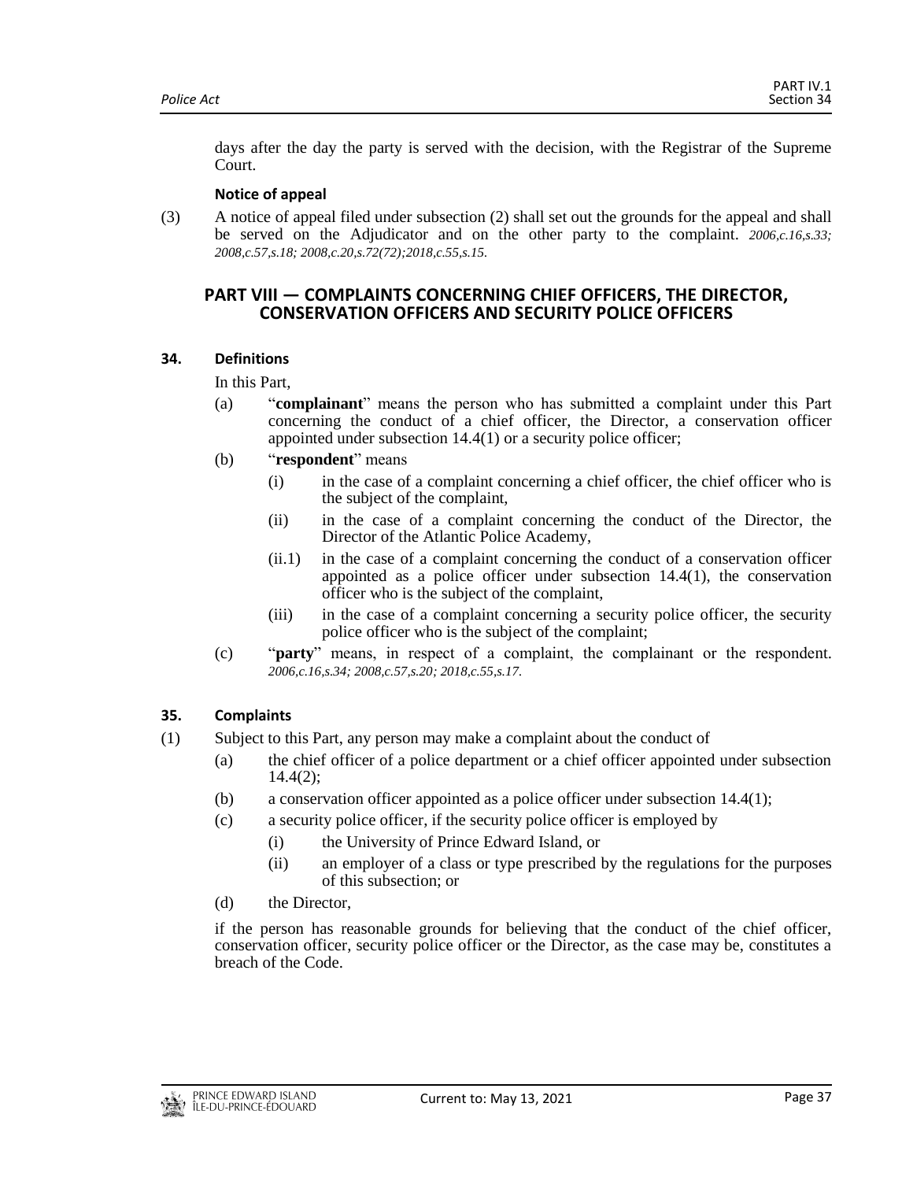days after the day the party is served with the decision, with the Registrar of the Supreme Court.

**Notice of appeal**

(3) A notice of appeal filed under subsection (2) shall set out the grounds for the appeal and shall be served on the Adjudicator and on the other party to the complaint. *2006,c.16,s.33; 2008,c.57,s.18; 2008,c.20,s.72(72);2018,c.55,s.15.*

## PART VIII — COMPLAINTS CONCERNING CHIEF OFFICERS, THE DIRECTOR, CONSERVATION OFFICERS AND SECURITY POLICE OFFICERS

### 34. Definitions

In this Part,

(a) "**complainant**" means the person who has submitted a complaint under this Part concerning the conduct of a chief officer, the Director, a conservation officer appointed under subsection 14.4(1) or a security police officer;

(b) "**respondent**" means

(i) in the case of a complaint concerning a chief officer, the chief officer who is the subject of the complaint,

(ii) in the case of a complaint concerning the conduct of the Director, the Director of the Atlantic Police Academy,

(ii.1) in the case of a complaint concerning the conduct of a conservation officer appointed as a police officer under subsection 14.4(1), the conservation officer who is the subject of the complaint,

(iii) in the case of a complaint concerning a security police officer, the security police officer who is the subject of the complaint;

(c) "**party**" means, in respect of a complaint, the complainant or the respondent. *2006,c.16,s.34; 2008,c.57,s.20; 2018,c.55,s.17.*

### 35. Complaints

(1) Subject to this Part, any person may make a complaint about the conduct of

(a) the chief officer of a police department or a chief officer appointed under subsection 14.4(2);

(b) a conservation officer appointed as a police officer under subsection 14.4(1);

(c) a security police officer, if the security police officer is employed by

(i) the University of Prince Edward Island, or

(ii) an employer of a class or type prescribed by the regulations for the purposes of this subsection; or

(d) the Director,

if the person has reasonable grounds for believing that the conduct of the chief officer, conservation officer, security police officer or the Director, as the case may be, constitutes a breach of the Code.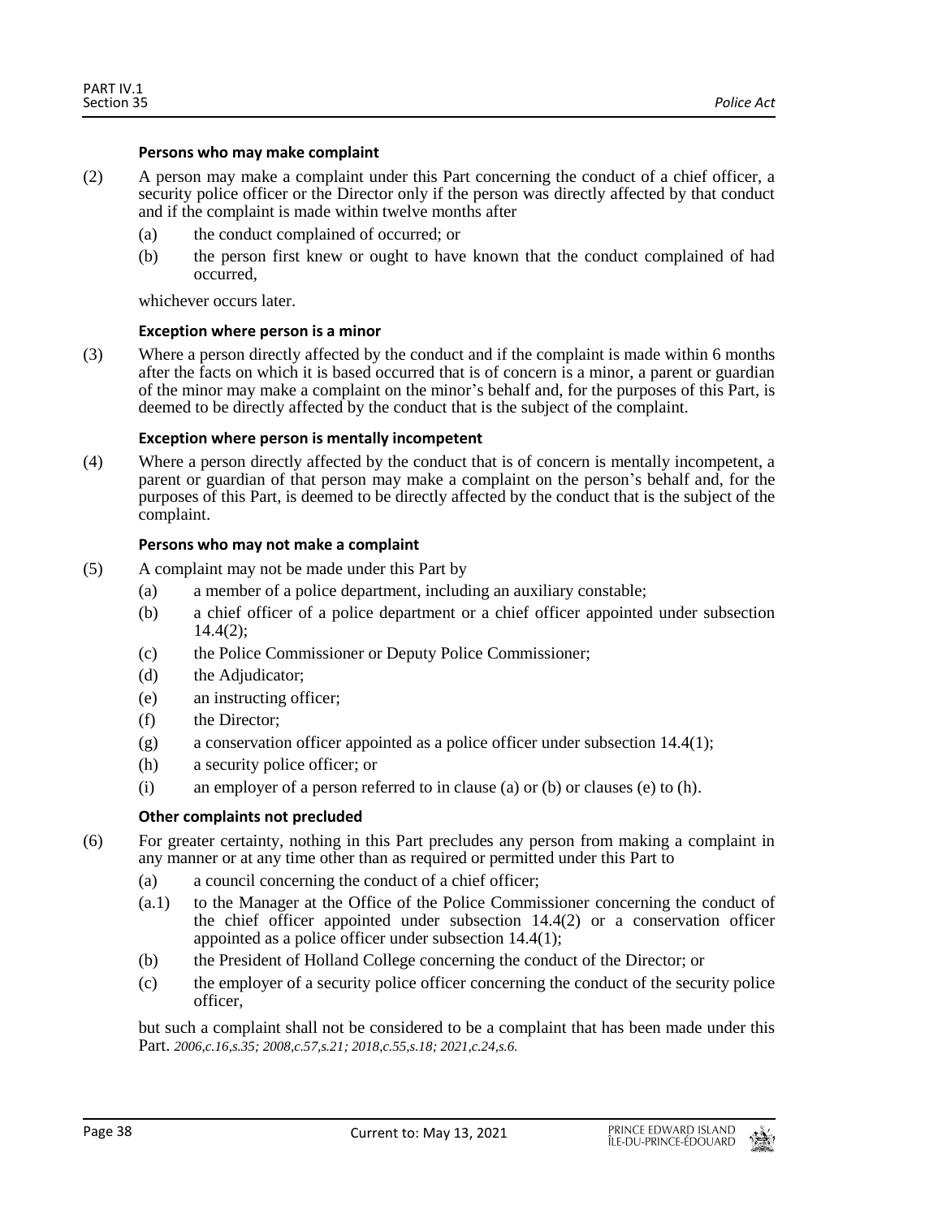#### Persons who may make complaint

(2) A person may make a complaint under this Part concerning the conduct of a chief officer, a security police officer or the Director only if the person was directly affected by that conduct and if the complaint is made within twelve months after

- (a) the conduct complained of occurred; or
- (b) the person first knew or ought to have known that the conduct complained of had occurred,

whichever occurs later.

#### Exception where person is a minor

(3) Where a person directly affected by the conduct and if the complaint is made within 6 months after the facts on which it is based occurred that is of concern is a minor, a parent or guardian of the minor may make a complaint on the minor's behalf and, for the purposes of this Part, is deemed to be directly affected by the conduct that is the subject of the complaint.

#### Exception where person is mentally incompetent

(4) Where a person directly affected by the conduct that is of concern is mentally incompetent, a parent or guardian of that person may make a complaint on the person's behalf and, for the purposes of this Part, is deemed to be directly affected by the conduct that is the subject of the complaint.

#### Persons who may not make a complaint

(5) A complaint may not be made under this Part by

- (a) a member of a police department, including an auxiliary constable;
- (b) a chief officer of a police department or a chief officer appointed under subsection 14.4(2);
- (c) the Police Commissioner or Deputy Police Commissioner;
- (d) the Adjudicator;
- (e) an instructing officer;
- (f) the Director;
- (g) a conservation officer appointed as a police officer under subsection 14.4(1);
- (h) a security police officer; or
- (i) an employer of a person referred to in clause (a) or (b) or clauses (e) to (h).

#### Other complaints not precluded

(6) For greater certainty, nothing in this Part precludes any person from making a complaint in any manner or at any time other than as required or permitted under this Part to

- (a) a council concerning the conduct of a chief officer;
- (a.1) to the Manager at the Office of the Police Commissioner concerning the conduct of the chief officer appointed under subsection 14.4(2) or a conservation officer appointed as a police officer under subsection 14.4(1);
- (b) the President of Holland College concerning the conduct of the Director; or
- (c) the employer of a security police officer concerning the conduct of the security police officer,

but such a complaint shall not be considered to be a complaint that has been made under this Part. *2006,c.16,s.35; 2008,c.57,s.21; 2018,c.55,s.18; 2021,c.24,s.6.*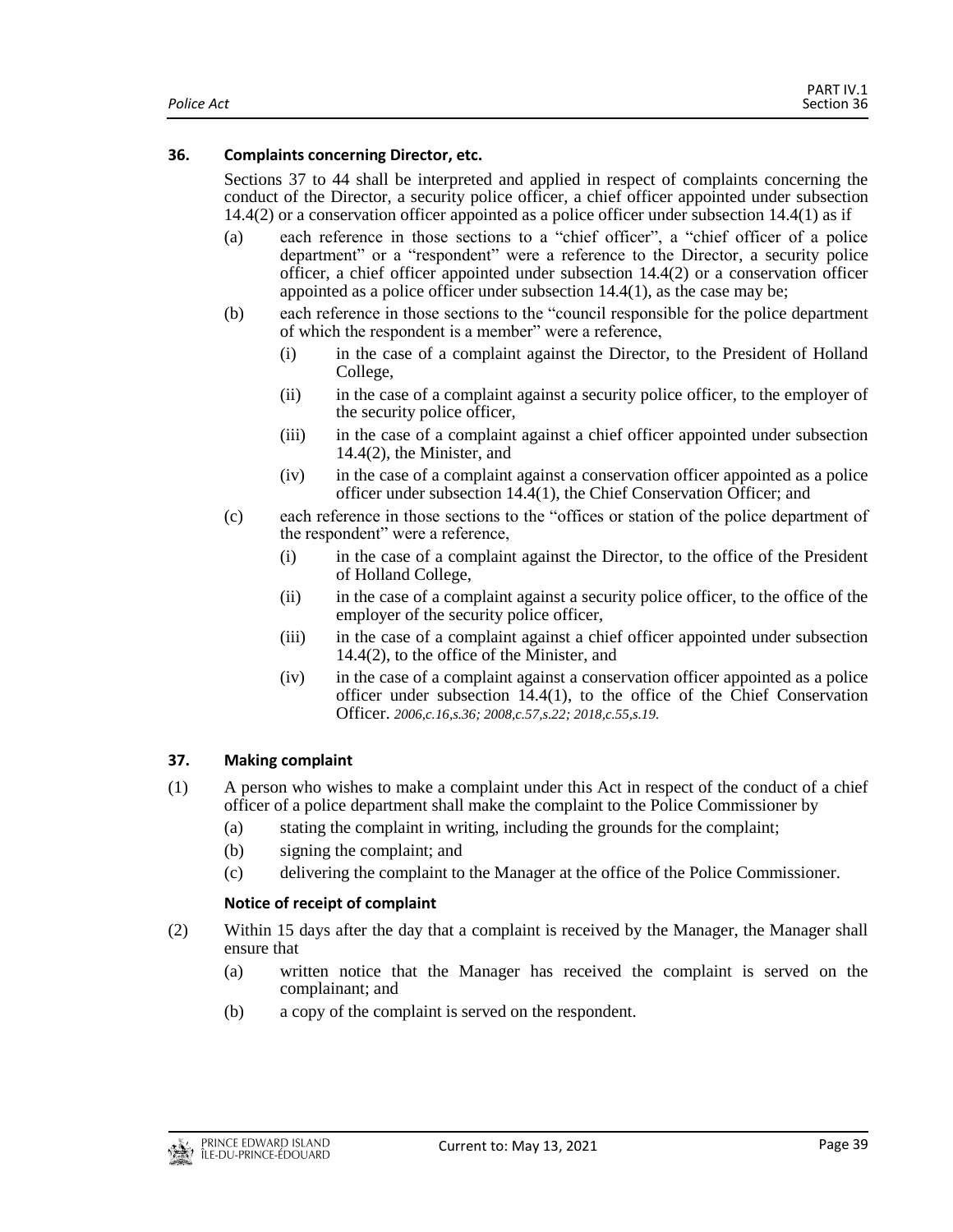### 36. Complaints concerning Director, etc.

Sections 37 to 44 shall be interpreted and applied in respect of complaints concerning the conduct of the Director, a security police officer, a chief officer appointed under subsection 14.4(2) or a conservation officer appointed as a police officer under subsection 14.4(1) as if

(a) each reference in those sections to a "chief officer", a "chief officer of a police department" or a "respondent" were a reference to the Director, a security police officer, a chief officer appointed under subsection 14.4(2) or a conservation officer appointed as a police officer under subsection 14.4(1), as the case may be;

(b) each reference in those sections to the "council responsible for the police department of which the respondent is a member" were a reference,

  (i) in the case of a complaint against the Director, to the President of Holland College,

  (ii) in the case of a complaint against a security police officer, to the employer of the security police officer,

  (iii) in the case of a complaint against a chief officer appointed under subsection 14.4(2), the Minister, and

  (iv) in the case of a complaint against a conservation officer appointed as a police officer under subsection 14.4(1), the Chief Conservation Officer; and

(c) each reference in those sections to the "offices or station of the police department of the respondent" were a reference,

  (i) in the case of a complaint against the Director, to the office of the President of Holland College,

  (ii) in the case of a complaint against a security police officer, to the office of the employer of the security police officer,

  (iii) in the case of a complaint against a chief officer appointed under subsection 14.4(2), to the office of the Minister, and

  (iv) in the case of a complaint against a conservation officer appointed as a police officer under subsection 14.4(1), to the office of the Chief Conservation Officer. *2006,c.16,s.36; 2008,c.57,s.22; 2018,c.55,s.19.*

### 37. Making complaint

(1) A person who wishes to make a complaint under this Act in respect of the conduct of a chief officer of a police department shall make the complaint to the Police Commissioner by

  (a) stating the complaint in writing, including the grounds for the complaint;

  (b) signing the complaint; and

  (c) delivering the complaint to the Manager at the office of the Police Commissioner.

**Notice of receipt of complaint**

(2) Within 15 days after the day that a complaint is received by the Manager, the Manager shall ensure that

  (a) written notice that the Manager has received the complaint is served on the complainant; and

  (b) a copy of the complaint is served on the respondent.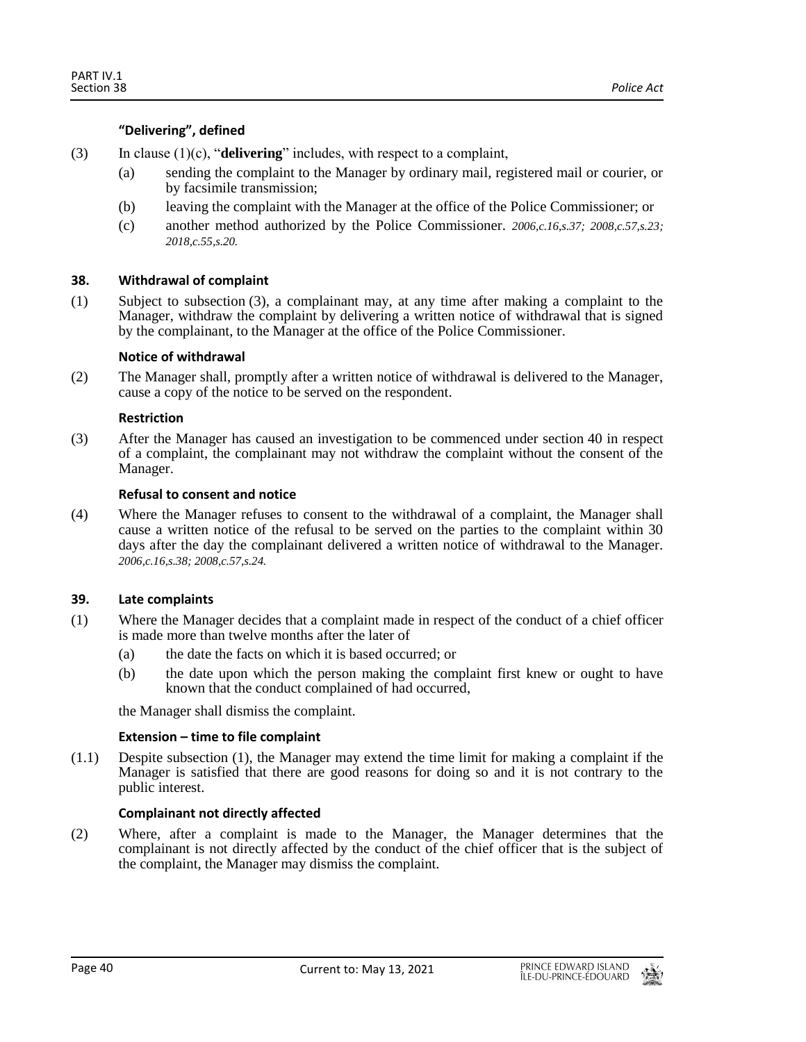#### "Delivering", defined

(3) In clause (1)(c), "**delivering**" includes, with respect to a complaint,

- (a) sending the complaint to the Manager by ordinary mail, registered mail or courier, or by facsimile transmission;
- (b) leaving the complaint with the Manager at the office of the Police Commissioner; or
- (c) another method authorized by the Police Commissioner. *2006,c.16,s.37; 2008,c.57,s.23; 2018,c.55,s.20.*

### 38. Withdrawal of complaint

(1) Subject to subsection (3), a complainant may, at any time after making a complaint to the Manager, withdraw the complaint by delivering a written notice of withdrawal that is signed by the complainant, to the Manager at the office of the Police Commissioner.

#### Notice of withdrawal

(2) The Manager shall, promptly after a written notice of withdrawal is delivered to the Manager, cause a copy of the notice to be served on the respondent.

#### Restriction

(3) After the Manager has caused an investigation to be commenced under section 40 in respect of a complaint, the complainant may not withdraw the complaint without the consent of the Manager.

#### Refusal to consent and notice

(4) Where the Manager refuses to consent to the withdrawal of a complaint, the Manager shall cause a written notice of the refusal to be served on the parties to the complaint within 30 days after the day the complainant delivered a written notice of withdrawal to the Manager. *2006,c.16,s.38; 2008,c.57,s.24.*

### 39. Late complaints

(1) Where the Manager decides that a complaint made in respect of the conduct of a chief officer is made more than twelve months after the later of

- (a) the date the facts on which it is based occurred; or
- (b) the date upon which the person making the complaint first knew or ought to have known that the conduct complained of had occurred,

the Manager shall dismiss the complaint.

#### Extension – time to file complaint

(1.1) Despite subsection (1), the Manager may extend the time limit for making a complaint if the Manager is satisfied that there are good reasons for doing so and it is not contrary to the public interest.

#### Complainant not directly affected

(2) Where, after a complaint is made to the Manager, the Manager determines that the complainant is not directly affected by the conduct of the chief officer that is the subject of the complaint, the Manager may dismiss the complaint.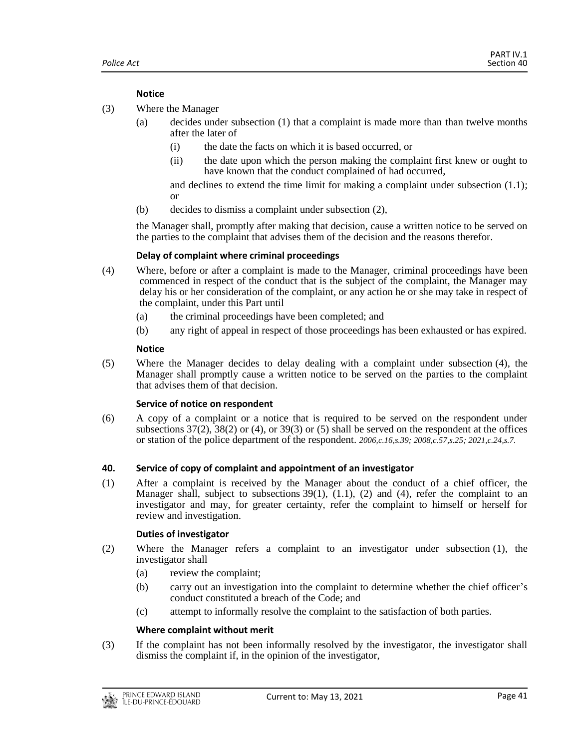**Notice**

(3) Where the Manager

(a) decides under subsection (1) that a complaint is made more than than twelve months after the later of

(i) the date the facts on which it is based occurred, or

(ii) the date upon which the person making the complaint first knew or ought to have known that the conduct complained of had occurred,

and declines to extend the time limit for making a complaint under subsection (1.1); or

(b) decides to dismiss a complaint under subsection (2),

the Manager shall, promptly after making that decision, cause a written notice to be served on the parties to the complaint that advises them of the decision and the reasons therefor.

**Delay of complaint where criminal proceedings**

(4) Where, before or after a complaint is made to the Manager, criminal proceedings have been commenced in respect of the conduct that is the subject of the complaint, the Manager may delay his or her consideration of the complaint, or any action he or she may take in respect of the complaint, under this Part until

(a) the criminal proceedings have been completed; and

(b) any right of appeal in respect of those proceedings has been exhausted or has expired.

**Notice**

(5) Where the Manager decides to delay dealing with a complaint under subsection (4), the Manager shall promptly cause a written notice to be served on the parties to the complaint that advises them of that decision.

**Service of notice on respondent**

(6) A copy of a complaint or a notice that is required to be served on the respondent under subsections 37(2), 38(2) or (4), or 39(3) or (5) shall be served on the respondent at the offices or station of the police department of the respondent. *2006,c.16,s.39; 2008,c.57,s.25; 2021,c.24,s.7.*

**40. Service of copy of complaint and appointment of an investigator**

(1) After a complaint is received by the Manager about the conduct of a chief officer, the Manager shall, subject to subsections 39(1), (1.1), (2) and (4), refer the complaint to an investigator and may, for greater certainty, refer the complaint to himself or herself for review and investigation.

**Duties of investigator**

(2) Where the Manager refers a complaint to an investigator under subsection (1), the investigator shall

(a) review the complaint;

(b) carry out an investigation into the complaint to determine whether the chief officer's conduct constituted a breach of the Code; and

(c) attempt to informally resolve the complaint to the satisfaction of both parties.

**Where complaint without merit**

(3) If the complaint has not been informally resolved by the investigator, the investigator shall dismiss the complaint if, in the opinion of the investigator,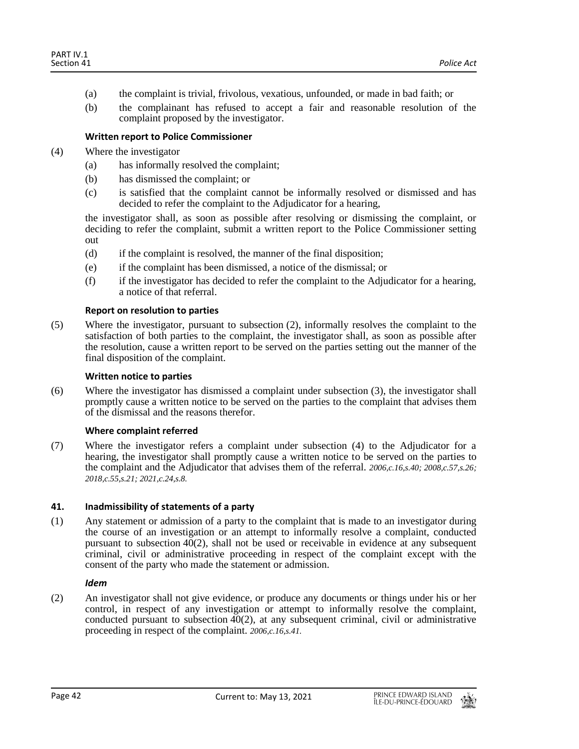(a) the complaint is trivial, frivolous, vexatious, unfounded, or made in bad faith; or

(b) the complainant has refused to accept a fair and reasonable resolution of the complaint proposed by the investigator.

**Written report to Police Commissioner**

(4) Where the investigator

(a) has informally resolved the complaint;

(b) has dismissed the complaint; or

(c) is satisfied that the complaint cannot be informally resolved or dismissed and has decided to refer the complaint to the Adjudicator for a hearing,

the investigator shall, as soon as possible after resolving or dismissing the complaint, or deciding to refer the complaint, submit a written report to the Police Commissioner setting out

(d) if the complaint is resolved, the manner of the final disposition;

(e) if the complaint has been dismissed, a notice of the dismissal; or

(f) if the investigator has decided to refer the complaint to the Adjudicator for a hearing, a notice of that referral.

**Report on resolution to parties**

(5) Where the investigator, pursuant to subsection (2), informally resolves the complaint to the satisfaction of both parties to the complaint, the investigator shall, as soon as possible after the resolution, cause a written report to be served on the parties setting out the manner of the final disposition of the complaint.

**Written notice to parties**

(6) Where the investigator has dismissed a complaint under subsection (3), the investigator shall promptly cause a written notice to be served on the parties to the complaint that advises them of the dismissal and the reasons therefor.

**Where complaint referred**

(7) Where the investigator refers a complaint under subsection (4) to the Adjudicator for a hearing, the investigator shall promptly cause a written notice to be served on the parties to the complaint and the Adjudicator that advises them of the referral. *2006,c.16,s.40; 2008,c.57,s.26; 2018,c.55,s.21; 2021,c.24,s.8.*

### 41. Inadmissibility of statements of a party

(1) Any statement or admission of a party to the complaint that is made to an investigator during the course of an investigation or an attempt to informally resolve a complaint, conducted pursuant to subsection 40(2), shall not be used or receivable in evidence at any subsequent criminal, civil or administrative proceeding in respect of the complaint except with the consent of the party who made the statement or admission.

***Idem***

(2) An investigator shall not give evidence, or produce any documents or things under his or her control, in respect of any investigation or attempt to informally resolve the complaint, conducted pursuant to subsection 40(2), at any subsequent criminal, civil or administrative proceeding in respect of the complaint. *2006,c.16,s.41.*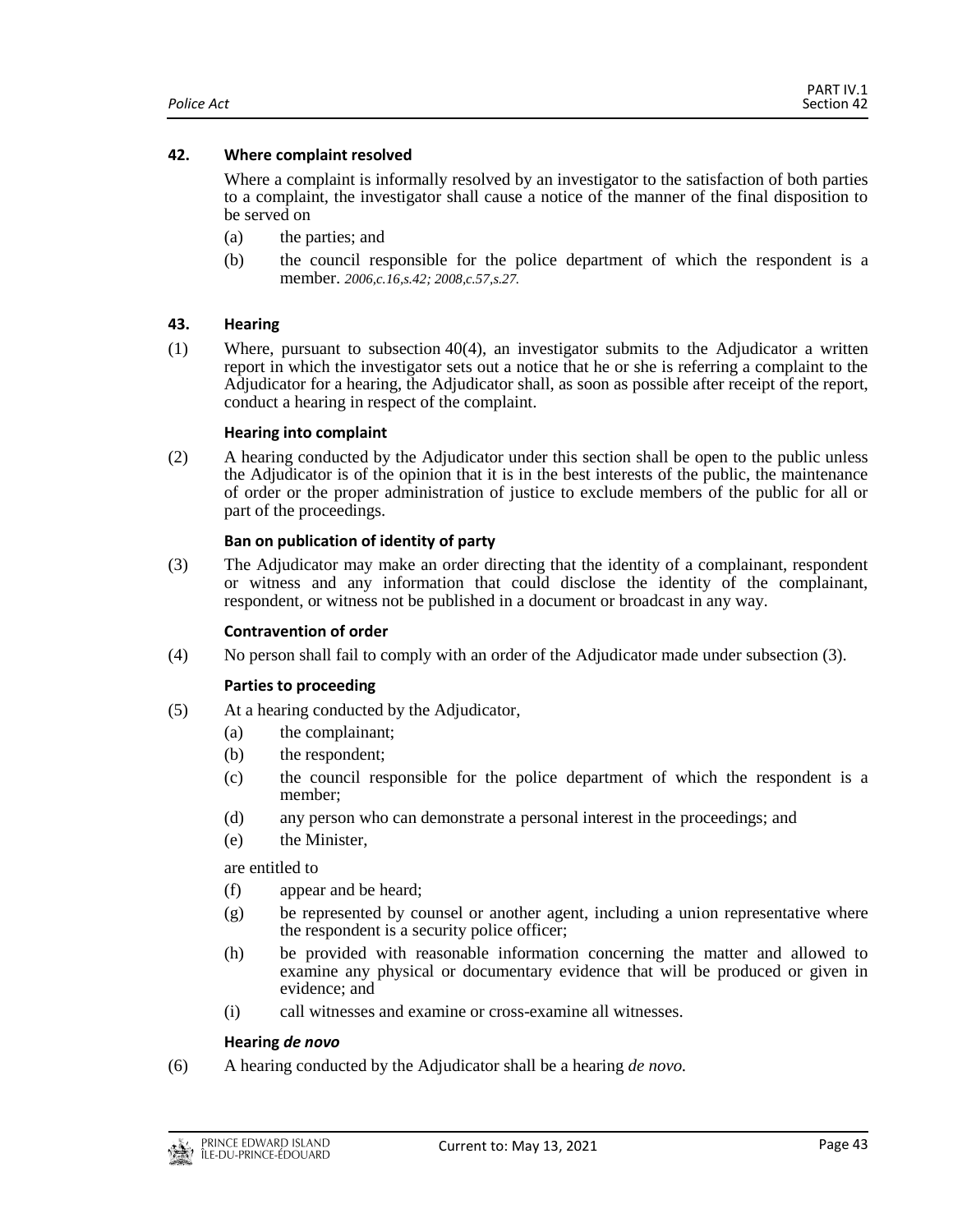### 42. Where complaint resolved

Where a complaint is informally resolved by an investigator to the satisfaction of both parties to a complaint, the investigator shall cause a notice of the manner of the final disposition to be served on

(a) the parties; and

(b) the council responsible for the police department of which the respondent is a member. *2006,c.16,s.42; 2008,c.57,s.27.*

### 43. Hearing

(1) Where, pursuant to subsection 40(4), an investigator submits to the Adjudicator a written report in which the investigator sets out a notice that he or she is referring a complaint to the Adjudicator for a hearing, the Adjudicator shall, as soon as possible after receipt of the report, conduct a hearing in respect of the complaint.

#### Hearing into complaint

(2) A hearing conducted by the Adjudicator under this section shall be open to the public unless the Adjudicator is of the opinion that it is in the best interests of the public, the maintenance of order or the proper administration of justice to exclude members of the public for all or part of the proceedings.

#### Ban on publication of identity of party

(3) The Adjudicator may make an order directing that the identity of a complainant, respondent or witness and any information that could disclose the identity of the complainant, respondent, or witness not be published in a document or broadcast in any way.

#### Contravention of order

(4) No person shall fail to comply with an order of the Adjudicator made under subsection (3).

#### Parties to proceeding

(5) At a hearing conducted by the Adjudicator,

(a) the complainant;

(b) the respondent;

(c) the council responsible for the police department of which the respondent is a member;

(d) any person who can demonstrate a personal interest in the proceedings; and

(e) the Minister,

are entitled to

(f) appear and be heard;

(g) be represented by counsel or another agent, including a union representative where the respondent is a security police officer;

(h) be provided with reasonable information concerning the matter and allowed to examine any physical or documentary evidence that will be produced or given in evidence; and

(i) call witnesses and examine or cross-examine all witnesses.

#### Hearing *de novo*

(6) A hearing conducted by the Adjudicator shall be a hearing *de novo.*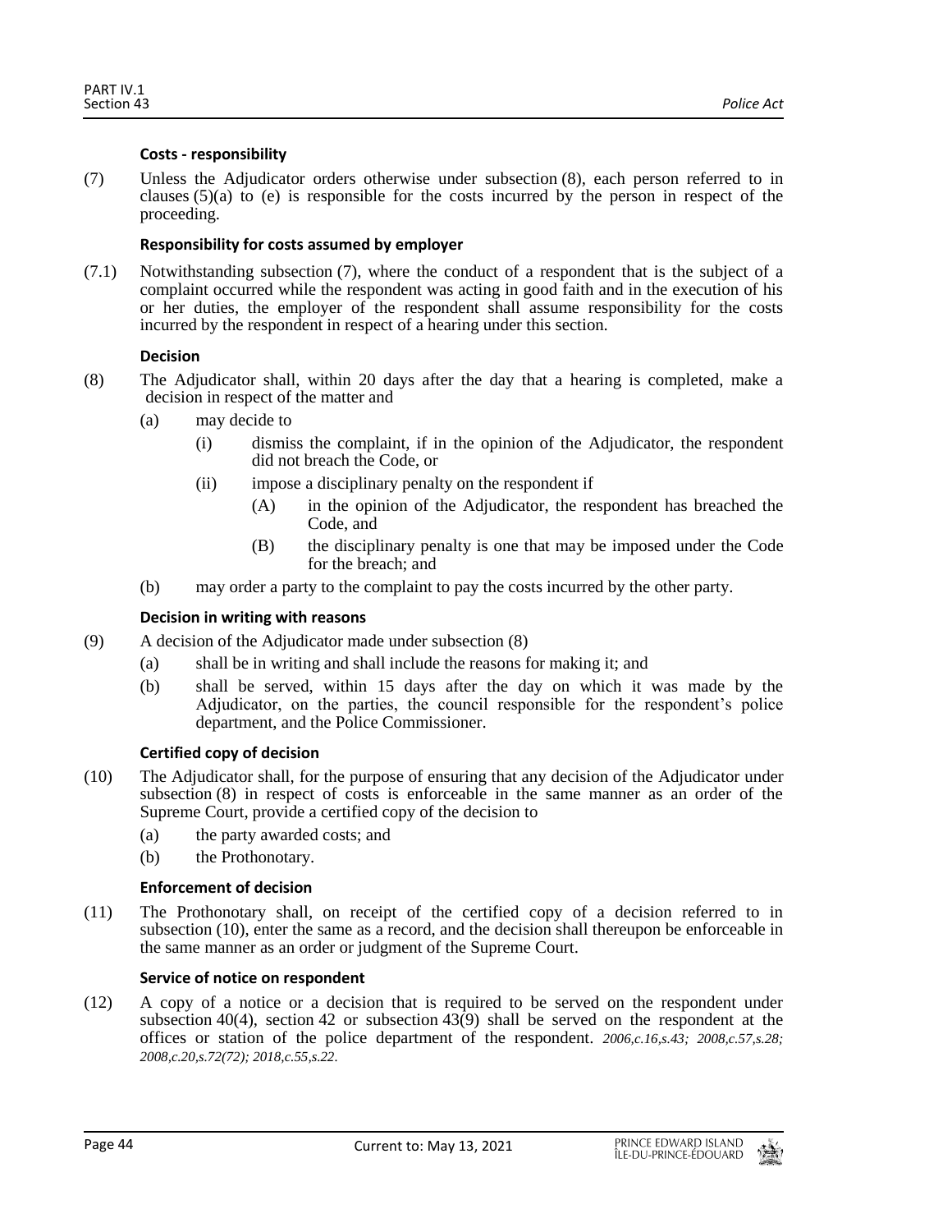**Costs - responsibility**

(7) Unless the Adjudicator orders otherwise under subsection (8), each person referred to in clauses (5)(a) to (e) is responsible for the costs incurred by the person in respect of the proceeding.

**Responsibility for costs assumed by employer**

(7.1) Notwithstanding subsection (7), where the conduct of a respondent that is the subject of a complaint occurred while the respondent was acting in good faith and in the execution of his or her duties, the employer of the respondent shall assume responsibility for the costs incurred by the respondent in respect of a hearing under this section.

**Decision**

(8) The Adjudicator shall, within 20 days after the day that a hearing is completed, make a decision in respect of the matter and

- (a) may decide to
  - (i) dismiss the complaint, if in the opinion of the Adjudicator, the respondent did not breach the Code, or
  - (ii) impose a disciplinary penalty on the respondent if
    - (A) in the opinion of the Adjudicator, the respondent has breached the Code, and
    - (B) the disciplinary penalty is one that may be imposed under the Code for the breach; and
- (b) may order a party to the complaint to pay the costs incurred by the other party.

**Decision in writing with reasons**

(9) A decision of the Adjudicator made under subsection (8)

- (a) shall be in writing and shall include the reasons for making it; and
- (b) shall be served, within 15 days after the day on which it was made by the Adjudicator, on the parties, the council responsible for the respondent's police department, and the Police Commissioner.

**Certified copy of decision**

(10) The Adjudicator shall, for the purpose of ensuring that any decision of the Adjudicator under subsection (8) in respect of costs is enforceable in the same manner as an order of the Supreme Court, provide a certified copy of the decision to

- (a) the party awarded costs; and
- (b) the Prothonotary.

**Enforcement of decision**

(11) The Prothonotary shall, on receipt of the certified copy of a decision referred to in subsection (10), enter the same as a record, and the decision shall thereupon be enforceable in the same manner as an order or judgment of the Supreme Court.

**Service of notice on respondent**

(12) A copy of a notice or a decision that is required to be served on the respondent under subsection 40(4), section 42 or subsection 43(9) shall be served on the respondent at the offices or station of the police department of the respondent. *2006,c.16,s.43; 2008,c.57,s.28; 2008,c.20,s.72(72); 2018,c.55,s.22.*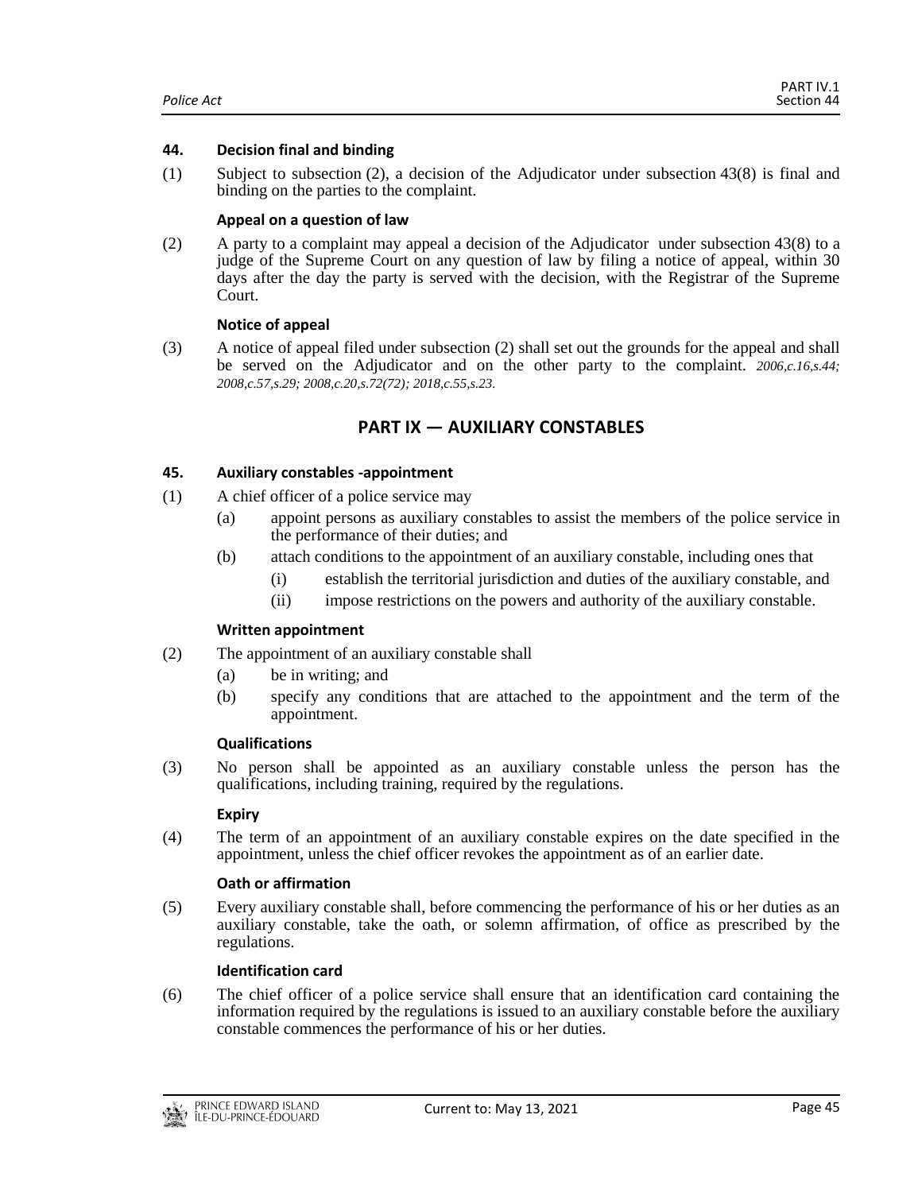**44. Decision final and binding**

(1) Subject to subsection (2), a decision of the Adjudicator under subsection 43(8) is final and binding on the parties to the complaint.

**Appeal on a question of law**

(2) A party to a complaint may appeal a decision of the Adjudicator under subsection 43(8) to a judge of the Supreme Court on any question of law by filing a notice of appeal, within 30 days after the day the party is served with the decision, with the Registrar of the Supreme Court.

**Notice of appeal**

(3) A notice of appeal filed under subsection (2) shall set out the grounds for the appeal and shall be served on the Adjudicator and on the other party to the complaint. *2006,c.16,s.44; 2008,c.57,s.29; 2008,c.20,s.72(72); 2018,c.55,s.23.*

## PART IX — AUXILIARY CONSTABLES

**45. Auxiliary constables -appointment**

(1) A chief officer of a police service may

- (a) appoint persons as auxiliary constables to assist the members of the police service in the performance of their duties; and
- (b) attach conditions to the appointment of an auxiliary constable, including ones that
  - (i) establish the territorial jurisdiction and duties of the auxiliary constable, and
  - (ii) impose restrictions on the powers and authority of the auxiliary constable.

**Written appointment**

(2) The appointment of an auxiliary constable shall

- (a) be in writing; and
- (b) specify any conditions that are attached to the appointment and the term of the appointment.

**Qualifications**

(3) No person shall be appointed as an auxiliary constable unless the person has the qualifications, including training, required by the regulations.

**Expiry**

(4) The term of an appointment of an auxiliary constable expires on the date specified in the appointment, unless the chief officer revokes the appointment as of an earlier date.

**Oath or affirmation**

(5) Every auxiliary constable shall, before commencing the performance of his or her duties as an auxiliary constable, take the oath, or solemn affirmation, of office as prescribed by the regulations.

**Identification card**

(6) The chief officer of a police service shall ensure that an identification card containing the information required by the regulations is issued to an auxiliary constable before the auxiliary constable commences the performance of his or her duties.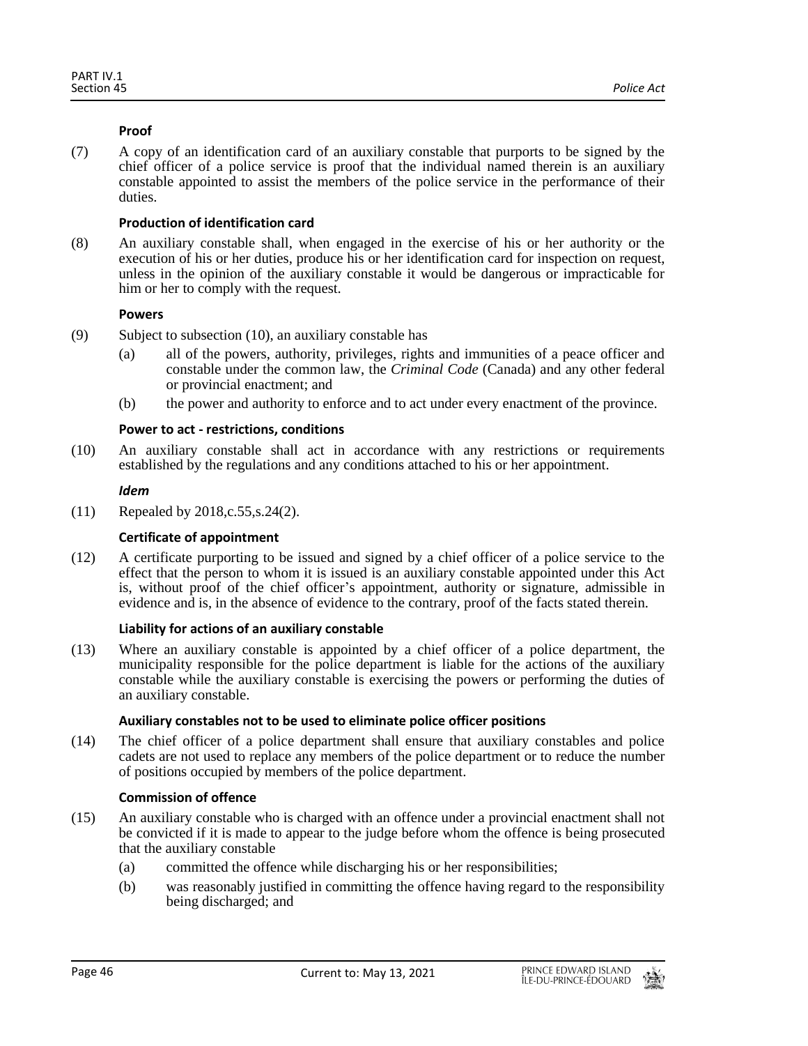**Proof**

(7) A copy of an identification card of an auxiliary constable that purports to be signed by the chief officer of a police service is proof that the individual named therein is an auxiliary constable appointed to assist the members of the police service in the performance of their duties.

**Production of identification card**

(8) An auxiliary constable shall, when engaged in the exercise of his or her authority or the execution of his or her duties, produce his or her identification card for inspection on request, unless in the opinion of the auxiliary constable it would be dangerous or impracticable for him or her to comply with the request.

**Powers**

(9) Subject to subsection (10), an auxiliary constable has

(a) all of the powers, authority, privileges, rights and immunities of a peace officer and constable under the common law, the *Criminal Code* (Canada) and any other federal or provincial enactment; and

(b) the power and authority to enforce and to act under every enactment of the province.

**Power to act - restrictions, conditions**

(10) An auxiliary constable shall act in accordance with any restrictions or requirements established by the regulations and any conditions attached to his or her appointment.

***Idem***

(11) Repealed by 2018,c.55,s.24(2).

**Certificate of appointment**

(12) A certificate purporting to be issued and signed by a chief officer of a police service to the effect that the person to whom it is issued is an auxiliary constable appointed under this Act is, without proof of the chief officer's appointment, authority or signature, admissible in evidence and is, in the absence of evidence to the contrary, proof of the facts stated therein.

**Liability for actions of an auxiliary constable**

(13) Where an auxiliary constable is appointed by a chief officer of a police department, the municipality responsible for the police department is liable for the actions of the auxiliary constable while the auxiliary constable is exercising the powers or performing the duties of an auxiliary constable.

**Auxiliary constables not to be used to eliminate police officer positions**

(14) The chief officer of a police department shall ensure that auxiliary constables and police cadets are not used to replace any members of the police department or to reduce the number of positions occupied by members of the police department.

**Commission of offence**

(15) An auxiliary constable who is charged with an offence under a provincial enactment shall not be convicted if it is made to appear to the judge before whom the offence is being prosecuted that the auxiliary constable

(a) committed the offence while discharging his or her responsibilities;

(b) was reasonably justified in committing the offence having regard to the responsibility being discharged; and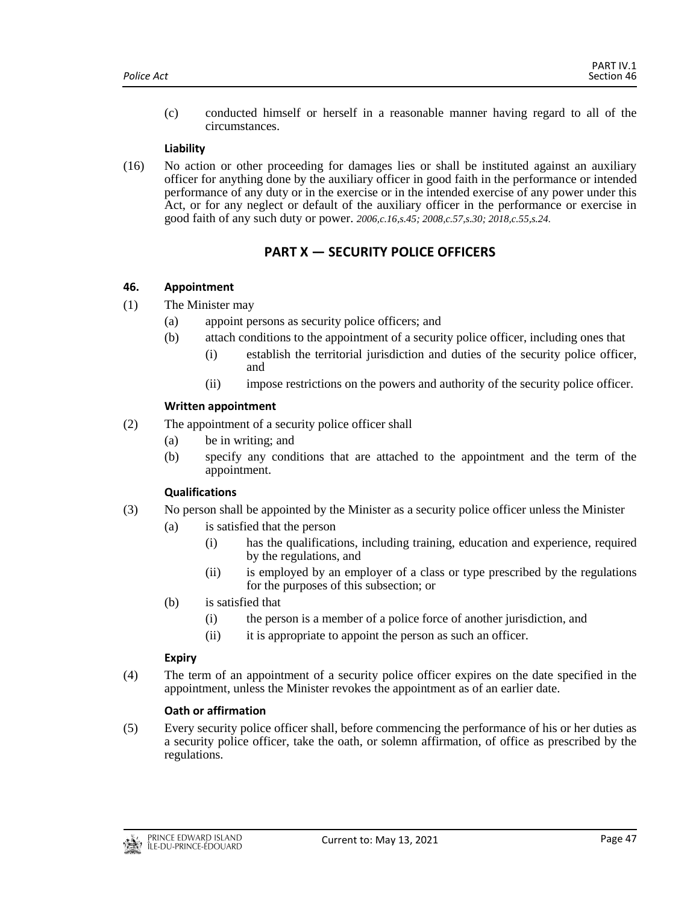(c) conducted himself or herself in a reasonable manner having regard to all of the circumstances.

**Liability**

(16) No action or other proceeding for damages lies or shall be instituted against an auxiliary officer for anything done by the auxiliary officer in good faith in the performance or intended performance of any duty or in the exercise or in the intended exercise of any power under this Act, or for any neglect or default of the auxiliary officer in the performance or exercise in good faith of any such duty or power. *2006,c.16,s.45; 2008,c.57,s.30; 2018,c.55,s.24.*

## PART X — SECURITY POLICE OFFICERS

### 46. Appointment

(1) The Minister may

- (a) appoint persons as security police officers; and
- (b) attach conditions to the appointment of a security police officer, including ones that
  - (i) establish the territorial jurisdiction and duties of the security police officer, and
  - (ii) impose restrictions on the powers and authority of the security police officer.

**Written appointment**

(2) The appointment of a security police officer shall

- (a) be in writing; and
- (b) specify any conditions that are attached to the appointment and the term of the appointment.

**Qualifications**

(3) No person shall be appointed by the Minister as a security police officer unless the Minister

- (a) is satisfied that the person
  - (i) has the qualifications, including training, education and experience, required by the regulations, and
  - (ii) is employed by an employer of a class or type prescribed by the regulations for the purposes of this subsection; or
- (b) is satisfied that
  - (i) the person is a member of a police force of another jurisdiction, and
  - (ii) it is appropriate to appoint the person as such an officer.

**Expiry**

(4) The term of an appointment of a security police officer expires on the date specified in the appointment, unless the Minister revokes the appointment as of an earlier date.

**Oath or affirmation**

(5) Every security police officer shall, before commencing the performance of his or her duties as a security police officer, take the oath, or solemn affirmation, of office as prescribed by the regulations.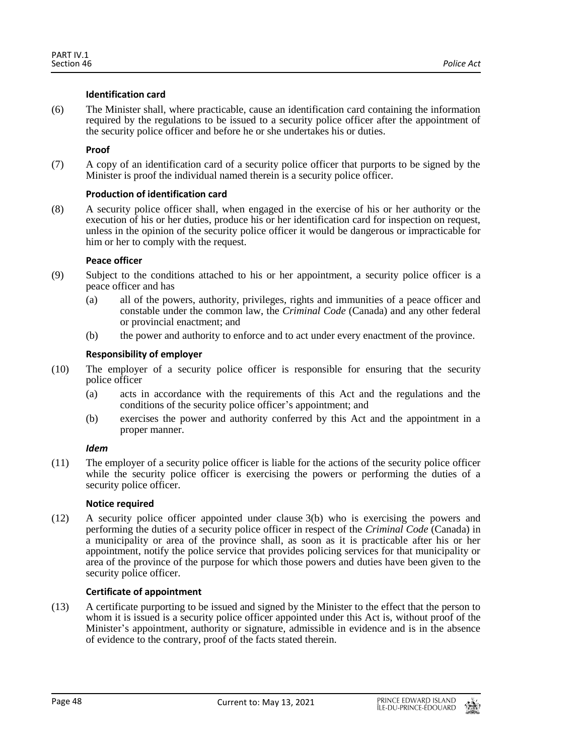**Identification card**

(6) The Minister shall, where practicable, cause an identification card containing the information required by the regulations to be issued to a security police officer after the appointment of the security police officer and before he or she undertakes his or duties.

**Proof**

(7) A copy of an identification card of a security police officer that purports to be signed by the Minister is proof the individual named therein is a security police officer.

**Production of identification card**

(8) A security police officer shall, when engaged in the exercise of his or her authority or the execution of his or her duties, produce his or her identification card for inspection on request, unless in the opinion of the security police officer it would be dangerous or impracticable for him or her to comply with the request.

**Peace officer**

(9) Subject to the conditions attached to his or her appointment, a security police officer is a peace officer and has

(a) all of the powers, authority, privileges, rights and immunities of a peace officer and constable under the common law, the *Criminal Code* (Canada) and any other federal or provincial enactment; and

(b) the power and authority to enforce and to act under every enactment of the province.

**Responsibility of employer**

(10) The employer of a security police officer is responsible for ensuring that the security police officer

(a) acts in accordance with the requirements of this Act and the regulations and the conditions of the security police officer's appointment; and

(b) exercises the power and authority conferred by this Act and the appointment in a proper manner.

***Idem***

(11) The employer of a security police officer is liable for the actions of the security police officer while the security police officer is exercising the powers or performing the duties of a security police officer.

**Notice required**

(12) A security police officer appointed under clause 3(b) who is exercising the powers and performing the duties of a security police officer in respect of the *Criminal Code* (Canada) in a municipality or area of the province shall, as soon as it is practicable after his or her appointment, notify the police service that provides policing services for that municipality or area of the province of the purpose for which those powers and duties have been given to the security police officer.

**Certificate of appointment**

(13) A certificate purporting to be issued and signed by the Minister to the effect that the person to whom it is issued is a security police officer appointed under this Act is, without proof of the Minister's appointment, authority or signature, admissible in evidence and is in the absence of evidence to the contrary, proof of the facts stated therein.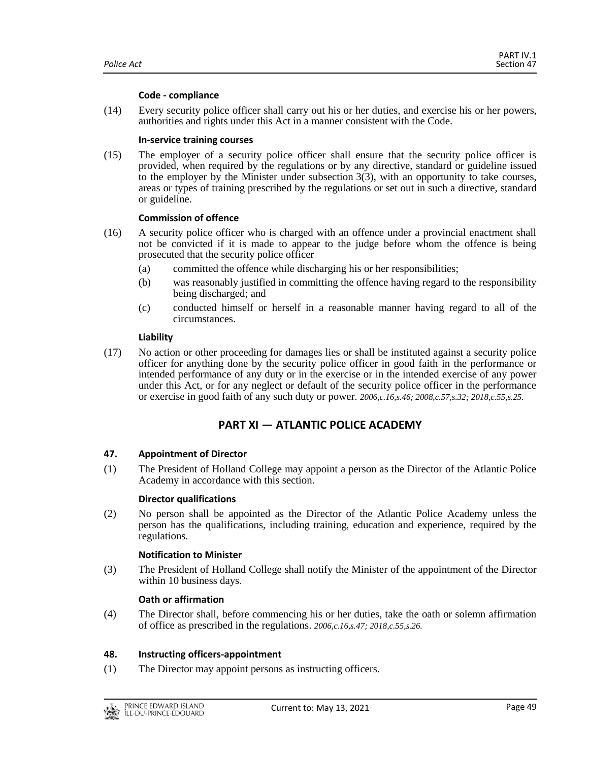**Code - compliance**

(14) Every security police officer shall carry out his or her duties, and exercise his or her powers, authorities and rights under this Act in a manner consistent with the Code.

**In-service training courses**

(15) The employer of a security police officer shall ensure that the security police officer is provided, when required by the regulations or by any directive, standard or guideline issued to the employer by the Minister under subsection 3(3), with an opportunity to take courses, areas or types of training prescribed by the regulations or set out in such a directive, standard or guideline.

**Commission of offence**

(16) A security police officer who is charged with an offence under a provincial enactment shall not be convicted if it is made to appear to the judge before whom the offence is being prosecuted that the security police officer

(a) committed the offence while discharging his or her responsibilities;

(b) was reasonably justified in committing the offence having regard to the responsibility being discharged; and

(c) conducted himself or herself in a reasonable manner having regard to all of the circumstances.

**Liability**

(17) No action or other proceeding for damages lies or shall be instituted against a security police officer for anything done by the security police officer in good faith in the performance or intended performance of any duty or in the exercise or in the intended exercise of any power under this Act, or for any neglect or default of the security police officer in the performance or exercise in good faith of any such duty or power. *2006,c.16,s.46; 2008,c.57,s.32; 2018,c.55,s.25.*

## PART XI — ATLANTIC POLICE ACADEMY

### 47. Appointment of Director

(1) The President of Holland College may appoint a person as the Director of the Atlantic Police Academy in accordance with this section.

**Director qualifications**

(2) No person shall be appointed as the Director of the Atlantic Police Academy unless the person has the qualifications, including training, education and experience, required by the regulations.

**Notification to Minister**

(3) The President of Holland College shall notify the Minister of the appointment of the Director within 10 business days.

**Oath or affirmation**

(4) The Director shall, before commencing his or her duties, take the oath or solemn affirmation of office as prescribed in the regulations. *2006,c.16,s.47; 2018,c.55,s.26.*

### 48. Instructing officers-appointment

(1) The Director may appoint persons as instructing officers.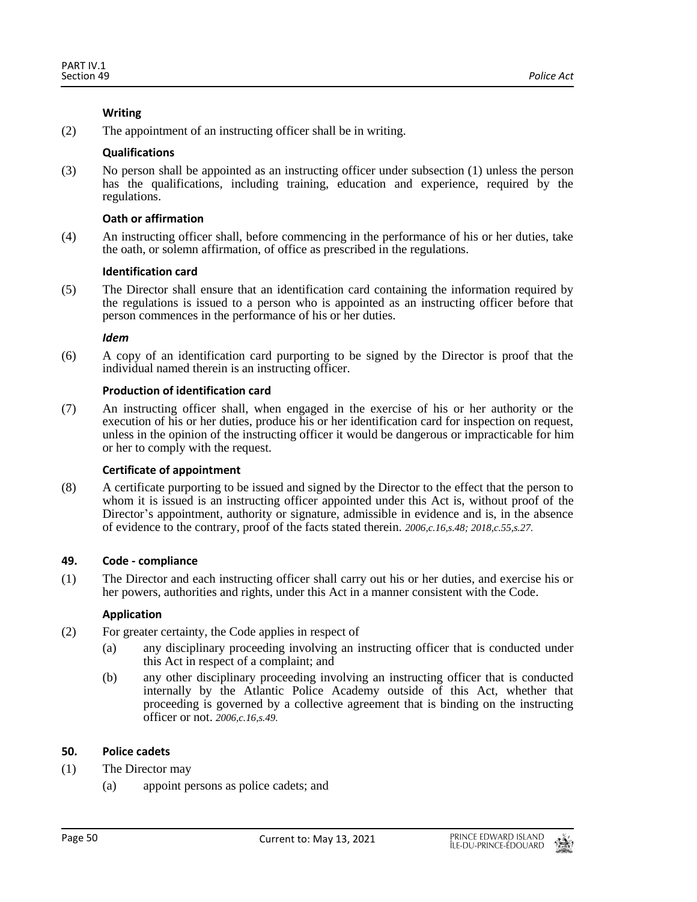**Writing**

(2) The appointment of an instructing officer shall be in writing.

**Qualifications**

(3) No person shall be appointed as an instructing officer under subsection (1) unless the person has the qualifications, including training, education and experience, required by the regulations.

**Oath or affirmation**

(4) An instructing officer shall, before commencing in the performance of his or her duties, take the oath, or solemn affirmation, of office as prescribed in the regulations.

**Identification card**

(5) The Director shall ensure that an identification card containing the information required by the regulations is issued to a person who is appointed as an instructing officer before that person commences in the performance of his or her duties.

***Idem***

(6) A copy of an identification card purporting to be signed by the Director is proof that the individual named therein is an instructing officer.

**Production of identification card**

(7) An instructing officer shall, when engaged in the exercise of his or her authority or the execution of his or her duties, produce his or her identification card for inspection on request, unless in the opinion of the instructing officer it would be dangerous or impracticable for him or her to comply with the request.

**Certificate of appointment**

(8) A certificate purporting to be issued and signed by the Director to the effect that the person to whom it is issued is an instructing officer appointed under this Act is, without proof of the Director's appointment, authority or signature, admissible in evidence and is, in the absence of evidence to the contrary, proof of the facts stated therein. *2006,c.16,s.48; 2018,c.55,s.27.*

**49. Code - compliance**

(1) The Director and each instructing officer shall carry out his or her duties, and exercise his or her powers, authorities and rights, under this Act in a manner consistent with the Code.

**Application**

(2) For greater certainty, the Code applies in respect of

- (a) any disciplinary proceeding involving an instructing officer that is conducted under this Act in respect of a complaint; and
- (b) any other disciplinary proceeding involving an instructing officer that is conducted internally by the Atlantic Police Academy outside of this Act, whether that proceeding is governed by a collective agreement that is binding on the instructing officer or not. *2006,c.16,s.49.*

**50. Police cadets**

(1) The Director may

- (a) appoint persons as police cadets; and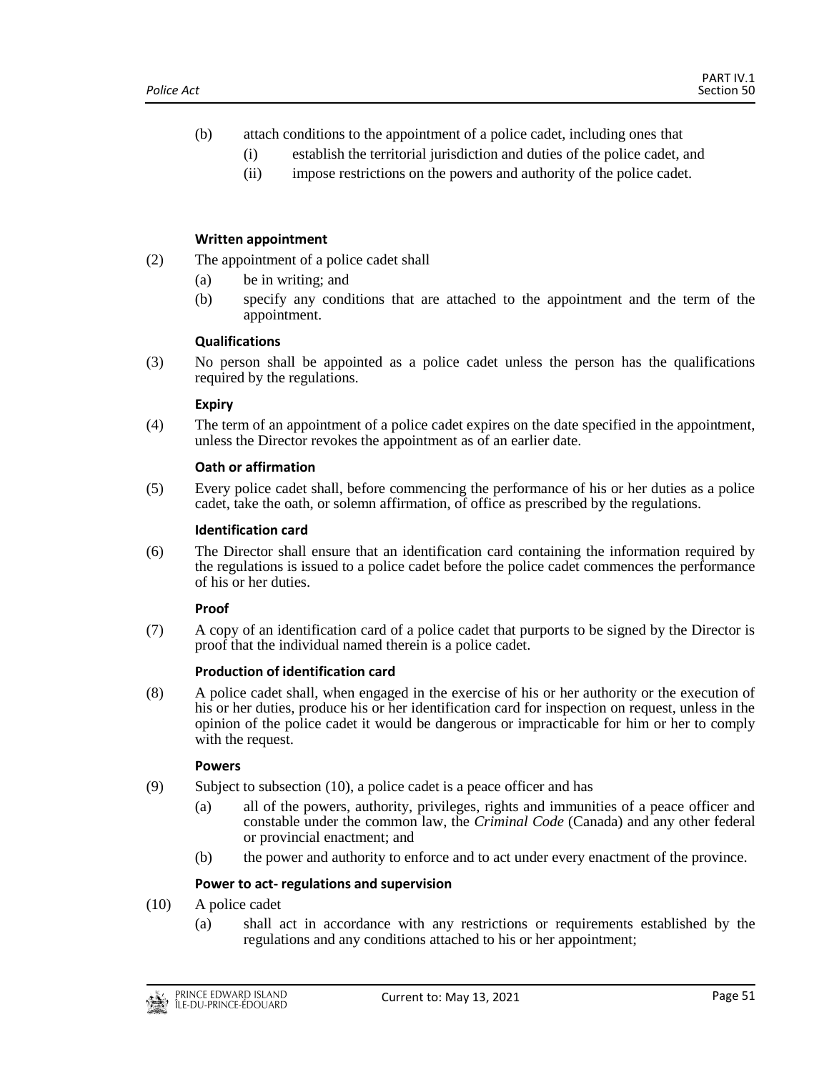(b) attach conditions to the appointment of a police cadet, including ones that

(i) establish the territorial jurisdiction and duties of the police cadet, and

(ii) impose restrictions on the powers and authority of the police cadet.

**Written appointment**

(2) The appointment of a police cadet shall

(a) be in writing; and

(b) specify any conditions that are attached to the appointment and the term of the appointment.

**Qualifications**

(3) No person shall be appointed as a police cadet unless the person has the qualifications required by the regulations.

**Expiry**

(4) The term of an appointment of a police cadet expires on the date specified in the appointment, unless the Director revokes the appointment as of an earlier date.

**Oath or affirmation**

(5) Every police cadet shall, before commencing the performance of his or her duties as a police cadet, take the oath, or solemn affirmation, of office as prescribed by the regulations.

**Identification card**

(6) The Director shall ensure that an identification card containing the information required by the regulations is issued to a police cadet before the police cadet commences the performance of his or her duties.

**Proof**

(7) A copy of an identification card of a police cadet that purports to be signed by the Director is proof that the individual named therein is a police cadet.

**Production of identification card**

(8) A police cadet shall, when engaged in the exercise of his or her authority or the execution of his or her duties, produce his or her identification card for inspection on request, unless in the opinion of the police cadet it would be dangerous or impracticable for him or her to comply with the request.

**Powers**

(9) Subject to subsection (10), a police cadet is a peace officer and has

(a) all of the powers, authority, privileges, rights and immunities of a peace officer and constable under the common law, the *Criminal Code* (Canada) and any other federal or provincial enactment; and

(b) the power and authority to enforce and to act under every enactment of the province.

**Power to act- regulations and supervision**

(10) A police cadet

(a) shall act in accordance with any restrictions or requirements established by the regulations and any conditions attached to his or her appointment;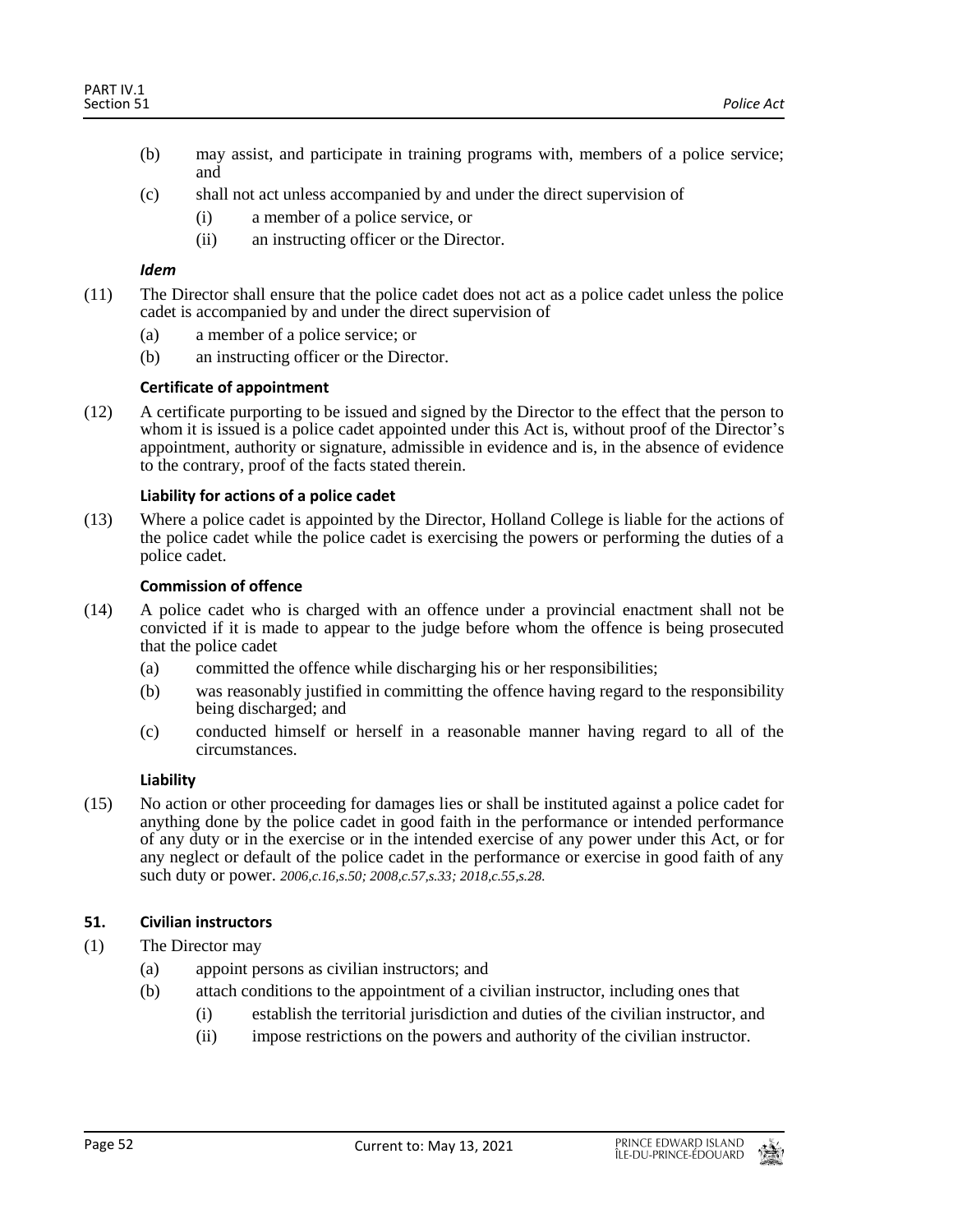(b) may assist, and participate in training programs with, members of a police service; and

(c) shall not act unless accompanied by and under the direct supervision of

(i) a member of a police service, or

(ii) an instructing officer or the Director.

***Idem***

(11) The Director shall ensure that the police cadet does not act as a police cadet unless the police cadet is accompanied by and under the direct supervision of

(a) a member of a police service; or

(b) an instructing officer or the Director.

**Certificate of appointment**

(12) A certificate purporting to be issued and signed by the Director to the effect that the person to whom it is issued is a police cadet appointed under this Act is, without proof of the Director's appointment, authority or signature, admissible in evidence and is, in the absence of evidence to the contrary, proof of the facts stated therein.

**Liability for actions of a police cadet**

(13) Where a police cadet is appointed by the Director, Holland College is liable for the actions of the police cadet while the police cadet is exercising the powers or performing the duties of a police cadet.

**Commission of offence**

(14) A police cadet who is charged with an offence under a provincial enactment shall not be convicted if it is made to appear to the judge before whom the offence is being prosecuted that the police cadet

(a) committed the offence while discharging his or her responsibilities;

(b) was reasonably justified in committing the offence having regard to the responsibility being discharged; and

(c) conducted himself or herself in a reasonable manner having regard to all of the circumstances.

**Liability**

(15) No action or other proceeding for damages lies or shall be instituted against a police cadet for anything done by the police cadet in good faith in the performance or intended performance of any duty or in the exercise or in the intended exercise of any power under this Act, or for any neglect or default of the police cadet in the performance or exercise in good faith of any such duty or power. *2006,c.16,s.50; 2008,c.57,s.33; 2018,c.55,s.28.*

**51. Civilian instructors**

(1) The Director may

(a) appoint persons as civilian instructors; and

(b) attach conditions to the appointment of a civilian instructor, including ones that

(i) establish the territorial jurisdiction and duties of the civilian instructor, and

(ii) impose restrictions on the powers and authority of the civilian instructor.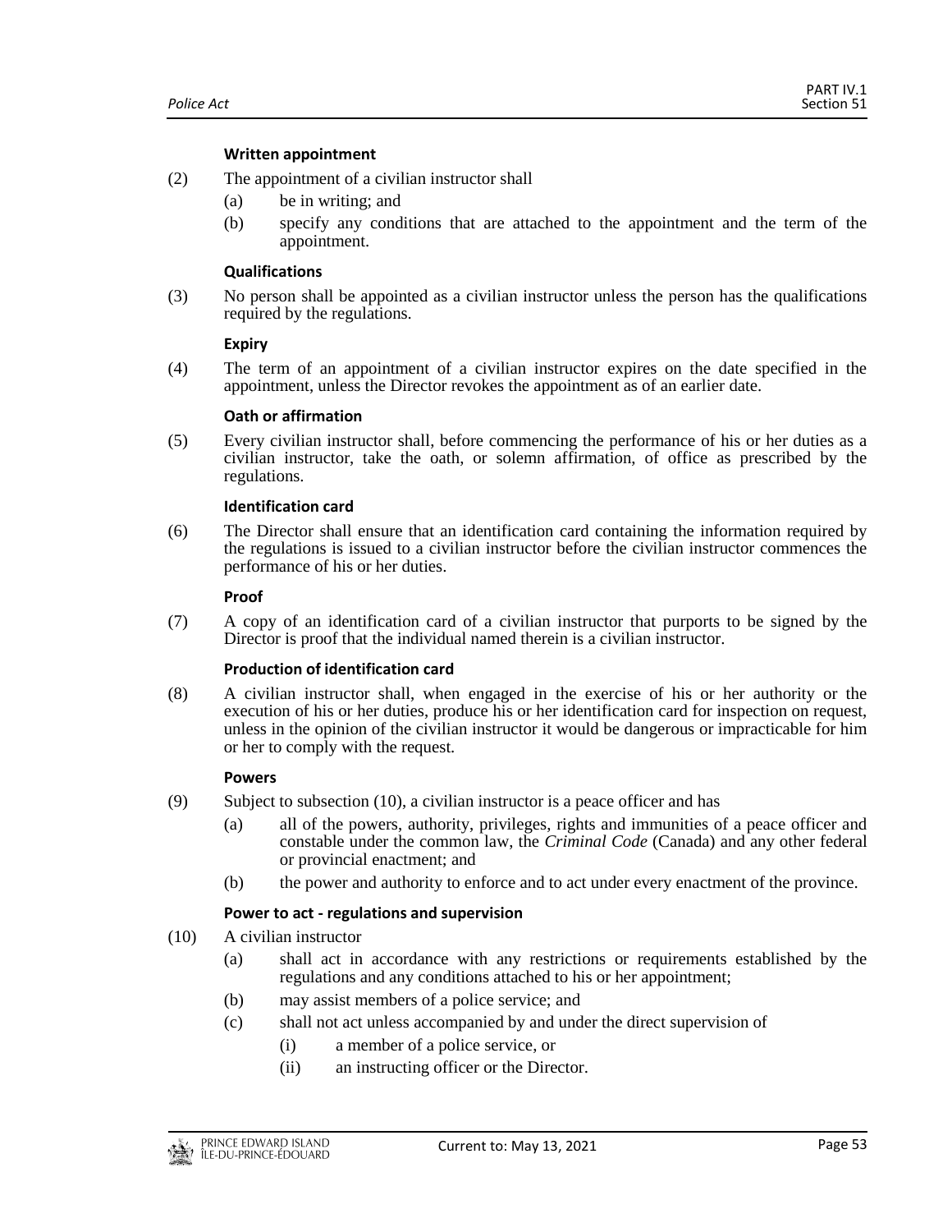#### Written appointment

(2) The appointment of a civilian instructor shall

- (a) be in writing; and
- (b) specify any conditions that are attached to the appointment and the term of the appointment.

#### Qualifications

(3) No person shall be appointed as a civilian instructor unless the person has the qualifications required by the regulations.

#### Expiry

(4) The term of an appointment of a civilian instructor expires on the date specified in the appointment, unless the Director revokes the appointment as of an earlier date.

#### Oath or affirmation

(5) Every civilian instructor shall, before commencing the performance of his or her duties as a civilian instructor, take the oath, or solemn affirmation, of office as prescribed by the regulations.

#### Identification card

(6) The Director shall ensure that an identification card containing the information required by the regulations is issued to a civilian instructor before the civilian instructor commences the performance of his or her duties.

#### Proof

(7) A copy of an identification card of a civilian instructor that purports to be signed by the Director is proof that the individual named therein is a civilian instructor.

#### Production of identification card

(8) A civilian instructor shall, when engaged in the exercise of his or her authority or the execution of his or her duties, produce his or her identification card for inspection on request, unless in the opinion of the civilian instructor it would be dangerous or impracticable for him or her to comply with the request.

#### Powers

(9) Subject to subsection (10), a civilian instructor is a peace officer and has

- (a) all of the powers, authority, privileges, rights and immunities of a peace officer and constable under the common law, the *Criminal Code* (Canada) and any other federal or provincial enactment; and
- (b) the power and authority to enforce and to act under every enactment of the province.

#### Power to act - regulations and supervision

(10) A civilian instructor

- (a) shall act in accordance with any restrictions or requirements established by the regulations and any conditions attached to his or her appointment;
- (b) may assist members of a police service; and
- (c) shall not act unless accompanied by and under the direct supervision of
  - (i) a member of a police service, or
  - (ii) an instructing officer or the Director.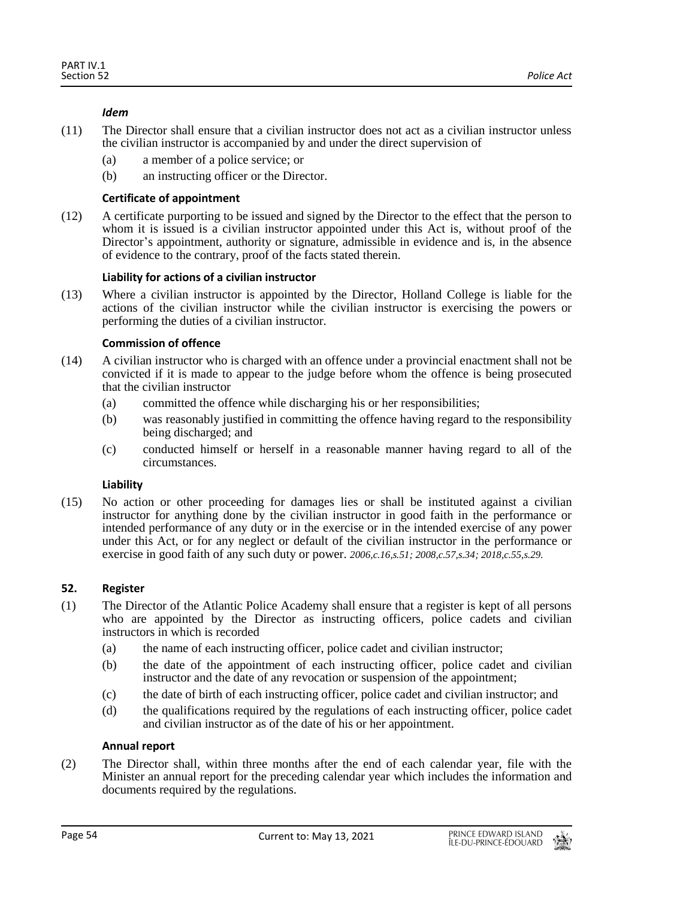#### *Idem*

(11) The Director shall ensure that a civilian instructor does not act as a civilian instructor unless the civilian instructor is accompanied by and under the direct supervision of

- (a) a member of a police service; or
- (b) an instructing officer or the Director.

#### **Certificate of appointment**

(12) A certificate purporting to be issued and signed by the Director to the effect that the person to whom it is issued is a civilian instructor appointed under this Act is, without proof of the Director's appointment, authority or signature, admissible in evidence and is, in the absence of evidence to the contrary, proof of the facts stated therein.

#### **Liability for actions of a civilian instructor**

(13) Where a civilian instructor is appointed by the Director, Holland College is liable for the actions of the civilian instructor while the civilian instructor is exercising the powers or performing the duties of a civilian instructor.

#### **Commission of offence**

(14) A civilian instructor who is charged with an offence under a provincial enactment shall not be convicted if it is made to appear to the judge before whom the offence is being prosecuted that the civilian instructor

- (a) committed the offence while discharging his or her responsibilities;
- (b) was reasonably justified in committing the offence having regard to the responsibility being discharged; and
- (c) conducted himself or herself in a reasonable manner having regard to all of the circumstances.

#### **Liability**

(15) No action or other proceeding for damages lies or shall be instituted against a civilian instructor for anything done by the civilian instructor in good faith in the performance or intended performance of any duty or in the exercise or in the intended exercise of any power under this Act, or for any neglect or default of the civilian instructor in the performance or exercise in good faith of any such duty or power. *2006,c.16,s.51; 2008,c.57,s.34; 2018,c.55,s.29.*

### **52. Register**

(1) The Director of the Atlantic Police Academy shall ensure that a register is kept of all persons who are appointed by the Director as instructing officers, police cadets and civilian instructors in which is recorded

- (a) the name of each instructing officer, police cadet and civilian instructor;
- (b) the date of the appointment of each instructing officer, police cadet and civilian instructor and the date of any revocation or suspension of the appointment;
- (c) the date of birth of each instructing officer, police cadet and civilian instructor; and
- (d) the qualifications required by the regulations of each instructing officer, police cadet and civilian instructor as of the date of his or her appointment.

#### **Annual report**

(2) The Director shall, within three months after the end of each calendar year, file with the Minister an annual report for the preceding calendar year which includes the information and documents required by the regulations.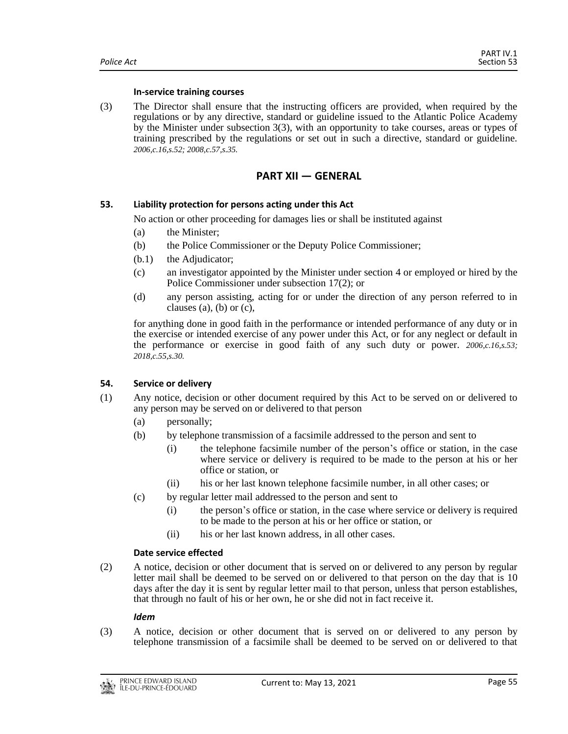#### In-service training courses

(3) The Director shall ensure that the instructing officers are provided, when required by the regulations or by any directive, standard or guideline issued to the Atlantic Police Academy by the Minister under subsection 3(3), with an opportunity to take courses, areas or types of training prescribed by the regulations or set out in such a directive, standard or guideline. *2006,c.16,s.52; 2008,c.57,s.35.*

## PART XII — GENERAL

### 53. Liability protection for persons acting under this Act

No action or other proceeding for damages lies or shall be instituted against

- (a) the Minister;
- (b) the Police Commissioner or the Deputy Police Commissioner;
- (b.1) the Adjudicator;
- (c) an investigator appointed by the Minister under section 4 or employed or hired by the Police Commissioner under subsection 17(2); or
- (d) any person assisting, acting for or under the direction of any person referred to in clauses (a), (b) or (c),

for anything done in good faith in the performance or intended performance of any duty or in the exercise or intended exercise of any power under this Act, or for any neglect or default in the performance or exercise in good faith of any such duty or power. *2006,c.16,s.53; 2018,c.55,s.30.*

### 54. Service or delivery

(1) Any notice, decision or other document required by this Act to be served on or delivered to any person may be served on or delivered to that person

- (a) personally;
- (b) by telephone transmission of a facsimile addressed to the person and sent to
  - (i) the telephone facsimile number of the person's office or station, in the case where service or delivery is required to be made to the person at his or her office or station, or
  - (ii) his or her last known telephone facsimile number, in all other cases; or
- (c) by regular letter mail addressed to the person and sent to
  - (i) the person's office or station, in the case where service or delivery is required to be made to the person at his or her office or station, or
  - (ii) his or her last known address, in all other cases.

#### Date service effected

(2) A notice, decision or other document that is served on or delivered to any person by regular letter mail shall be deemed to be served on or delivered to that person on the day that is 10 days after the day it is sent by regular letter mail to that person, unless that person establishes, that through no fault of his or her own, he or she did not in fact receive it.

#### *Idem*

(3) A notice, decision or other document that is served on or delivered to any person by telephone transmission of a facsimile shall be deemed to be served on or delivered to that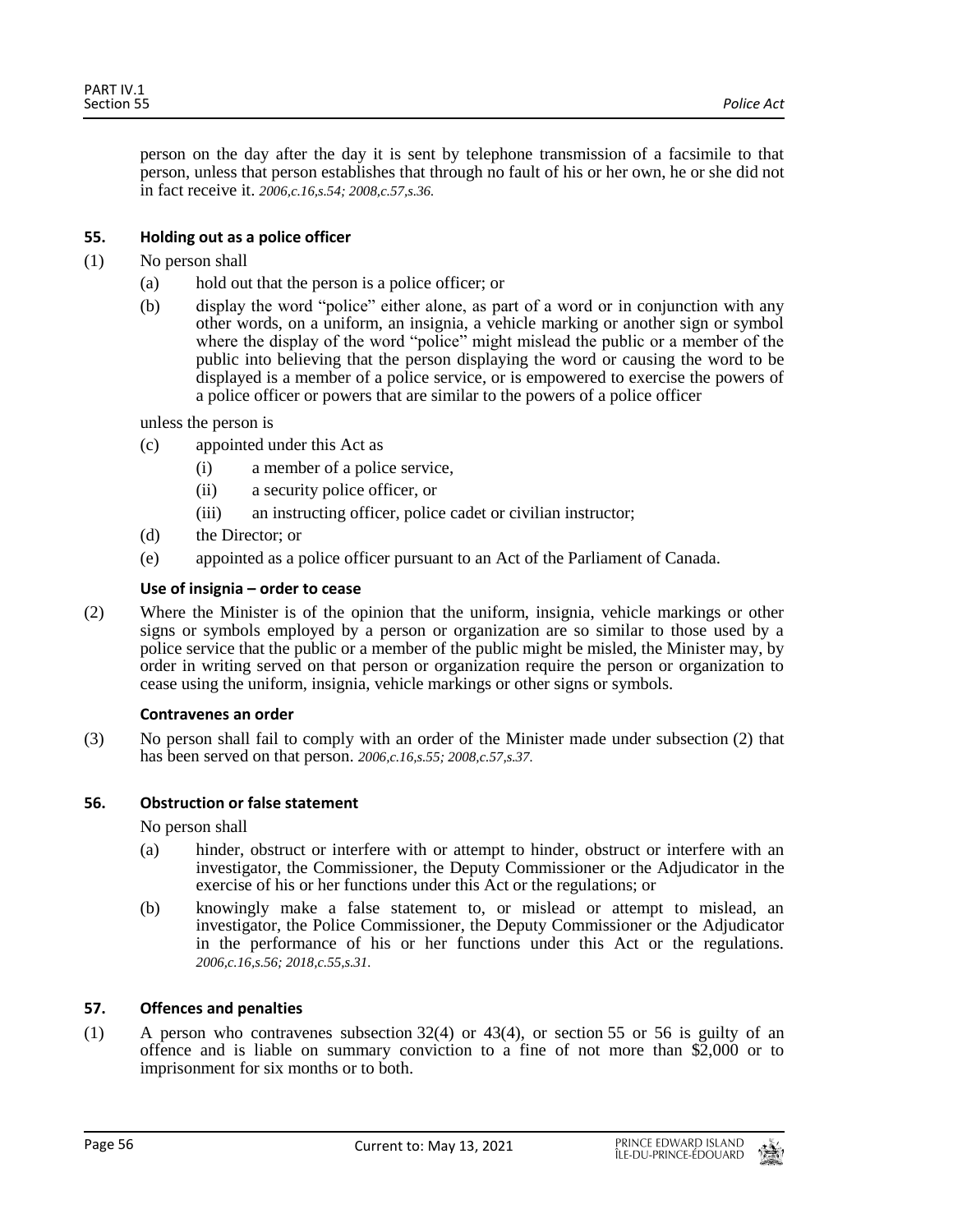person on the day after the day it is sent by telephone transmission of a facsimile to that person, unless that person establishes that through no fault of his or her own, he or she did not in fact receive it. *2006,c.16,s.54; 2008,c.57,s.36.*

**55. Holding out as a police officer**

(1) No person shall

(a) hold out that the person is a police officer; or

(b) display the word "police" either alone, as part of a word or in conjunction with any other words, on a uniform, an insignia, a vehicle marking or another sign or symbol where the display of the word "police" might mislead the public or a member of the public into believing that the person displaying the word or causing the word to be displayed is a member of a police service, or is empowered to exercise the powers of a police officer or powers that are similar to the powers of a police officer

unless the person is

(c) appointed under this Act as

(i) a member of a police service,

(ii) a security police officer, or

(iii) an instructing officer, police cadet or civilian instructor;

(d) the Director; or

(e) appointed as a police officer pursuant to an Act of the Parliament of Canada.

**Use of insignia – order to cease**

(2) Where the Minister is of the opinion that the uniform, insignia, vehicle markings or other signs or symbols employed by a person or organization are so similar to those used by a police service that the public or a member of the public might be misled, the Minister may, by order in writing served on that person or organization require the person or organization to cease using the uniform, insignia, vehicle markings or other signs or symbols.

**Contravenes an order**

(3) No person shall fail to comply with an order of the Minister made under subsection (2) that has been served on that person. *2006,c.16,s.55; 2008,c.57,s.37.*

**56. Obstruction or false statement**

No person shall

(a) hinder, obstruct or interfere with or attempt to hinder, obstruct or interfere with an investigator, the Commissioner, the Deputy Commissioner or the Adjudicator in the exercise of his or her functions under this Act or the regulations; or

(b) knowingly make a false statement to, or mislead or attempt to mislead, an investigator, the Police Commissioner, the Deputy Commissioner or the Adjudicator in the performance of his or her functions under this Act or the regulations. *2006,c.16,s.56; 2018,c.55,s.31.*

**57. Offences and penalties**

(1) A person who contravenes subsection 32(4) or 43(4), or section 55 or 56 is guilty of an offence and is liable on summary conviction to a fine of not more than $2,000 or to imprisonment for six months or to both.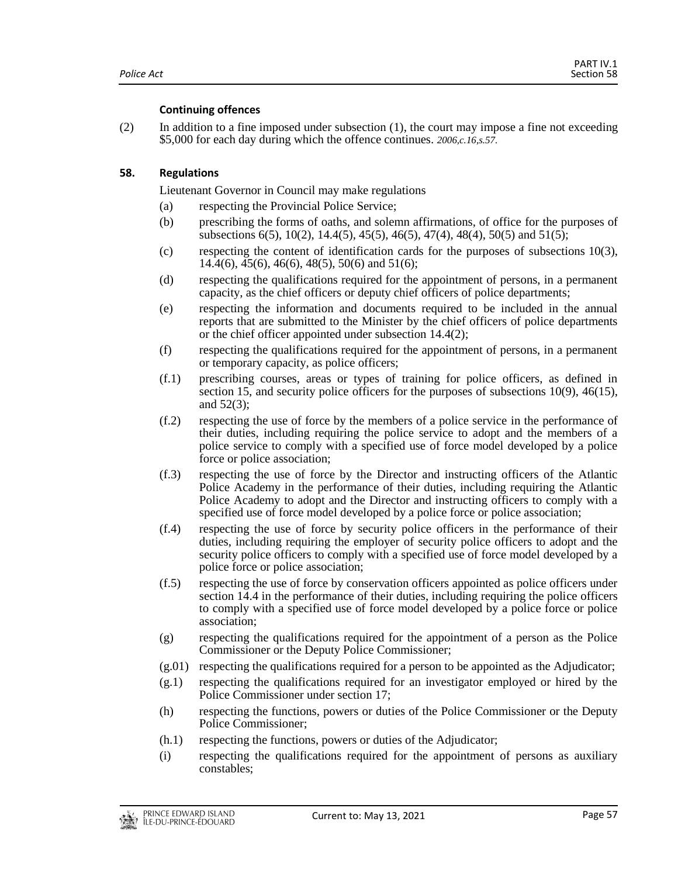#### Continuing offences

(2) In addition to a fine imposed under subsection (1), the court may impose a fine not exceeding \$5,000 for each day during which the offence continues. *2006,c.16,s.57.*

### 58. Regulations

Lieutenant Governor in Council may make regulations

(a) respecting the Provincial Police Service;

(b) prescribing the forms of oaths, and solemn affirmations, of office for the purposes of subsections 6(5), 10(2), 14.4(5), 45(5), 46(5), 47(4), 48(4), 50(5) and 51(5);

(c) respecting the content of identification cards for the purposes of subsections 10(3), 14.4(6), 45(6), 46(6), 48(5), 50(6) and 51(6);

(d) respecting the qualifications required for the appointment of persons, in a permanent capacity, as the chief officers or deputy chief officers of police departments;

(e) respecting the information and documents required to be included in the annual reports that are submitted to the Minister by the chief officers of police departments or the chief officer appointed under subsection 14.4(2);

(f) respecting the qualifications required for the appointment of persons, in a permanent or temporary capacity, as police officers;

(f.1) prescribing courses, areas or types of training for police officers, as defined in section 15, and security police officers for the purposes of subsections 10(9), 46(15), and 52(3);

(f.2) respecting the use of force by the members of a police service in the performance of their duties, including requiring the police service to adopt and the members of a police service to comply with a specified use of force model developed by a police force or police association;

(f.3) respecting the use of force by the Director and instructing officers of the Atlantic Police Academy in the performance of their duties, including requiring the Atlantic Police Academy to adopt and the Director and instructing officers to comply with a specified use of force model developed by a police force or police association;

(f.4) respecting the use of force by security police officers in the performance of their duties, including requiring the employer of security police officers to adopt and the security police officers to comply with a specified use of force model developed by a police force or police association;

(f.5) respecting the use of force by conservation officers appointed as police officers under section 14.4 in the performance of their duties, including requiring the police officers to comply with a specified use of force model developed by a police force or police association;

(g) respecting the qualifications required for the appointment of a person as the Police Commissioner or the Deputy Police Commissioner;

(g.01) respecting the qualifications required for a person to be appointed as the Adjudicator;

(g.1) respecting the qualifications required for an investigator employed or hired by the Police Commissioner under section 17;

(h) respecting the functions, powers or duties of the Police Commissioner or the Deputy Police Commissioner;

(h.1) respecting the functions, powers or duties of the Adjudicator;

(i) respecting the qualifications required for the appointment of persons as auxiliary constables;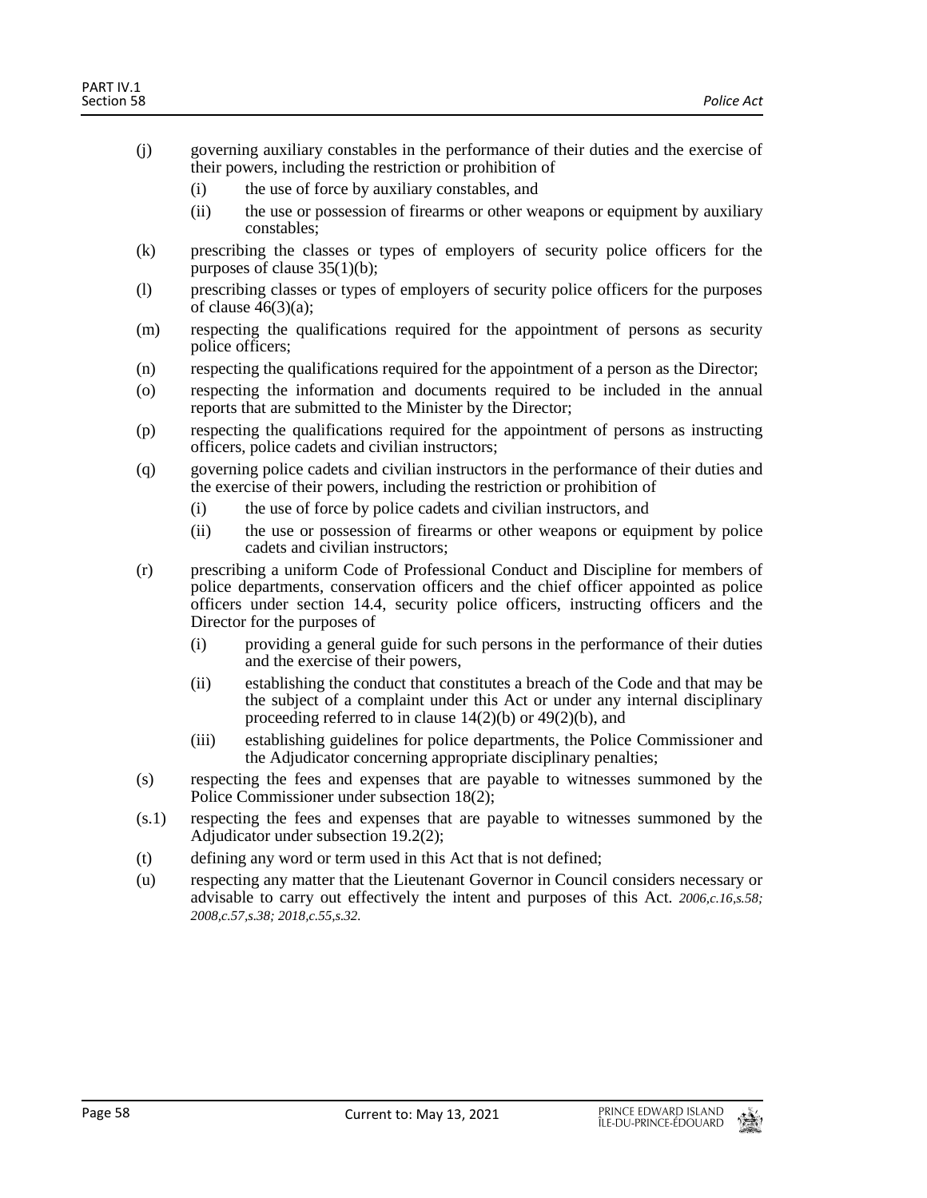(j) governing auxiliary constables in the performance of their duties and the exercise of their powers, including the restriction or prohibition of

  (i) the use of force by auxiliary constables, and

  (ii) the use or possession of firearms or other weapons or equipment by auxiliary constables;

(k) prescribing the classes or types of employers of security police officers for the purposes of clause 35(1)(b);

(l) prescribing classes or types of employers of security police officers for the purposes of clause 46(3)(a);

(m) respecting the qualifications required for the appointment of persons as security police officers;

(n) respecting the qualifications required for the appointment of a person as the Director;

(o) respecting the information and documents required to be included in the annual reports that are submitted to the Minister by the Director;

(p) respecting the qualifications required for the appointment of persons as instructing officers, police cadets and civilian instructors;

(q) governing police cadets and civilian instructors in the performance of their duties and the exercise of their powers, including the restriction or prohibition of

  (i) the use of force by police cadets and civilian instructors, and

  (ii) the use or possession of firearms or other weapons or equipment by police cadets and civilian instructors;

(r) prescribing a uniform Code of Professional Conduct and Discipline for members of police departments, conservation officers and the chief officer appointed as police officers under section 14.4, security police officers, instructing officers and the Director for the purposes of

  (i) providing a general guide for such persons in the performance of their duties and the exercise of their powers,

  (ii) establishing the conduct that constitutes a breach of the Code and that may be the subject of a complaint under this Act or under any internal disciplinary proceeding referred to in clause 14(2)(b) or 49(2)(b), and

  (iii) establishing guidelines for police departments, the Police Commissioner and the Adjudicator concerning appropriate disciplinary penalties;

(s) respecting the fees and expenses that are payable to witnesses summoned by the Police Commissioner under subsection 18(2);

(s.1) respecting the fees and expenses that are payable to witnesses summoned by the Adjudicator under subsection 19.2(2);

(t) defining any word or term used in this Act that is not defined;

(u) respecting any matter that the Lieutenant Governor in Council considers necessary or advisable to carry out effectively the intent and purposes of this Act. *2006,c.16,s.58; 2008,c.57,s.38; 2018,c.55,s.32.*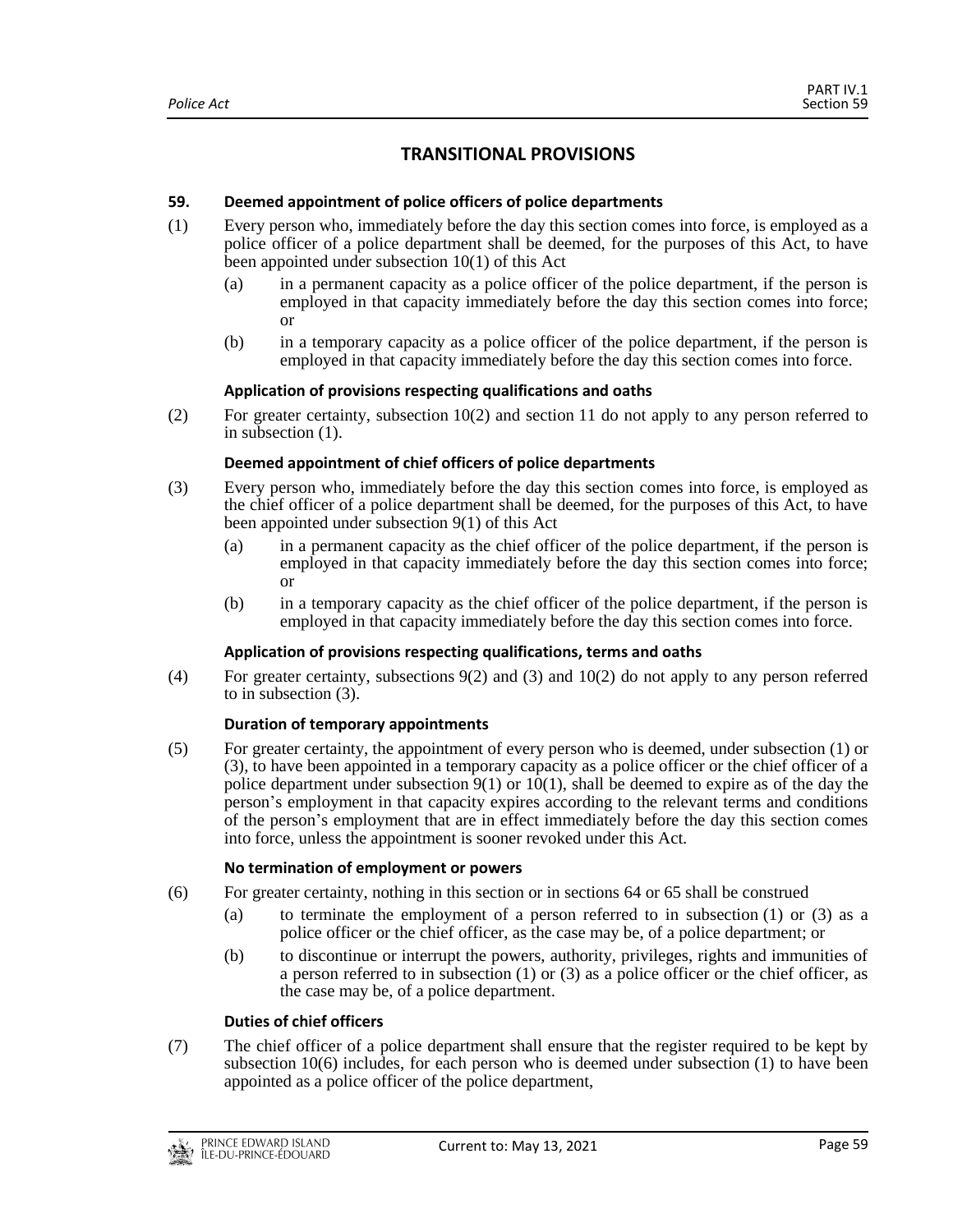## TRANSITIONAL PROVISIONS

**59. Deemed appointment of police officers of police departments**

(1) Every person who, immediately before the day this section comes into force, is employed as a police officer of a police department shall be deemed, for the purposes of this Act, to have been appointed under subsection 10(1) of this Act

(a) in a permanent capacity as a police officer of the police department, if the person is employed in that capacity immediately before the day this section comes into force; or

(b) in a temporary capacity as a police officer of the police department, if the person is employed in that capacity immediately before the day this section comes into force.

**Application of provisions respecting qualifications and oaths**

(2) For greater certainty, subsection 10(2) and section 11 do not apply to any person referred to in subsection (1).

**Deemed appointment of chief officers of police departments**

(3) Every person who, immediately before the day this section comes into force, is employed as the chief officer of a police department shall be deemed, for the purposes of this Act, to have been appointed under subsection 9(1) of this Act

(a) in a permanent capacity as the chief officer of the police department, if the person is employed in that capacity immediately before the day this section comes into force; or

(b) in a temporary capacity as the chief officer of the police department, if the person is employed in that capacity immediately before the day this section comes into force.

**Application of provisions respecting qualifications, terms and oaths**

(4) For greater certainty, subsections 9(2) and (3) and 10(2) do not apply to any person referred to in subsection (3).

**Duration of temporary appointments**

(5) For greater certainty, the appointment of every person who is deemed, under subsection (1) or (3), to have been appointed in a temporary capacity as a police officer or the chief officer of a police department under subsection 9(1) or 10(1), shall be deemed to expire as of the day the person's employment in that capacity expires according to the relevant terms and conditions of the person's employment that are in effect immediately before the day this section comes into force, unless the appointment is sooner revoked under this Act.

**No termination of employment or powers**

(6) For greater certainty, nothing in this section or in sections 64 or 65 shall be construed

(a) to terminate the employment of a person referred to in subsection (1) or (3) as a police officer or the chief officer, as the case may be, of a police department; or

(b) to discontinue or interrupt the powers, authority, privileges, rights and immunities of a person referred to in subsection (1) or (3) as a police officer or the chief officer, as the case may be, of a police department.

**Duties of chief officers**

(7) The chief officer of a police department shall ensure that the register required to be kept by subsection 10(6) includes, for each person who is deemed under subsection (1) to have been appointed as a police officer of the police department,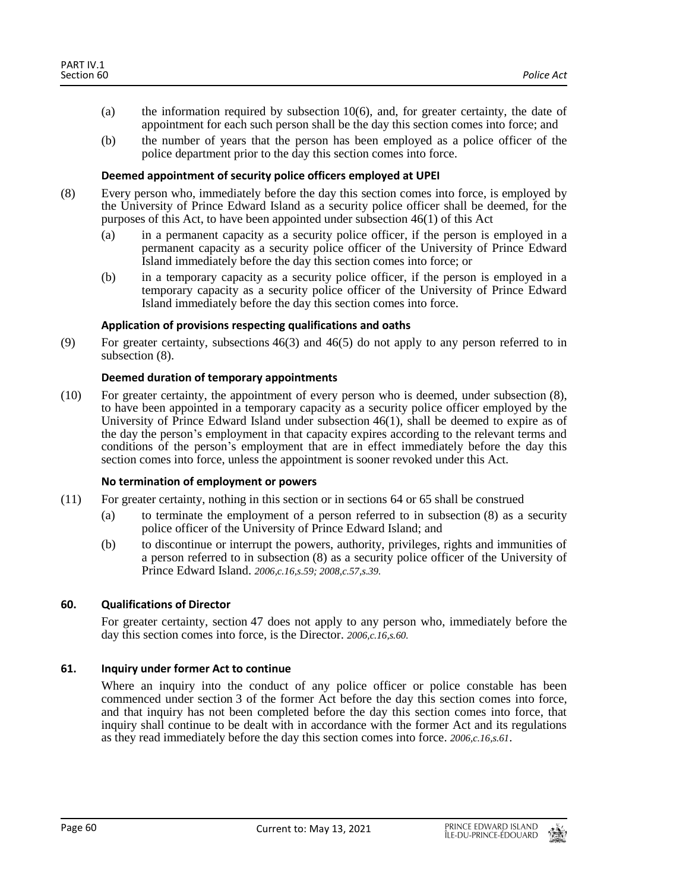(a) the information required by subsection 10(6), and, for greater certainty, the date of appointment for each such person shall be the day this section comes into force; and

(b) the number of years that the person has been employed as a police officer of the police department prior to the day this section comes into force.

**Deemed appointment of security police officers employed at UPEI**

(8) Every person who, immediately before the day this section comes into force, is employed by the University of Prince Edward Island as a security police officer shall be deemed, for the purposes of this Act, to have been appointed under subsection 46(1) of this Act

(a) in a permanent capacity as a security police officer, if the person is employed in a permanent capacity as a security police officer of the University of Prince Edward Island immediately before the day this section comes into force; or

(b) in a temporary capacity as a security police officer, if the person is employed in a temporary capacity as a security police officer of the University of Prince Edward Island immediately before the day this section comes into force.

**Application of provisions respecting qualifications and oaths**

(9) For greater certainty, subsections 46(3) and 46(5) do not apply to any person referred to in subsection (8).

**Deemed duration of temporary appointments**

(10) For greater certainty, the appointment of every person who is deemed, under subsection (8), to have been appointed in a temporary capacity as a security police officer employed by the University of Prince Edward Island under subsection 46(1), shall be deemed to expire as of the day the person's employment in that capacity expires according to the relevant terms and conditions of the person's employment that are in effect immediately before the day this section comes into force, unless the appointment is sooner revoked under this Act.

**No termination of employment or powers**

(11) For greater certainty, nothing in this section or in sections 64 or 65 shall be construed

(a) to terminate the employment of a person referred to in subsection (8) as a security police officer of the University of Prince Edward Island; and

(b) to discontinue or interrupt the powers, authority, privileges, rights and immunities of a person referred to in subsection (8) as a security police officer of the University of Prince Edward Island. *2006,c.16,s.59; 2008,c.57,s.39.*

**60. Qualifications of Director**

For greater certainty, section 47 does not apply to any person who, immediately before the day this section comes into force, is the Director. *2006,c.16,s.60.*

**61. Inquiry under former Act to continue**

Where an inquiry into the conduct of any police officer or police constable has been commenced under section 3 of the former Act before the day this section comes into force, and that inquiry has not been completed before the day this section comes into force, that inquiry shall continue to be dealt with in accordance with the former Act and its regulations as they read immediately before the day this section comes into force. *2006,c.16,s.61*.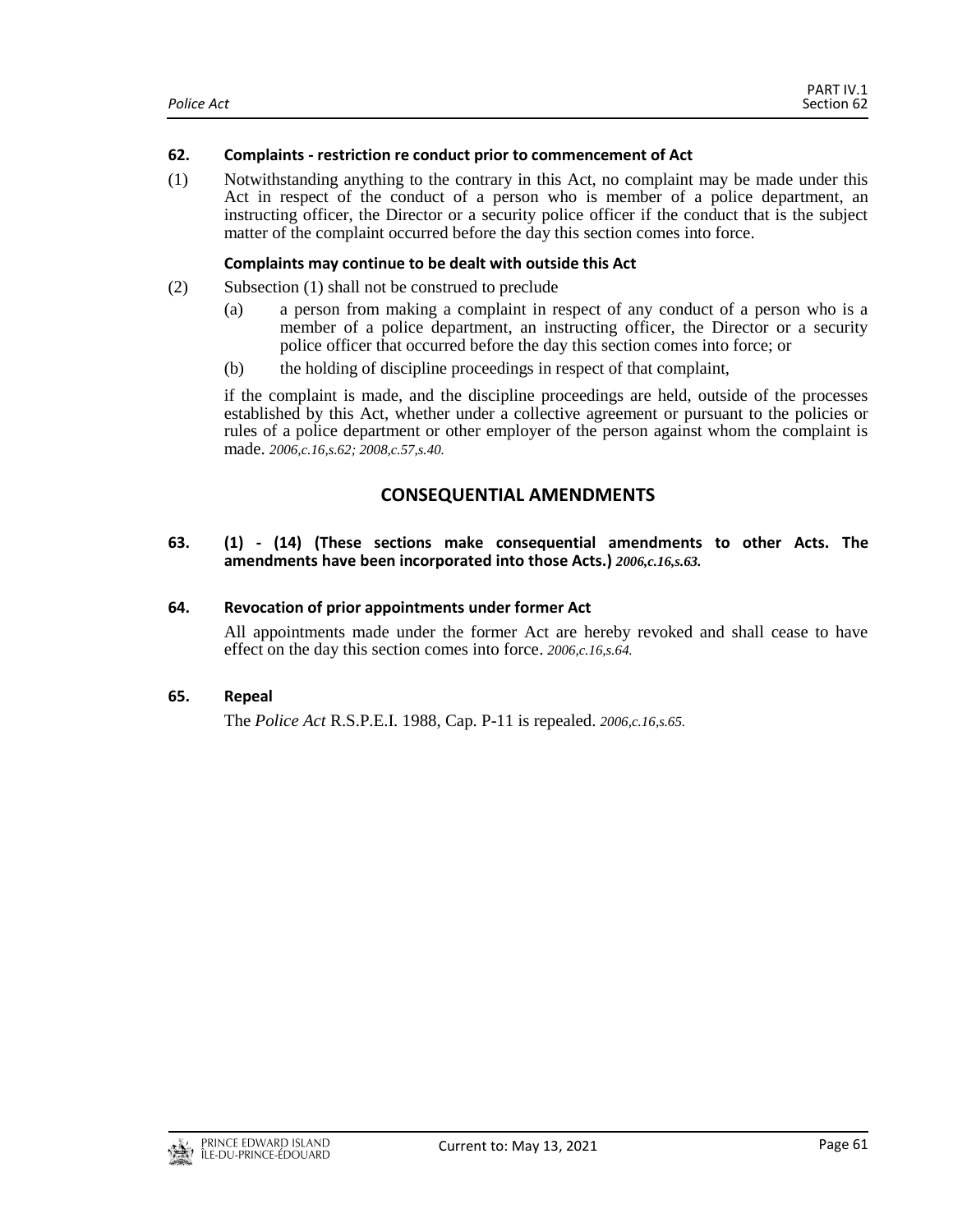**62. Complaints - restriction re conduct prior to commencement of Act**

(1) Notwithstanding anything to the contrary in this Act, no complaint may be made under this Act in respect of the conduct of a person who is member of a police department, an instructing officer, the Director or a security police officer if the conduct that is the subject matter of the complaint occurred before the day this section comes into force.

**Complaints may continue to be dealt with outside this Act**

(2) Subsection (1) shall not be construed to preclude

(a) a person from making a complaint in respect of any conduct of a person who is a member of a police department, an instructing officer, the Director or a security police officer that occurred before the day this section comes into force; or

(b) the holding of discipline proceedings in respect of that complaint,

if the complaint is made, and the discipline proceedings are held, outside of the processes established by this Act, whether under a collective agreement or pursuant to the policies or rules of a police department or other employer of the person against whom the complaint is made. *2006,c.16,s.62; 2008,c.57,s.40.*

## CONSEQUENTIAL AMENDMENTS

**63. (1) - (14) (These sections make consequential amendments to other Acts. The amendments have been incorporated into those Acts.)** ***2006,c.16,s.63.***

**64. Revocation of prior appointments under former Act**

All appointments made under the former Act are hereby revoked and shall cease to have effect on the day this section comes into force. *2006,c.16,s.64.*

**65. Repeal**

The *Police Act* R.S.P.E.I. 1988, Cap. P-11 is repealed. *2006,c.16,s.65.*